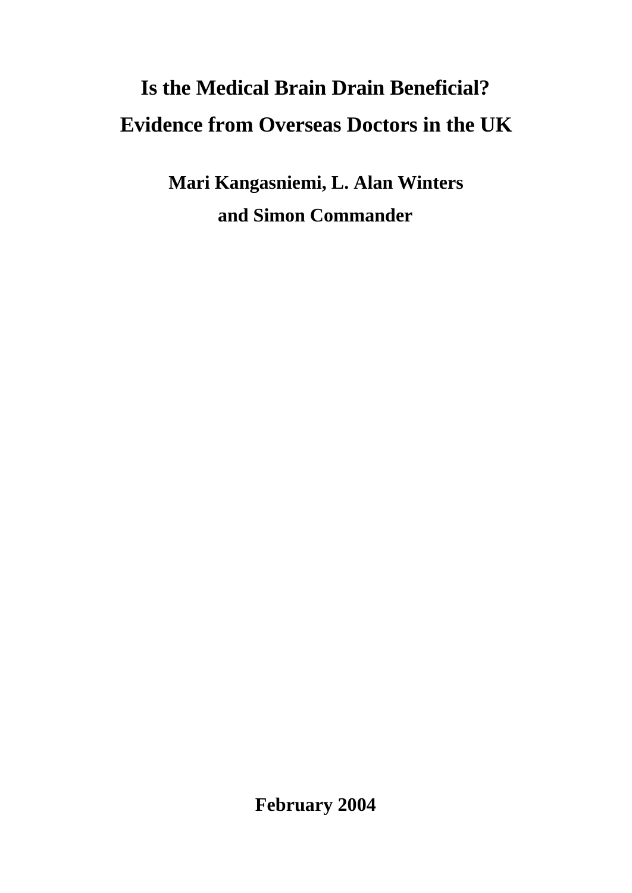# Is the Medical Brain Drain Beneficial?
# Evidence from Overseas Doctors in the UK

**Mari Kangasniemi, L. Alan Winters**
**and Simon Commander**

**February 2004**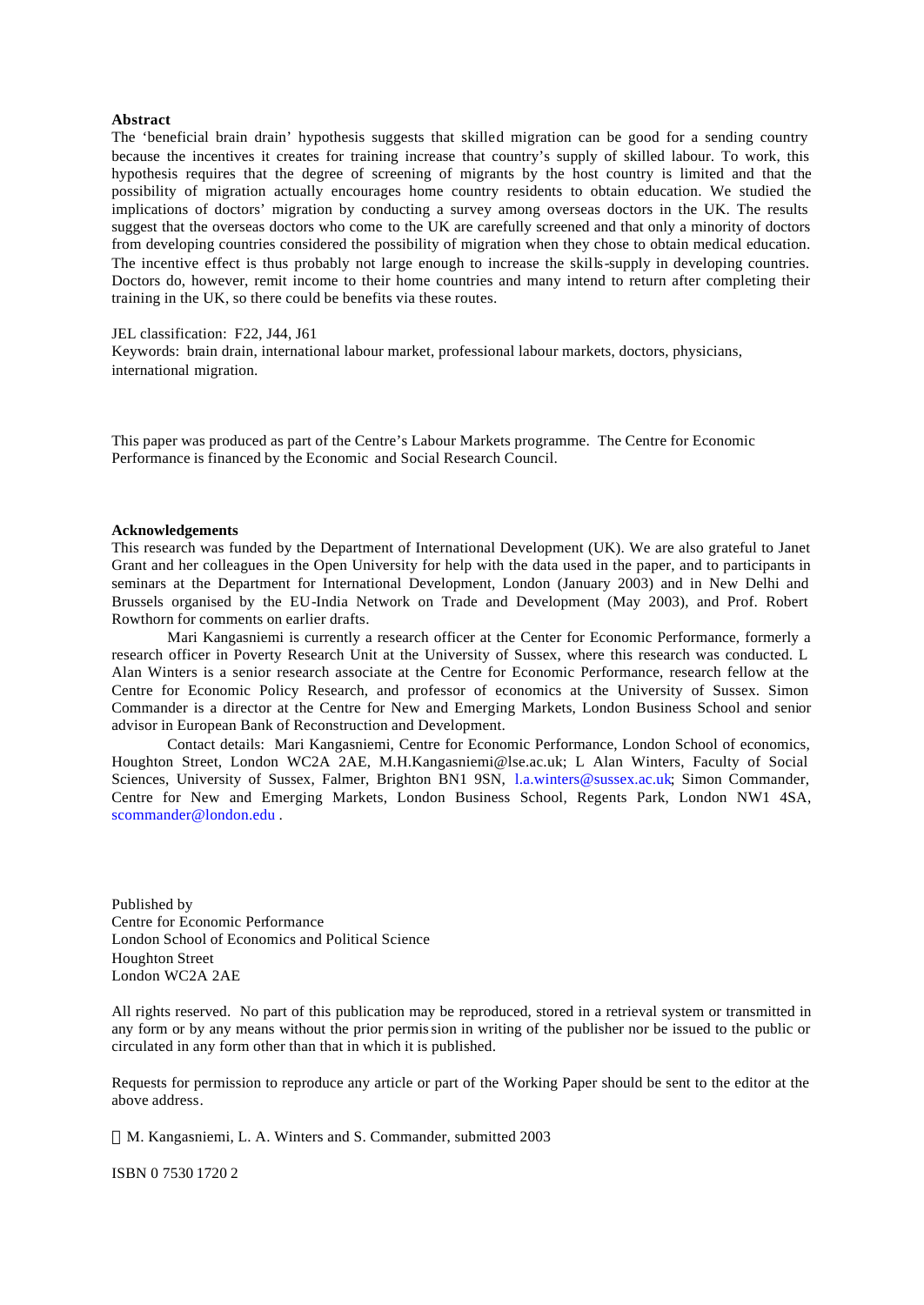**Abstract**

The 'beneficial brain drain' hypothesis suggests that skilled migration can be good for a sending country because the incentives it creates for training increase that country's supply of skilled labour. To work, this hypothesis requires that the degree of screening of migrants by the host country is limited and that the possibility of migration actually encourages home country residents to obtain education. We studied the implications of doctors' migration by conducting a survey among overseas doctors in the UK. The results suggest that the overseas doctors who come to the UK are carefully screened and that only a minority of doctors from developing countries considered the possibility of migration when they chose to obtain medical education. The incentive effect is thus probably not large enough to increase the skills-supply in developing countries. Doctors do, however, remit income to their home countries and many intend to return after completing their training in the UK, so there could be benefits via these routes.

JEL classification: F22, J44, J61
Keywords: brain drain, international labour market, professional labour markets, doctors, physicians, international migration.

This paper was produced as part of the Centre's Labour Markets programme. The Centre for Economic Performance is financed by the Economic and Social Research Council.

**Acknowledgements**

This research was funded by the Department of International Development (UK). We are also grateful to Janet Grant and her colleagues in the Open University for help with the data used in the paper, and to participants in seminars at the Department for International Development, London (January 2003) and in New Delhi and Brussels organised by the EU-India Network on Trade and Development (May 2003), and Prof. Robert Rowthorn for comments on earlier drafts.

Mari Kangasniemi is currently a research officer at the Center for Economic Performance, formerly a research officer in Poverty Research Unit at the University of Sussex, where this research was conducted. L Alan Winters is a senior research associate at the Centre for Economic Performance, research fellow at the Centre for Economic Policy Research, and professor of economics at the University of Sussex. Simon Commander is a director at the Centre for New and Emerging Markets, London Business School and senior advisor in European Bank of Reconstruction and Development.

Contact details: Mari Kangasniemi, Centre for Economic Performance, London School of economics, Houghton Street, London WC2A 2AE, M.H.Kangasniemi@lse.ac.uk; L Alan Winters, Faculty of Social Sciences, University of Sussex, Falmer, Brighton BN1 9SN, l.a.winters@sussex.ac.uk; Simon Commander, Centre for New and Emerging Markets, London Business School, Regents Park, London NW1 4SA, scommander@london.edu .

Published by
Centre for Economic Performance
London School of Economics and Political Science
Houghton Street
London WC2A 2AE

All rights reserved. No part of this publication may be reproduced, stored in a retrieval system or transmitted in any form or by any means without the prior permission in writing of the publisher nor be issued to the public or circulated in any form other than that in which it is published.

Requests for permission to reproduce any article or part of the Working Paper should be sent to the editor at the above address.

© M. Kangasniemi, L. A. Winters and S. Commander, submitted 2003

ISBN 0 7530 1720 2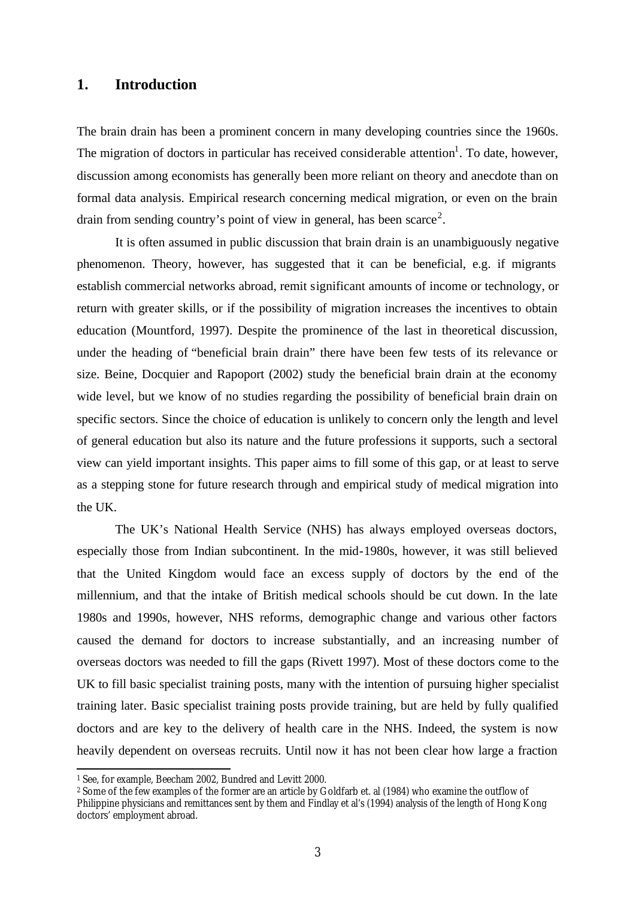## 1. Introduction

The brain drain has been a prominent concern in many developing countries since the 1960s. The migration of doctors in particular has received considerable attention[1]. To date, however, discussion among economists has generally been more reliant on theory and anecdote than on formal data analysis. Empirical research concerning medical migration, or even on the brain drain from sending country's point of view in general, has been scarce[2].

It is often assumed in public discussion that brain drain is an unambiguously negative phenomenon. Theory, however, has suggested that it can be beneficial, e.g. if migrants establish commercial networks abroad, remit significant amounts of income or technology, or return with greater skills, or if the possibility of migration increases the incentives to obtain education (Mountford, 1997). Despite the prominence of the last in theoretical discussion, under the heading of "beneficial brain drain" there have been few tests of its relevance or size. Beine, Docquier and Rapoport (2002) study the beneficial brain drain at the economy wide level, but we know of no studies regarding the possibility of beneficial brain drain on specific sectors. Since the choice of education is unlikely to concern only the length and level of general education but also its nature and the future professions it supports, such a sectoral view can yield important insights. This paper aims to fill some of this gap, or at least to serve as a stepping stone for future research through and empirical study of medical migration into the UK.

The UK's National Health Service (NHS) has always employed overseas doctors, especially those from Indian subcontinent. In the mid-1980s, however, it was still believed that the United Kingdom would face an excess supply of doctors by the end of the millennium, and that the intake of British medical schools should be cut down. In the late 1980s and 1990s, however, NHS reforms, demographic change and various other factors caused the demand for doctors to increase substantially, and an increasing number of overseas doctors was needed to fill the gaps (Rivett 1997). Most of these doctors come to the UK to fill basic specialist training posts, many with the intention of pursuing higher specialist training later. Basic specialist training posts provide training, but are held by fully qualified doctors and are key to the delivery of health care in the NHS. Indeed, the system is now heavily dependent on overseas recruits. Until now it has not been clear how large a fraction

[1] See, for example, Beecham 2002, Bundred and Levitt 2000.

[2] Some of the few examples of the former are an article by Goldfarb et. al (1984) who examine the outflow of Philippine physicians and remittances sent by them and Findlay et al's (1994) analysis of the length of Hong Kong doctors' employment abroad.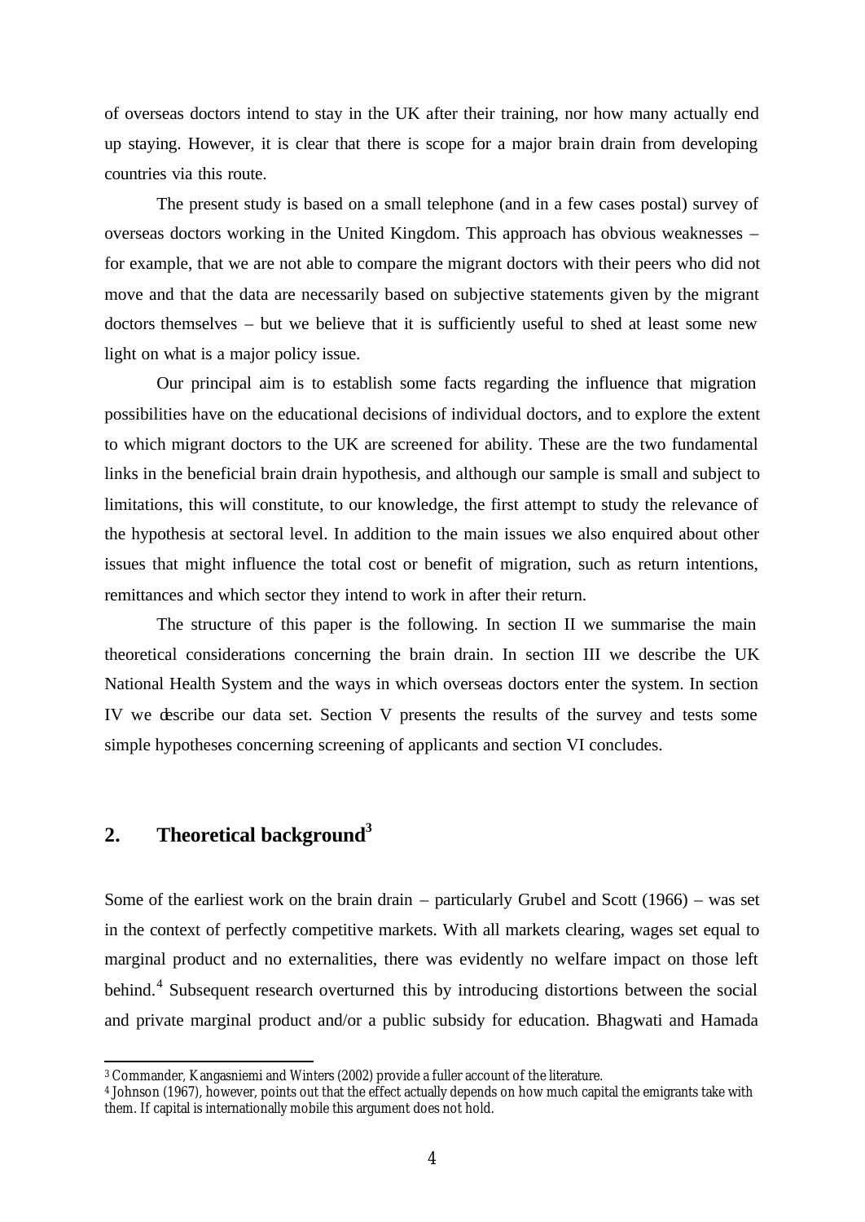of overseas doctors intend to stay in the UK after their training, nor how many actually end up staying. However, it is clear that there is scope for a major brain drain from developing countries via this route.

The present study is based on a small telephone (and in a few cases postal) survey of overseas doctors working in the United Kingdom. This approach has obvious weaknesses – for example, that we are not able to compare the migrant doctors with their peers who did not move and that the data are necessarily based on subjective statements given by the migrant doctors themselves – but we believe that it is sufficiently useful to shed at least some new light on what is a major policy issue.

Our principal aim is to establish some facts regarding the influence that migration possibilities have on the educational decisions of individual doctors, and to explore the extent to which migrant doctors to the UK are screened for ability. These are the two fundamental links in the beneficial brain drain hypothesis, and although our sample is small and subject to limitations, this will constitute, to our knowledge, the first attempt to study the relevance of the hypothesis at sectoral level. In addition to the main issues we also enquired about other issues that might influence the total cost or benefit of migration, such as return intentions, remittances and which sector they intend to work in after their return.

The structure of this paper is the following. In section II we summarise the main theoretical considerations concerning the brain drain. In section III we describe the UK National Health System and the ways in which overseas doctors enter the system. In section IV we describe our data set. Section V presents the results of the survey and tests some simple hypotheses concerning screening of applicants and section VI concludes.

## 2. Theoretical background[3]

Some of the earliest work on the brain drain – particularly Grubel and Scott (1966) – was set in the context of perfectly competitive markets. With all markets clearing, wages set equal to marginal product and no externalities, there was evidently no welfare impact on those left behind.[4] Subsequent research overturned this by introducing distortions between the social and private marginal product and/or a public subsidy for education. Bhagwati and Hamada

[3] Commander, Kangasniemi and Winters (2002) provide a fuller account of the literature.

[4] Johnson (1967), however, points out that the effect actually depends on how much capital the emigrants take with them. If capital is internationally mobile this argument does not hold.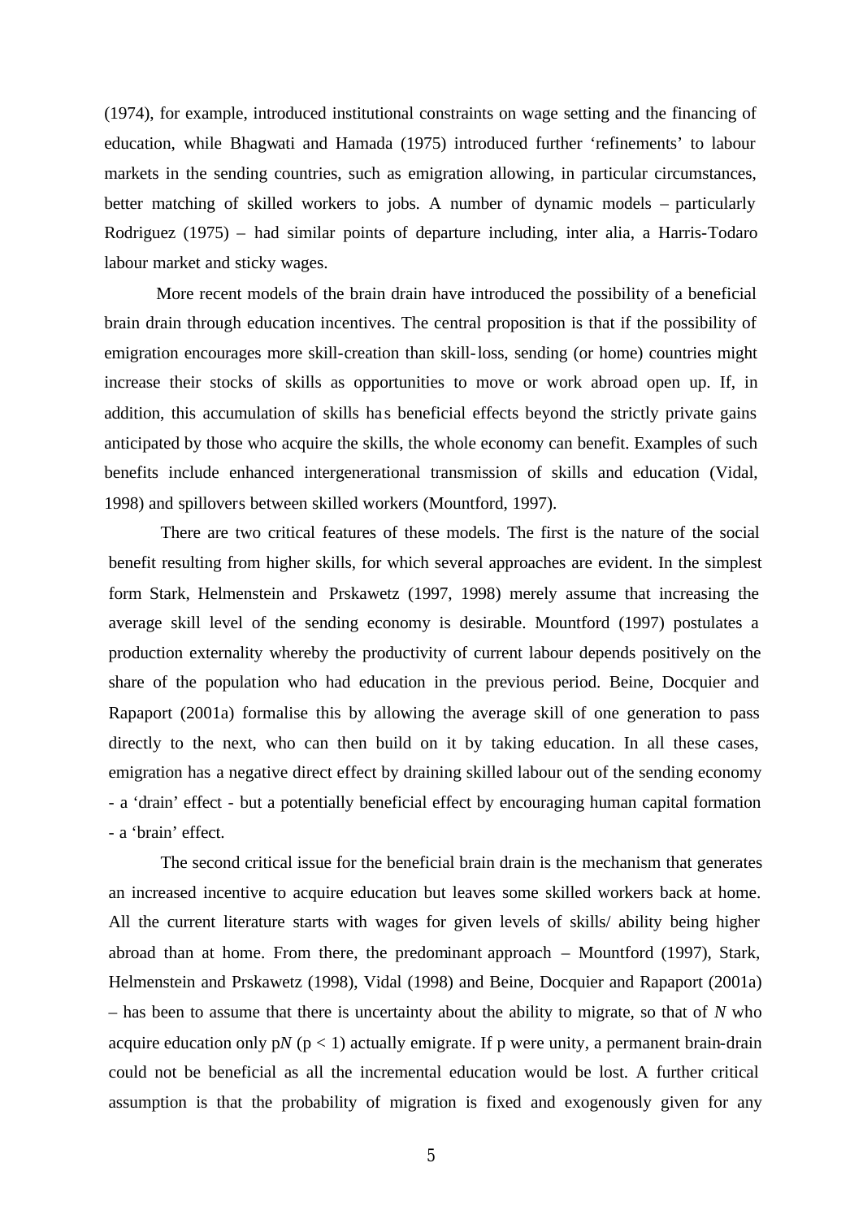(1974), for example, introduced institutional constraints on wage setting and the financing of education, while Bhagwati and Hamada (1975) introduced further 'refinements' to labour markets in the sending countries, such as emigration allowing, in particular circumstances, better matching of skilled workers to jobs. A number of dynamic models – particularly Rodriguez (1975) – had similar points of departure including, inter alia, a Harris-Todaro labour market and sticky wages.

More recent models of the brain drain have introduced the possibility of a beneficial brain drain through education incentives. The central proposition is that if the possibility of emigration encourages more skill-creation than skill-loss, sending (or home) countries might increase their stocks of skills as opportunities to move or work abroad open up. If, in addition, this accumulation of skills has beneficial effects beyond the strictly private gains anticipated by those who acquire the skills, the whole economy can benefit. Examples of such benefits include enhanced intergenerational transmission of skills and education (Vidal, 1998) and spillovers between skilled workers (Mountford, 1997).

There are two critical features of these models. The first is the nature of the social benefit resulting from higher skills, for which several approaches are evident. In the simplest form Stark, Helmenstein and Prskawetz (1997, 1998) merely assume that increasing the average skill level of the sending economy is desirable. Mountford (1997) postulates a production externality whereby the productivity of current labour depends positively on the share of the population who had education in the previous period. Beine, Docquier and Rapaport (2001a) formalise this by allowing the average skill of one generation to pass directly to the next, who can then build on it by taking education. In all these cases, emigration has a negative direct effect by draining skilled labour out of the sending economy - a 'drain' effect - but a potentially beneficial effect by encouraging human capital formation - a 'brain' effect.

The second critical issue for the beneficial brain drain is the mechanism that generates an increased incentive to acquire education but leaves some skilled workers back at home. All the current literature starts with wages for given levels of skills/ ability being higher abroad than at home. From there, the predominant approach – Mountford (1997), Stark, Helmenstein and Prskawetz (1998), Vidal (1998) and Beine, Docquier and Rapaport (2001a) – has been to assume that there is uncertainty about the ability to migrate, so that of $N$ who acquire education only $pN$ ($p < 1$) actually emigrate. If p were unity, a permanent brain-drain could not be beneficial as all the incremental education would be lost. A further critical assumption is that the probability of migration is fixed and exogenously given for any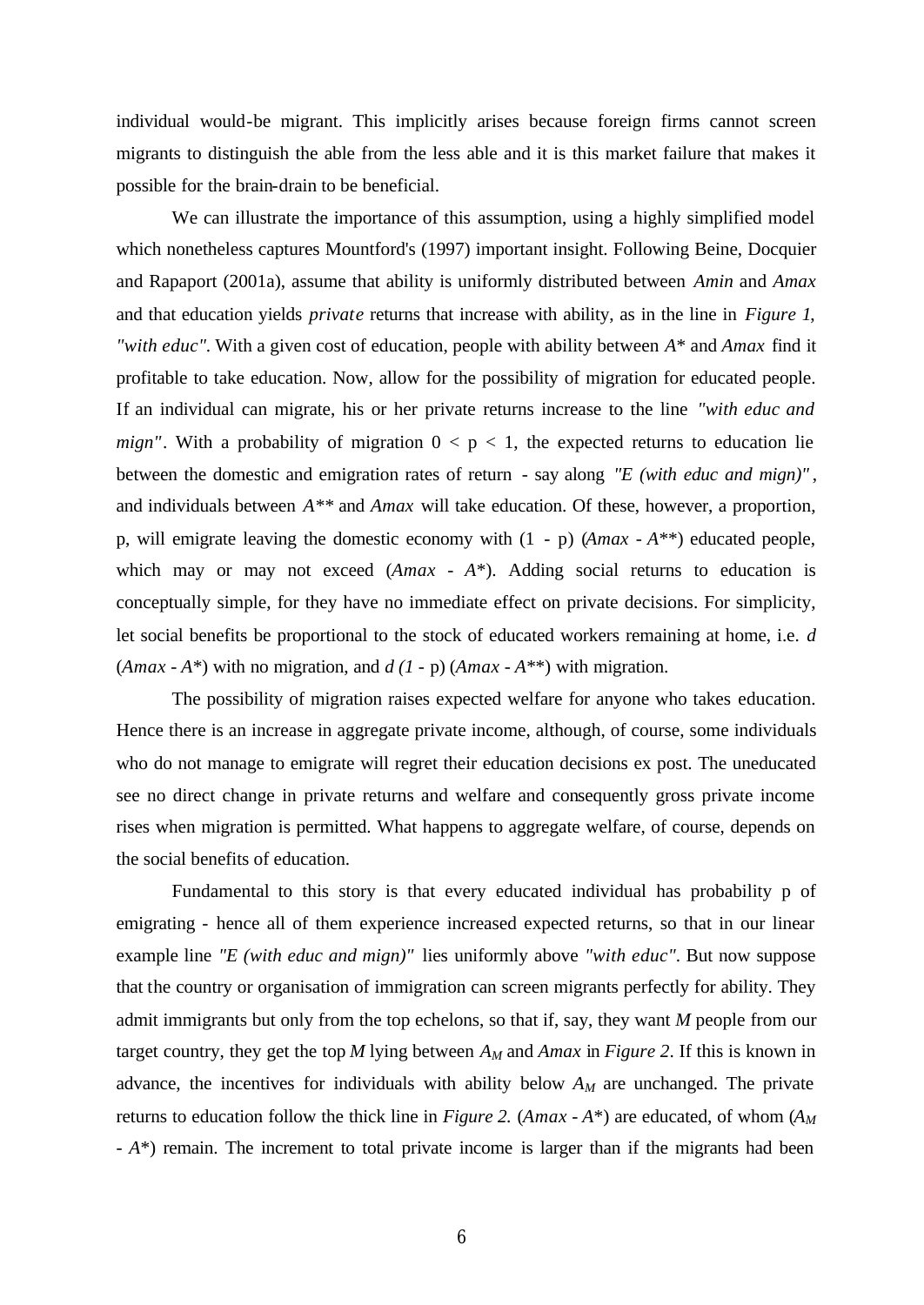individual would-be migrant. This implicitly arises because foreign firms cannot screen migrants to distinguish the able from the less able and it is this market failure that makes it possible for the brain-drain to be beneficial.

We can illustrate the importance of this assumption, using a highly simplified model which nonetheless captures Mountford's (1997) important insight. Following Beine, Docquier and Rapaport (2001a), assume that ability is uniformly distributed between *Amin* and *Amax* and that education yields *private* returns that increase with ability, as in the line in *Figure 1, "with educ"*. With a given cost of education, people with ability between *A\** and *Amax* find it profitable to take education. Now, allow for the possibility of migration for educated people. If an individual can migrate, his or her private returns increase to the line *"with educ and mign"*. With a probability of migration $0 < p < 1$, the expected returns to education lie between the domestic and emigration rates of return - say along *"E (with educ and mign)"*, and individuals between *A\*\** and *Amax* will take education. Of these, however, a proportion, p, will emigrate leaving the domestic economy with (1 - p) (*Amax - A\*\**) educated people, which may or may not exceed (*Amax - A\**). Adding social returns to education is conceptually simple, for they have no immediate effect on private decisions. For simplicity, let social benefits be proportional to the stock of educated workers remaining at home, i.e. *d* (*Amax - A\**) with no migration, and *d (1* - p) (*Amax - A\*\**) with migration.

The possibility of migration raises expected welfare for anyone who takes education. Hence there is an increase in aggregate private income, although, of course, some individuals who do not manage to emigrate will regret their education decisions ex post. The uneducated see no direct change in private returns and welfare and consequently gross private income rises when migration is permitted. What happens to aggregate welfare, of course, depends on the social benefits of education.

Fundamental to this story is that every educated individual has probability p of emigrating - hence all of them experience increased expected returns, so that in our linear example line *"E (with educ and mign)"* lies uniformly above *"with educ"*. But now suppose that the country or organisation of immigration can screen migrants perfectly for ability. They admit immigrants but only from the top echelons, so that if, say, they want *M* people from our target country, they get the top *M* lying between $A_M$ and *Amax* in *Figure 2*. If this is known in advance, the incentives for individuals with ability below $A_M$ are unchanged. The private returns to education follow the thick line in *Figure 2.* (*Amax - A\**) are educated, of whom ($A_M$ - *A\**) remain. The increment to total private income is larger than if the migrants had been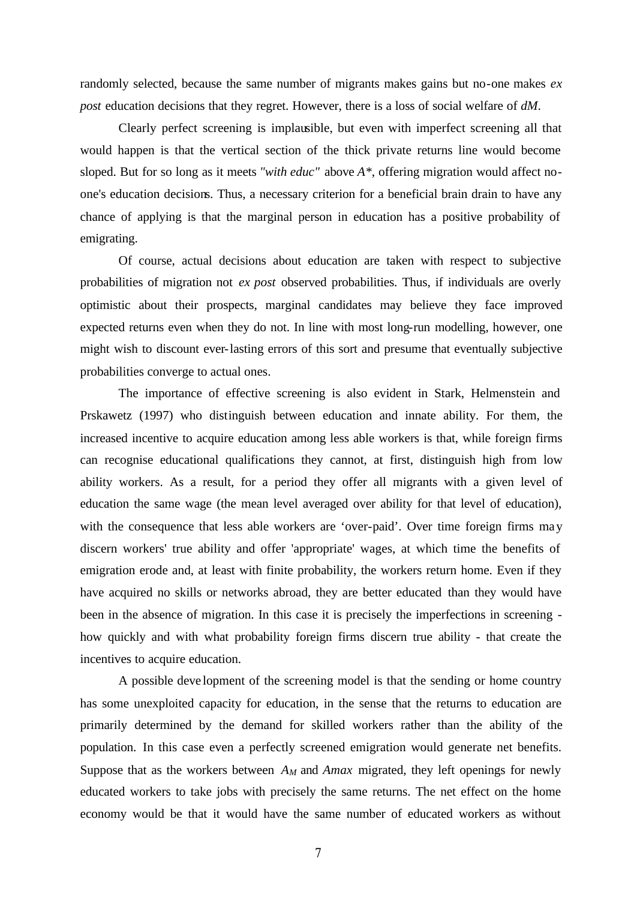randomly selected, because the same number of migrants makes gains but no-one makes *ex post* education decisions that they regret. However, there is a loss of social welfare of $dM$.

Clearly perfect screening is implausible, but even with imperfect screening all that would happen is that the vertical section of the thick private returns line would become sloped. But for so long as it meets *"with educ"* above $A^*$, offering migration would affect no-one's education decisions. Thus, a necessary criterion for a beneficial brain drain to have any chance of applying is that the marginal person in education has a positive probability of emigrating.

Of course, actual decisions about education are taken with respect to subjective probabilities of migration not *ex post* observed probabilities. Thus, if individuals are overly optimistic about their prospects, marginal candidates may believe they face improved expected returns even when they do not. In line with most long-run modelling, however, one might wish to discount ever-lasting errors of this sort and presume that eventually subjective probabilities converge to actual ones.

The importance of effective screening is also evident in Stark, Helmenstein and Prskawetz (1997) who distinguish between education and innate ability. For them, the increased incentive to acquire education among less able workers is that, while foreign firms can recognise educational qualifications they cannot, at first, distinguish high from low ability workers. As a result, for a period they offer all migrants with a given level of education the same wage (the mean level averaged over ability for that level of education), with the consequence that less able workers are 'over-paid'. Over time foreign firms may discern workers' true ability and offer 'appropriate' wages, at which time the benefits of emigration erode and, at least with finite probability, the workers return home. Even if they have acquired no skills or networks abroad, they are better educated than they would have been in the absence of migration. In this case it is precisely the imperfections in screening - how quickly and with what probability foreign firms discern true ability - that create the incentives to acquire education.

A possible development of the screening model is that the sending or home country has some unexploited capacity for education, in the sense that the returns to education are primarily determined by the demand for skilled workers rather than the ability of the population. In this case even a perfectly screened emigration would generate net benefits. Suppose that as the workers between $A_M$ and $Amax$ migrated, they left openings for newly educated workers to take jobs with precisely the same returns. The net effect on the home economy would be that it would have the same number of educated workers as without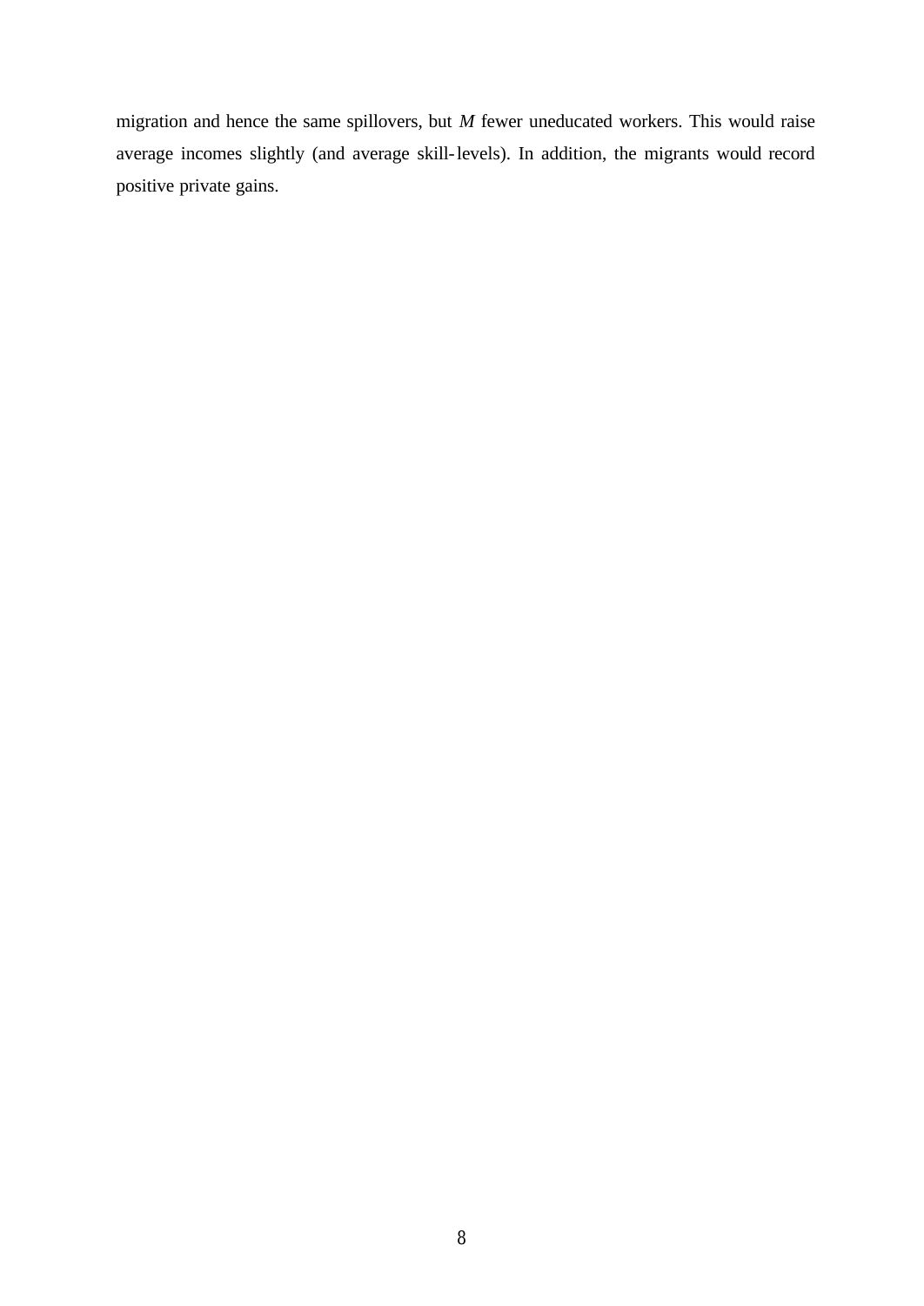migration and hence the same spillovers, but *M* fewer uneducated workers. This would raise average incomes slightly (and average skill-levels). In addition, the migrants would record positive private gains.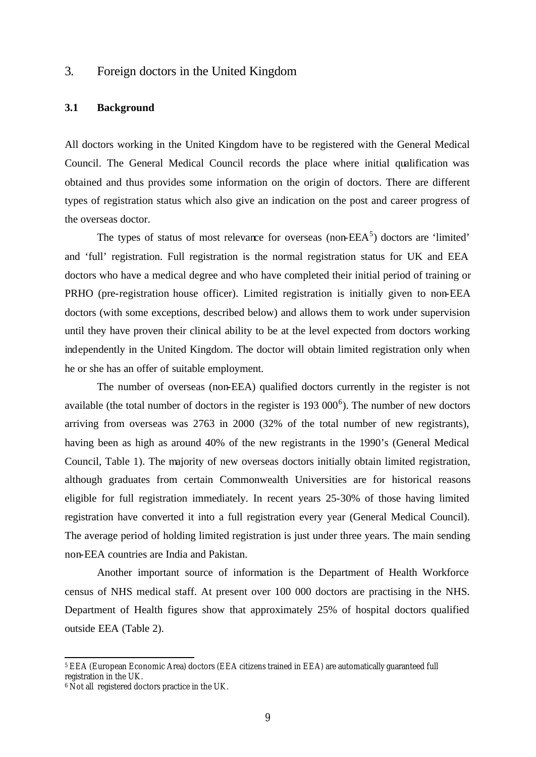# 3. Foreign doctors in the United Kingdom

## 3.1 Background

All doctors working in the United Kingdom have to be registered with the General Medical Council. The General Medical Council records the place where initial qualification was obtained and thus provides some information on the origin of doctors. There are different types of registration status which also give an indication on the post and career progress of the overseas doctor.

The types of status of most relevance for overseas (non-EEA[5]) doctors are 'limited' and 'full' registration. Full registration is the normal registration status for UK and EEA doctors who have a medical degree and who have completed their initial period of training or PRHO (pre-registration house officer). Limited registration is initially given to non-EEA doctors (with some exceptions, described below) and allows them to work under supervision until they have proven their clinical ability to be at the level expected from doctors working independently in the United Kingdom. The doctor will obtain limited registration only when he or she has an offer of suitable employment.

The number of overseas (non-EEA) qualified doctors currently in the register is not available (the total number of doctors in the register is 193 000[6]). The number of new doctors arriving from overseas was 2763 in 2000 (32% of the total number of new registrants), having been as high as around 40% of the new registrants in the 1990's (General Medical Council, Table 1). The majority of new overseas doctors initially obtain limited registration, although graduates from certain Commonwealth Universities are for historical reasons eligible for full registration immediately. In recent years 25-30% of those having limited registration have converted it into a full registration every year (General Medical Council). The average period of holding limited registration is just under three years. The main sending non-EEA countries are India and Pakistan.

Another important source of information is the Department of Health Workforce census of NHS medical staff. At present over 100 000 doctors are practising in the NHS. Department of Health figures show that approximately 25% of hospital doctors qualified outside EEA (Table 2).

---

[5] EEA (European Economic Area) doctors (EEA citizens trained in EEA) are automatically guaranteed full registration in the UK.

[6] Not all registered doctors practice in the UK.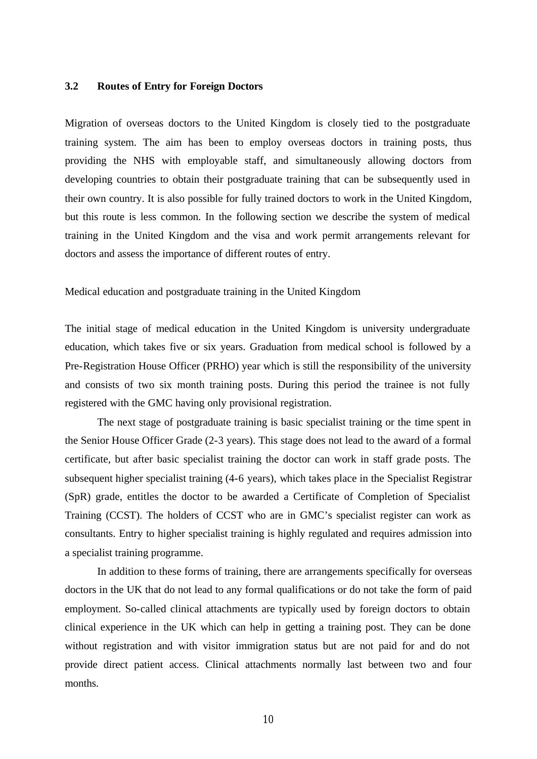## 3.2 Routes of Entry for Foreign Doctors

Migration of overseas doctors to the United Kingdom is closely tied to the postgraduate training system. The aim has been to employ overseas doctors in training posts, thus providing the NHS with employable staff, and simultaneously allowing doctors from developing countries to obtain their postgraduate training that can be subsequently used in their own country. It is also possible for fully trained doctors to work in the United Kingdom, but this route is less common. In the following section we describe the system of medical training in the United Kingdom and the visa and work permit arrangements relevant for doctors and assess the importance of different routes of entry.

### Medical education and postgraduate training in the United Kingdom

The initial stage of medical education in the United Kingdom is university undergraduate education, which takes five or six years. Graduation from medical school is followed by a Pre-Registration House Officer (PRHO) year which is still the responsibility of the university and consists of two six month training posts. During this period the trainee is not fully registered with the GMC having only provisional registration.

The next stage of postgraduate training is basic specialist training or the time spent in the Senior House Officer Grade (2-3 years). This stage does not lead to the award of a formal certificate, but after basic specialist training the doctor can work in staff grade posts. The subsequent higher specialist training (4-6 years), which takes place in the Specialist Registrar (SpR) grade, entitles the doctor to be awarded a Certificate of Completion of Specialist Training (CCST). The holders of CCST who are in GMC's specialist register can work as consultants. Entry to higher specialist training is highly regulated and requires admission into a specialist training programme.

In addition to these forms of training, there are arrangements specifically for overseas doctors in the UK that do not lead to any formal qualifications or do not take the form of paid employment. So-called clinical attachments are typically used by foreign doctors to obtain clinical experience in the UK which can help in getting a training post. They can be done without registration and with visitor immigration status but are not paid for and do not provide direct patient access. Clinical attachments normally last between two and four months.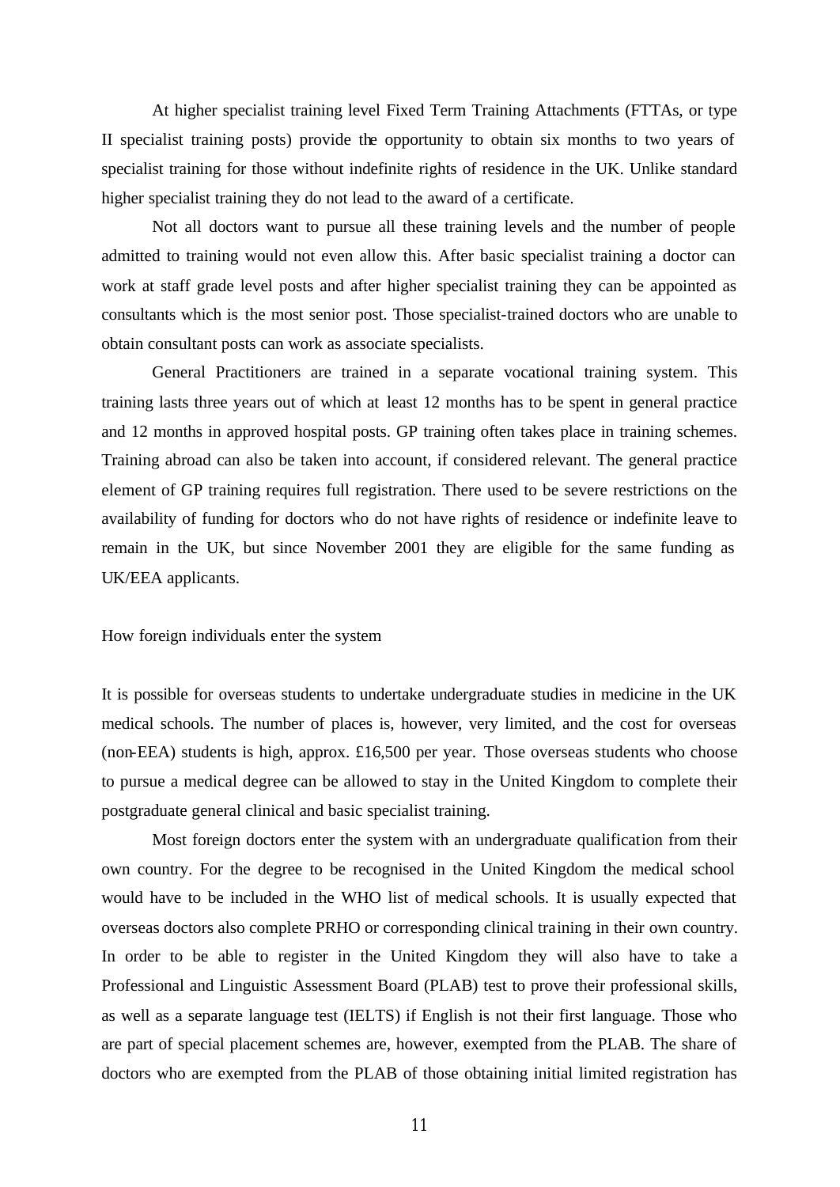At higher specialist training level Fixed Term Training Attachments (FTTAs, or type II specialist training posts) provide the opportunity to obtain six months to two years of specialist training for those without indefinite rights of residence in the UK. Unlike standard higher specialist training they do not lead to the award of a certificate.

Not all doctors want to pursue all these training levels and the number of people admitted to training would not even allow this. After basic specialist training a doctor can work at staff grade level posts and after higher specialist training they can be appointed as consultants which is the most senior post. Those specialist-trained doctors who are unable to obtain consultant posts can work as associate specialists.

General Practitioners are trained in a separate vocational training system. This training lasts three years out of which at least 12 months has to be spent in general practice and 12 months in approved hospital posts. GP training often takes place in training schemes. Training abroad can also be taken into account, if considered relevant. The general practice element of GP training requires full registration. There used to be severe restrictions on the availability of funding for doctors who do not have rights of residence or indefinite leave to remain in the UK, but since November 2001 they are eligible for the same funding as UK/EEA applicants.

## How foreign individuals enter the system

It is possible for overseas students to undertake undergraduate studies in medicine in the UK medical schools. The number of places is, however, very limited, and the cost for overseas (non-EEA) students is high, approx. £16,500 per year. Those overseas students who choose to pursue a medical degree can be allowed to stay in the United Kingdom to complete their postgraduate general clinical and basic specialist training.

Most foreign doctors enter the system with an undergraduate qualification from their own country. For the degree to be recognised in the United Kingdom the medical school would have to be included in the WHO list of medical schools. It is usually expected that overseas doctors also complete PRHO or corresponding clinical training in their own country. In order to be able to register in the United Kingdom they will also have to take a Professional and Linguistic Assessment Board (PLAB) test to prove their professional skills, as well as a separate language test (IELTS) if English is not their first language. Those who are part of special placement schemes are, however, exempted from the PLAB. The share of doctors who are exempted from the PLAB of those obtaining initial limited registration has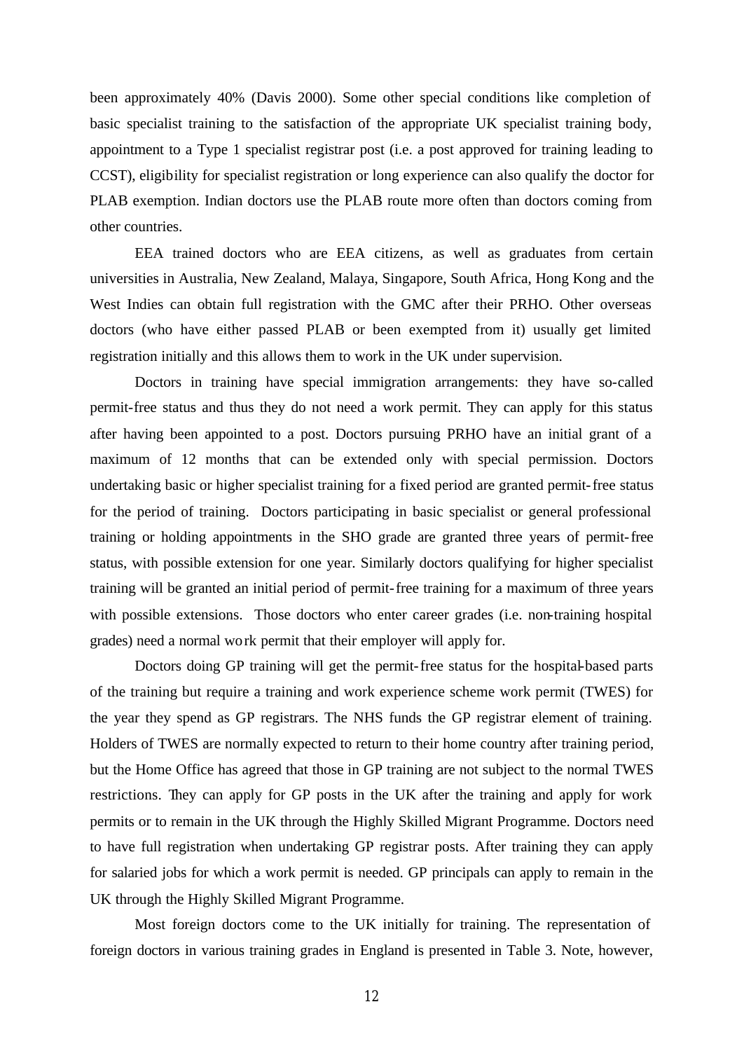been approximately 40% (Davis 2000). Some other special conditions like completion of basic specialist training to the satisfaction of the appropriate UK specialist training body, appointment to a Type 1 specialist registrar post (i.e. a post approved for training leading to CCST), eligibility for specialist registration or long experience can also qualify the doctor for PLAB exemption. Indian doctors use the PLAB route more often than doctors coming from other countries.

EEA trained doctors who are EEA citizens, as well as graduates from certain universities in Australia, New Zealand, Malaya, Singapore, South Africa, Hong Kong and the West Indies can obtain full registration with the GMC after their PRHO. Other overseas doctors (who have either passed PLAB or been exempted from it) usually get limited registration initially and this allows them to work in the UK under supervision.

Doctors in training have special immigration arrangements: they have so-called permit-free status and thus they do not need a work permit. They can apply for this status after having been appointed to a post. Doctors pursuing PRHO have an initial grant of a maximum of 12 months that can be extended only with special permission. Doctors undertaking basic or higher specialist training for a fixed period are granted permit-free status for the period of training. Doctors participating in basic specialist or general professional training or holding appointments in the SHO grade are granted three years of permit-free status, with possible extension for one year. Similarly doctors qualifying for higher specialist training will be granted an initial period of permit-free training for a maximum of three years with possible extensions. Those doctors who enter career grades (i.e. non-training hospital grades) need a normal work permit that their employer will apply for.

Doctors doing GP training will get the permit-free status for the hospital-based parts of the training but require a training and work experience scheme work permit (TWES) for the year they spend as GP registrars. The NHS funds the GP registrar element of training. Holders of TWES are normally expected to return to their home country after training period, but the Home Office has agreed that those in GP training are not subject to the normal TWES restrictions. They can apply for GP posts in the UK after the training and apply for work permits or to remain in the UK through the Highly Skilled Migrant Programme. Doctors need to have full registration when undertaking GP registrar posts. After training they can apply for salaried jobs for which a work permit is needed. GP principals can apply to remain in the UK through the Highly Skilled Migrant Programme.

Most foreign doctors come to the UK initially for training. The representation of foreign doctors in various training grades in England is presented in Table 3. Note, however,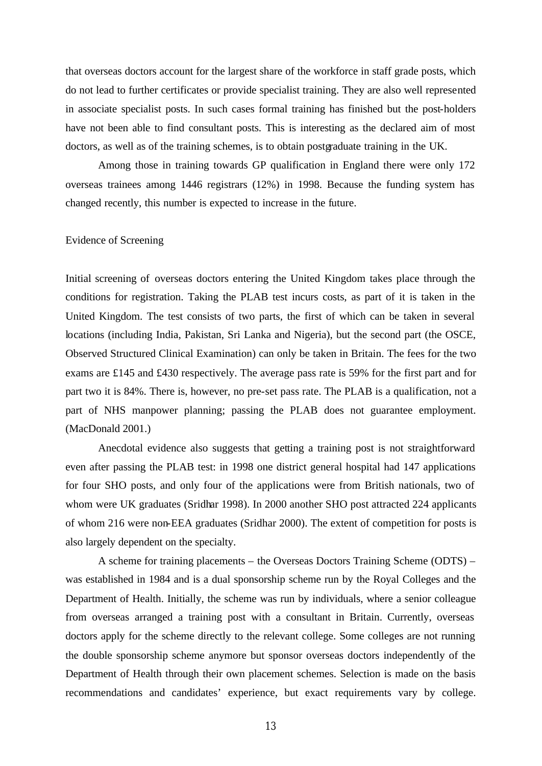that overseas doctors account for the largest share of the workforce in staff grade posts, which do not lead to further certificates or provide specialist training. They are also well represented in associate specialist posts. In such cases formal training has finished but the post-holders have not been able to find consultant posts. This is interesting as the declared aim of most doctors, as well as of the training schemes, is to obtain postgraduate training in the UK.

Among those in training towards GP qualification in England there were only 172 overseas trainees among 1446 registrars (12%) in 1998. Because the funding system has changed recently, this number is expected to increase in the future.

## Evidence of Screening

Initial screening of overseas doctors entering the United Kingdom takes place through the conditions for registration. Taking the PLAB test incurs costs, as part of it is taken in the United Kingdom. The test consists of two parts, the first of which can be taken in several locations (including India, Pakistan, Sri Lanka and Nigeria), but the second part (the OSCE, Observed Structured Clinical Examination) can only be taken in Britain. The fees for the two exams are £145 and £430 respectively. The average pass rate is 59% for the first part and for part two it is 84%. There is, however, no pre-set pass rate. The PLAB is a qualification, not a part of NHS manpower planning; passing the PLAB does not guarantee employment. (MacDonald 2001.)

Anecdotal evidence also suggests that getting a training post is not straightforward even after passing the PLAB test: in 1998 one district general hospital had 147 applications for four SHO posts, and only four of the applications were from British nationals, two of whom were UK graduates (Sridhar 1998). In 2000 another SHO post attracted 224 applicants of whom 216 were non-EEA graduates (Sridhar 2000). The extent of competition for posts is also largely dependent on the specialty.

A scheme for training placements – the Overseas Doctors Training Scheme (ODTS) – was established in 1984 and is a dual sponsorship scheme run by the Royal Colleges and the Department of Health. Initially, the scheme was run by individuals, where a senior colleague from overseas arranged a training post with a consultant in Britain. Currently, overseas doctors apply for the scheme directly to the relevant college. Some colleges are not running the double sponsorship scheme anymore but sponsor overseas doctors independently of the Department of Health through their own placement schemes. Selection is made on the basis recommendations and candidates' experience, but exact requirements vary by college.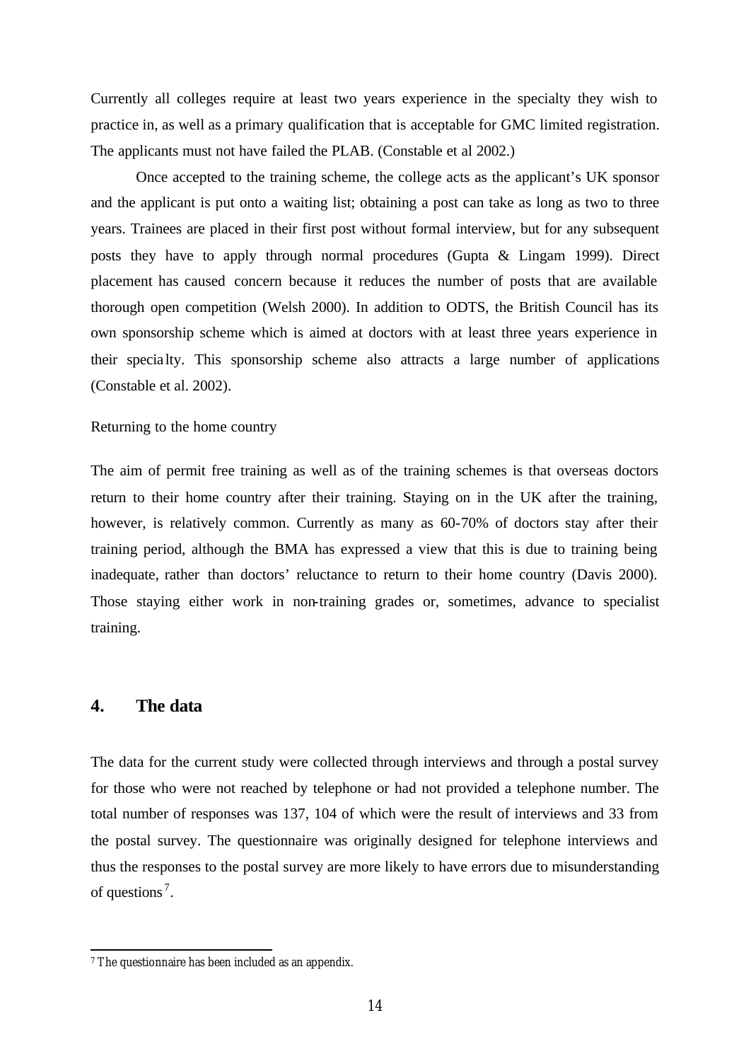Currently all colleges require at least two years experience in the specialty they wish to practice in, as well as a primary qualification that is acceptable for GMC limited registration. The applicants must not have failed the PLAB. (Constable et al 2002.)

Once accepted to the training scheme, the college acts as the applicant's UK sponsor and the applicant is put onto a waiting list; obtaining a post can take as long as two to three years. Trainees are placed in their first post without formal interview, but for any subsequent posts they have to apply through normal procedures (Gupta & Lingam 1999). Direct placement has caused concern because it reduces the number of posts that are available thorough open competition (Welsh 2000). In addition to ODTS, the British Council has its own sponsorship scheme which is aimed at doctors with at least three years experience in their specialty. This sponsorship scheme also attracts a large number of applications (Constable et al. 2002).

Returning to the home country

The aim of permit free training as well as of the training schemes is that overseas doctors return to their home country after their training. Staying on in the UK after the training, however, is relatively common. Currently as many as 60-70% of doctors stay after their training period, although the BMA has expressed a view that this is due to training being inadequate, rather than doctors' reluctance to return to their home country (Davis 2000). Those staying either work in non-training grades or, sometimes, advance to specialist training.

## 4. The data

The data for the current study were collected through interviews and through a postal survey for those who were not reached by telephone or had not provided a telephone number. The total number of responses was 137, 104 of which were the result of interviews and 33 from the postal survey. The questionnaire was originally designed for telephone interviews and thus the responses to the postal survey are more likely to have errors due to misunderstanding of questions[7].

[7] The questionnaire has been included as an appendix.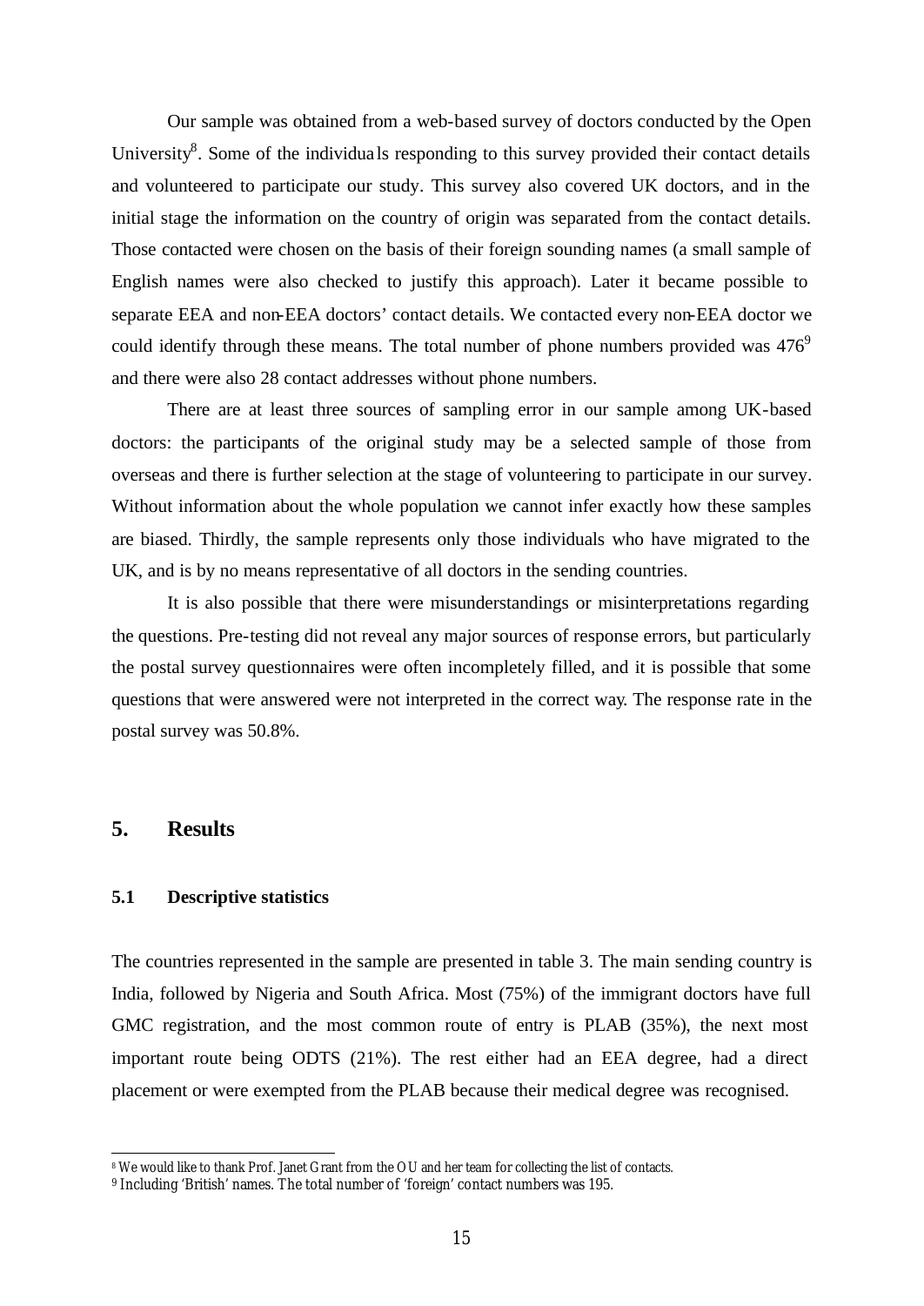Our sample was obtained from a web-based survey of doctors conducted by the Open University[8]. Some of the individuals responding to this survey provided their contact details and volunteered to participate our study. This survey also covered UK doctors, and in the initial stage the information on the country of origin was separated from the contact details. Those contacted were chosen on the basis of their foreign sounding names (a small sample of English names were also checked to justify this approach). Later it became possible to separate EEA and non-EEA doctors' contact details. We contacted every non-EEA doctor we could identify through these means. The total number of phone numbers provided was 476[9] and there were also 28 contact addresses without phone numbers.

There are at least three sources of sampling error in our sample among UK-based doctors: the participants of the original study may be a selected sample of those from overseas and there is further selection at the stage of volunteering to participate in our survey. Without information about the whole population we cannot infer exactly how these samples are biased. Thirdly, the sample represents only those individuals who have migrated to the UK, and is by no means representative of all doctors in the sending countries.

It is also possible that there were misunderstandings or misinterpretations regarding the questions. Pre-testing did not reveal any major sources of response errors, but particularly the postal survey questionnaires were often incompletely filled, and it is possible that some questions that were answered were not interpreted in the correct way. The response rate in the postal survey was 50.8%.

## 5. Results

### 5.1 Descriptive statistics

The countries represented in the sample are presented in table 3. The main sending country is India, followed by Nigeria and South Africa. Most (75%) of the immigrant doctors have full GMC registration, and the most common route of entry is PLAB (35%), the next most important route being ODTS (21%). The rest either had an EEA degree, had a direct placement or were exempted from the PLAB because their medical degree was recognised.

---

[8] We would like to thank Prof. Janet Grant from the OU and her team for collecting the list of contacts.

[9] Including 'British' names. The total number of 'foreign' contact numbers was 195.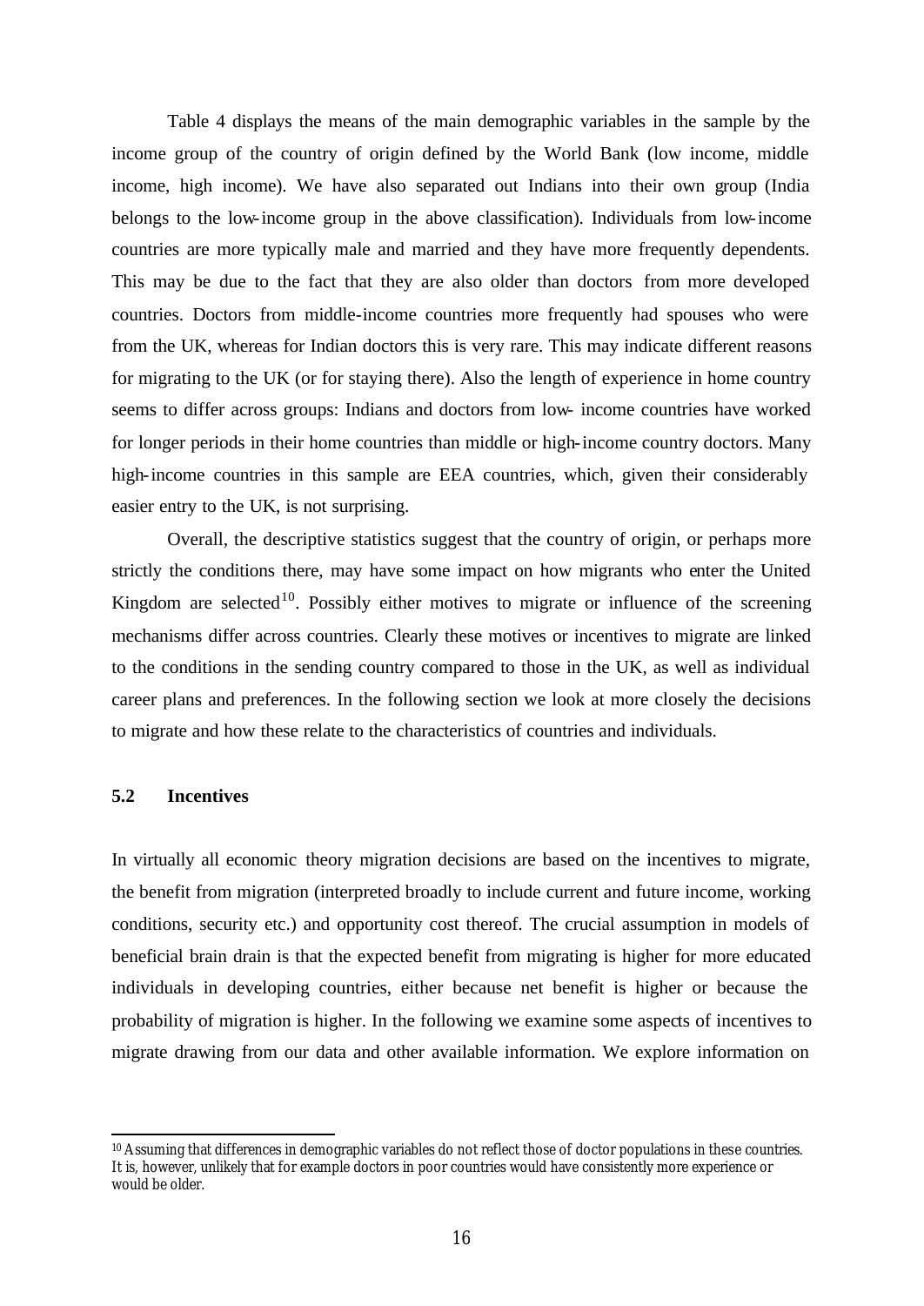Table 4 displays the means of the main demographic variables in the sample by the income group of the country of origin defined by the World Bank (low income, middle income, high income). We have also separated out Indians into their own group (India belongs to the low-income group in the above classification). Individuals from low-income countries are more typically male and married and they have more frequently dependents. This may be due to the fact that they are also older than doctors from more developed countries. Doctors from middle-income countries more frequently had spouses who were from the UK, whereas for Indian doctors this is very rare. This may indicate different reasons for migrating to the UK (or for staying there). Also the length of experience in home country seems to differ across groups: Indians and doctors from low- income countries have worked for longer periods in their home countries than middle or high-income country doctors. Many high-income countries in this sample are EEA countries, which, given their considerably easier entry to the UK, is not surprising.

Overall, the descriptive statistics suggest that the country of origin, or perhaps more strictly the conditions there, may have some impact on how migrants who enter the United Kingdom are selected[10]. Possibly either motives to migrate or influence of the screening mechanisms differ across countries. Clearly these motives or incentives to migrate are linked to the conditions in the sending country compared to those in the UK, as well as individual career plans and preferences. In the following section we look at more closely the decisions to migrate and how these relate to the characteristics of countries and individuals.

### 5.2 Incentives

In virtually all economic theory migration decisions are based on the incentives to migrate, the benefit from migration (interpreted broadly to include current and future income, working conditions, security etc.) and opportunity cost thereof. The crucial assumption in models of beneficial brain drain is that the expected benefit from migrating is higher for more educated individuals in developing countries, either because net benefit is higher or because the probability of migration is higher. In the following we examine some aspects of incentives to migrate drawing from our data and other available information. We explore information on

---

[10] Assuming that differences in demographic variables do not reflect those of doctor populations in these countries. It is, however, unlikely that for example doctors in poor countries would have consistently more experience or would be older.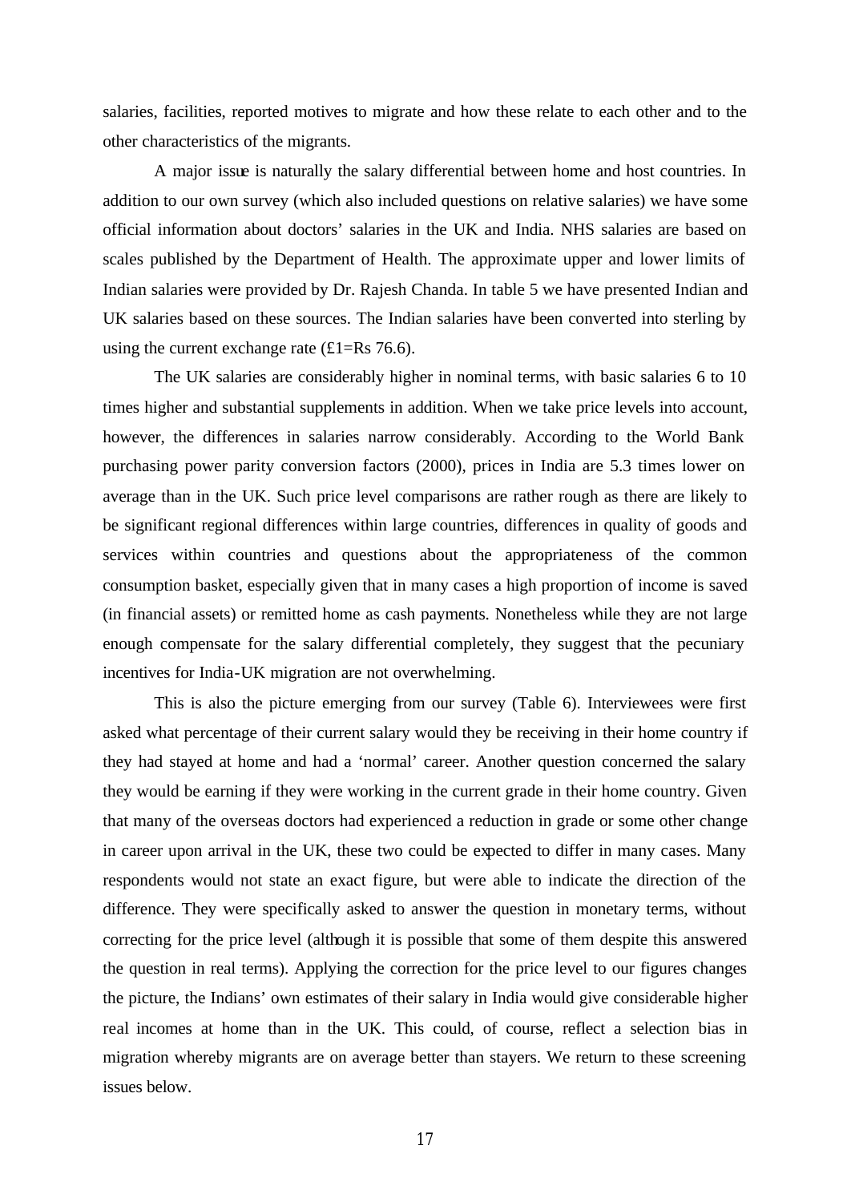salaries, facilities, reported motives to migrate and how these relate to each other and to the other characteristics of the migrants.

A major issue is naturally the salary differential between home and host countries. In addition to our own survey (which also included questions on relative salaries) we have some official information about doctors' salaries in the UK and India. NHS salaries are based on scales published by the Department of Health. The approximate upper and lower limits of Indian salaries were provided by Dr. Rajesh Chanda. In table 5 we have presented Indian and UK salaries based on these sources. The Indian salaries have been converted into sterling by using the current exchange rate (£1=Rs 76.6).

The UK salaries are considerably higher in nominal terms, with basic salaries 6 to 10 times higher and substantial supplements in addition. When we take price levels into account, however, the differences in salaries narrow considerably. According to the World Bank purchasing power parity conversion factors (2000), prices in India are 5.3 times lower on average than in the UK. Such price level comparisons are rather rough as there are likely to be significant regional differences within large countries, differences in quality of goods and services within countries and questions about the appropriateness of the common consumption basket, especially given that in many cases a high proportion of income is saved (in financial assets) or remitted home as cash payments. Nonetheless while they are not large enough compensate for the salary differential completely, they suggest that the pecuniary incentives for India-UK migration are not overwhelming.

This is also the picture emerging from our survey (Table 6). Interviewees were first asked what percentage of their current salary would they be receiving in their home country if they had stayed at home and had a 'normal' career. Another question concerned the salary they would be earning if they were working in the current grade in their home country. Given that many of the overseas doctors had experienced a reduction in grade or some other change in career upon arrival in the UK, these two could be expected to differ in many cases. Many respondents would not state an exact figure, but were able to indicate the direction of the difference. They were specifically asked to answer the question in monetary terms, without correcting for the price level (although it is possible that some of them despite this answered the question in real terms). Applying the correction for the price level to our figures changes the picture, the Indians' own estimates of their salary in India would give considerable higher real incomes at home than in the UK. This could, of course, reflect a selection bias in migration whereby migrants are on average better than stayers. We return to these screening issues below.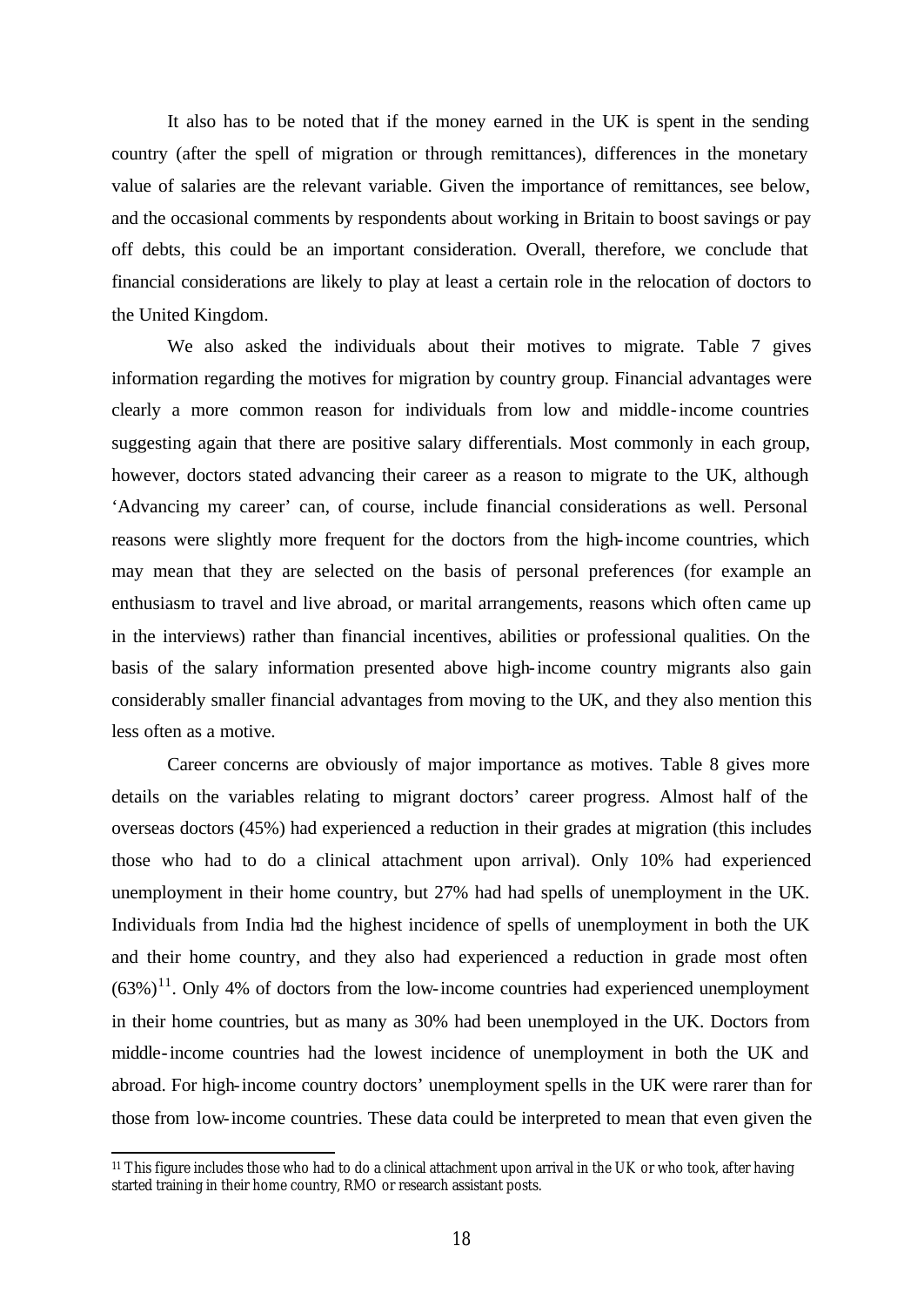It also has to be noted that if the money earned in the UK is spent in the sending country (after the spell of migration or through remittances), differences in the monetary value of salaries are the relevant variable. Given the importance of remittances, see below, and the occasional comments by respondents about working in Britain to boost savings or pay off debts, this could be an important consideration. Overall, therefore, we conclude that financial considerations are likely to play at least a certain role in the relocation of doctors to the United Kingdom.

We also asked the individuals about their motives to migrate. Table 7 gives information regarding the motives for migration by country group. Financial advantages were clearly a more common reason for individuals from low and middle-income countries suggesting again that there are positive salary differentials. Most commonly in each group, however, doctors stated advancing their career as a reason to migrate to the UK, although 'Advancing my career' can, of course, include financial considerations as well. Personal reasons were slightly more frequent for the doctors from the high-income countries, which may mean that they are selected on the basis of personal preferences (for example an enthusiasm to travel and live abroad, or marital arrangements, reasons which often came up in the interviews) rather than financial incentives, abilities or professional qualities. On the basis of the salary information presented above high-income country migrants also gain considerably smaller financial advantages from moving to the UK, and they also mention this less often as a motive.

Career concerns are obviously of major importance as motives. Table 8 gives more details on the variables relating to migrant doctors' career progress. Almost half of the overseas doctors (45%) had experienced a reduction in their grades at migration (this includes those who had to do a clinical attachment upon arrival). Only 10% had experienced unemployment in their home country, but 27% had had spells of unemployment in the UK. Individuals from India had the highest incidence of spells of unemployment in both the UK and their home country, and they also had experienced a reduction in grade most often (63%)[11]. Only 4% of doctors from the low-income countries had experienced unemployment in their home countries, but as many as 30% had been unemployed in the UK. Doctors from middle-income countries had the lowest incidence of unemployment in both the UK and abroad. For high-income country doctors' unemployment spells in the UK were rarer than for those from low-income countries. These data could be interpreted to mean that even given the

[11] This figure includes those who had to do a clinical attachment upon arrival in the UK or who took, after having started training in their home country, RMO or research assistant posts.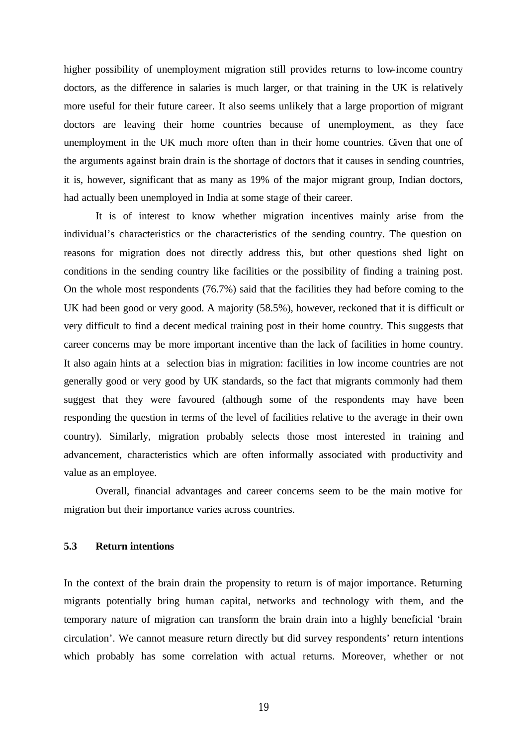higher possibility of unemployment migration still provides returns to low-income country doctors, as the difference in salaries is much larger, or that training in the UK is relatively more useful for their future career. It also seems unlikely that a large proportion of migrant doctors are leaving their home countries because of unemployment, as they face unemployment in the UK much more often than in their home countries. Given that one of the arguments against brain drain is the shortage of doctors that it causes in sending countries, it is, however, significant that as many as 19% of the major migrant group, Indian doctors, had actually been unemployed in India at some stage of their career.

It is of interest to know whether migration incentives mainly arise from the individual's characteristics or the characteristics of the sending country. The question on reasons for migration does not directly address this, but other questions shed light on conditions in the sending country like facilities or the possibility of finding a training post. On the whole most respondents (76.7%) said that the facilities they had before coming to the UK had been good or very good. A majority (58.5%), however, reckoned that it is difficult or very difficult to find a decent medical training post in their home country. This suggests that career concerns may be more important incentive than the lack of facilities in home country. It also again hints at a selection bias in migration: facilities in low income countries are not generally good or very good by UK standards, so the fact that migrants commonly had them suggest that they were favoured (although some of the respondents may have been responding the question in terms of the level of facilities relative to the average in their own country). Similarly, migration probably selects those most interested in training and advancement, characteristics which are often informally associated with productivity and value as an employee.

Overall, financial advantages and career concerns seem to be the main motive for migration but their importance varies across countries.

### 5.3 Return intentions

In the context of the brain drain the propensity to return is of major importance. Returning migrants potentially bring human capital, networks and technology with them, and the temporary nature of migration can transform the brain drain into a highly beneficial 'brain circulation'. We cannot measure return directly but did survey respondents' return intentions which probably has some correlation with actual returns. Moreover, whether or not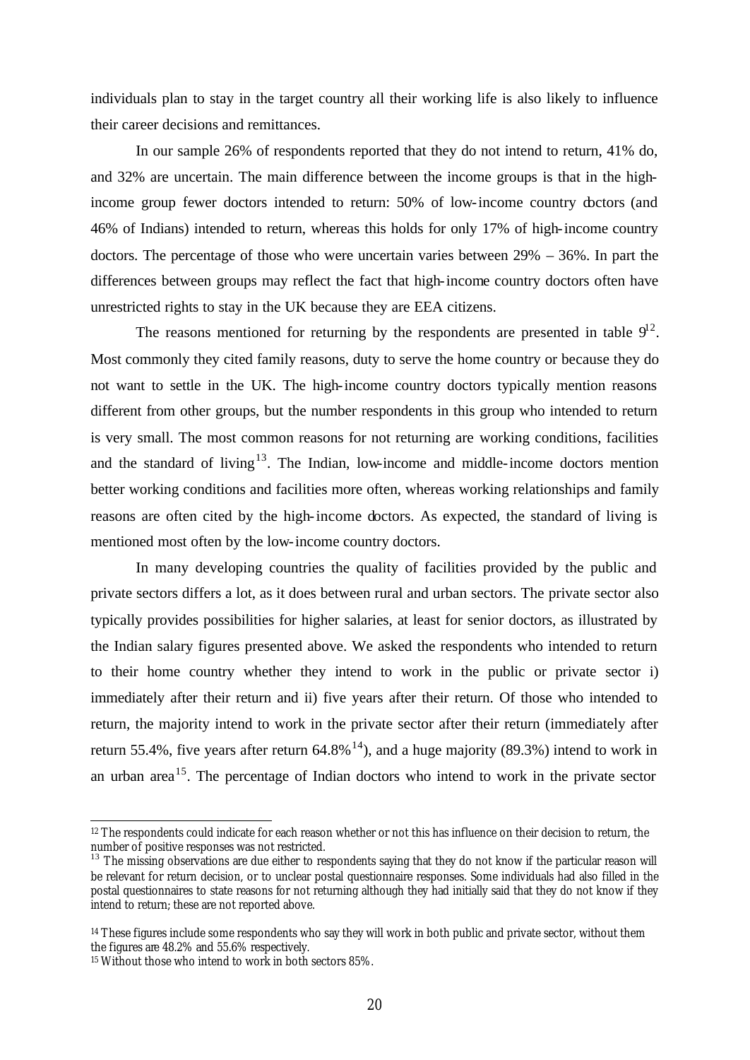individuals plan to stay in the target country all their working life is also likely to influence their career decisions and remittances.

In our sample 26% of respondents reported that they do not intend to return, 41% do, and 32% are uncertain. The main difference between the income groups is that in the high-income group fewer doctors intended to return: 50% of low-income country doctors (and 46% of Indians) intended to return, whereas this holds for only 17% of high-income country doctors. The percentage of those who were uncertain varies between 29% – 36%. In part the differences between groups may reflect the fact that high-income country doctors often have unrestricted rights to stay in the UK because they are EEA citizens.

The reasons mentioned for returning by the respondents are presented in table 9[12]. Most commonly they cited family reasons, duty to serve the home country or because they do not want to settle in the UK. The high-income country doctors typically mention reasons different from other groups, but the number respondents in this group who intended to return is very small. The most common reasons for not returning are working conditions, facilities and the standard of living[13]. The Indian, low-income and middle-income doctors mention better working conditions and facilities more often, whereas working relationships and family reasons are often cited by the high-income doctors. As expected, the standard of living is mentioned most often by the low-income country doctors.

In many developing countries the quality of facilities provided by the public and private sectors differs a lot, as it does between rural and urban sectors. The private sector also typically provides possibilities for higher salaries, at least for senior doctors, as illustrated by the Indian salary figures presented above. We asked the respondents who intended to return to their home country whether they intend to work in the public or private sector i) immediately after their return and ii) five years after their return. Of those who intended to return, the majority intend to work in the private sector after their return (immediately after return 55.4%, five years after return 64.8%[14]), and a huge majority (89.3%) intend to work in an urban area[15]. The percentage of Indian doctors who intend to work in the private sector

---

[12] The respondents could indicate for each reason whether or not this has influence on their decision to return, the number of positive responses was not restricted.

[13] The missing observations are due either to respondents saying that they do not know if the particular reason will be relevant for return decision, or to unclear postal questionnaire responses. Some individuals had also filled in the postal questionnaires to state reasons for not returning although they had initially said that they do not know if they intend to return; these are not reported above.

[14] These figures include some respondents who say they will work in both public and private sector, without them the figures are 48.2% and 55.6% respectively.

[15] Without those who intend to work in both sectors 85%.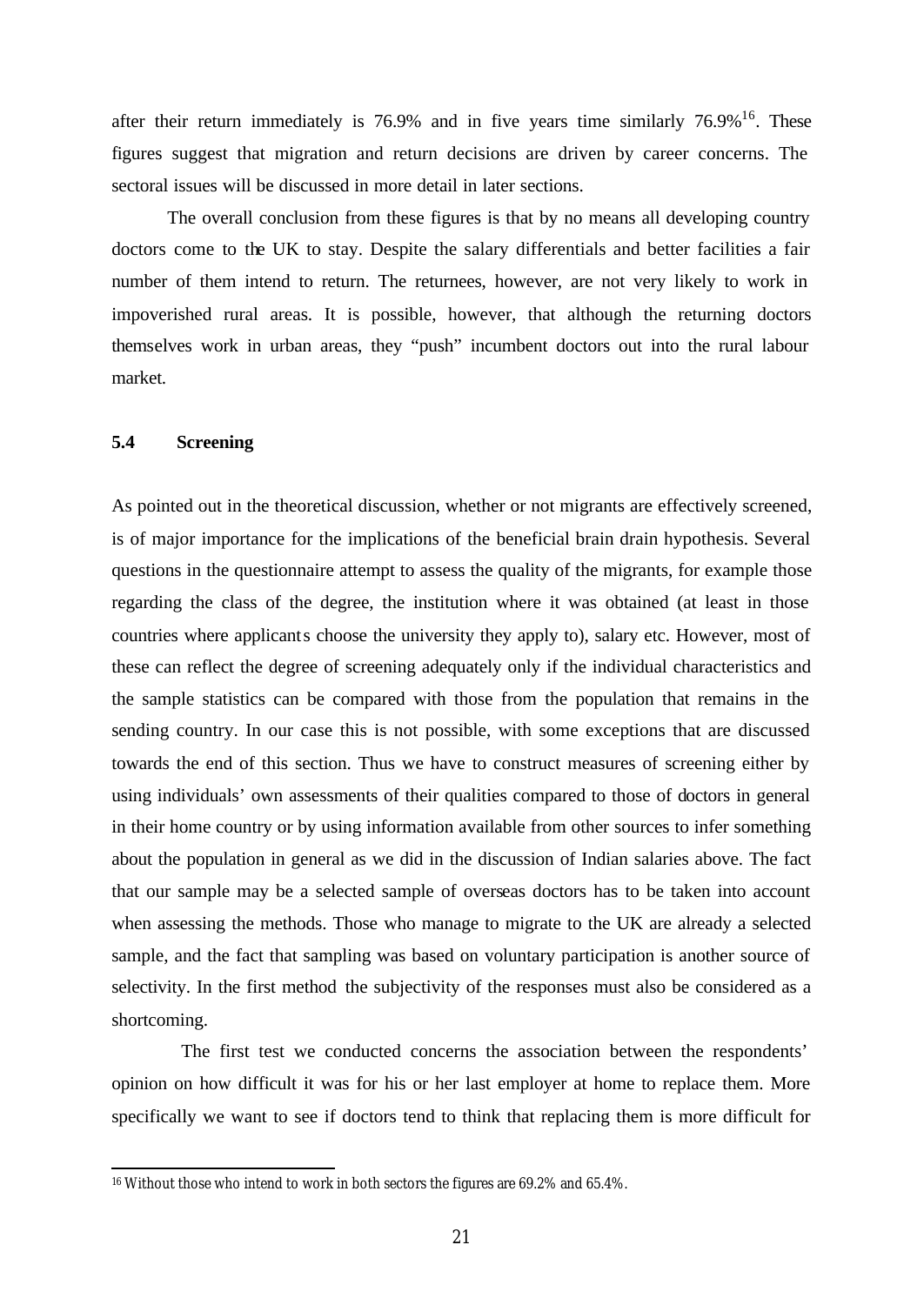after their return immediately is 76.9% and in five years time similarly 76.9%[16]. These figures suggest that migration and return decisions are driven by career concerns. The sectoral issues will be discussed in more detail in later sections.

The overall conclusion from these figures is that by no means all developing country doctors come to the UK to stay. Despite the salary differentials and better facilities a fair number of them intend to return. The returnees, however, are not very likely to work in impoverished rural areas. It is possible, however, that although the returning doctors themselves work in urban areas, they "push" incumbent doctors out into the rural labour market.

### 5.4 Screening

As pointed out in the theoretical discussion, whether or not migrants are effectively screened, is of major importance for the implications of the beneficial brain drain hypothesis. Several questions in the questionnaire attempt to assess the quality of the migrants, for example those regarding the class of the degree, the institution where it was obtained (at least in those countries where applicants choose the university they apply to), salary etc. However, most of these can reflect the degree of screening adequately only if the individual characteristics and the sample statistics can be compared with those from the population that remains in the sending country. In our case this is not possible, with some exceptions that are discussed towards the end of this section. Thus we have to construct measures of screening either by using individuals' own assessments of their qualities compared to those of doctors in general in their home country or by using information available from other sources to infer something about the population in general as we did in the discussion of Indian salaries above. The fact that our sample may be a selected sample of overseas doctors has to be taken into account when assessing the methods. Those who manage to migrate to the UK are already a selected sample, and the fact that sampling was based on voluntary participation is another source of selectivity. In the first method the subjectivity of the responses must also be considered as a shortcoming.

The first test we conducted concerns the association between the respondents' opinion on how difficult it was for his or her last employer at home to replace them. More specifically we want to see if doctors tend to think that replacing them is more difficult for

[16] Without those who intend to work in both sectors the figures are 69.2% and 65.4%.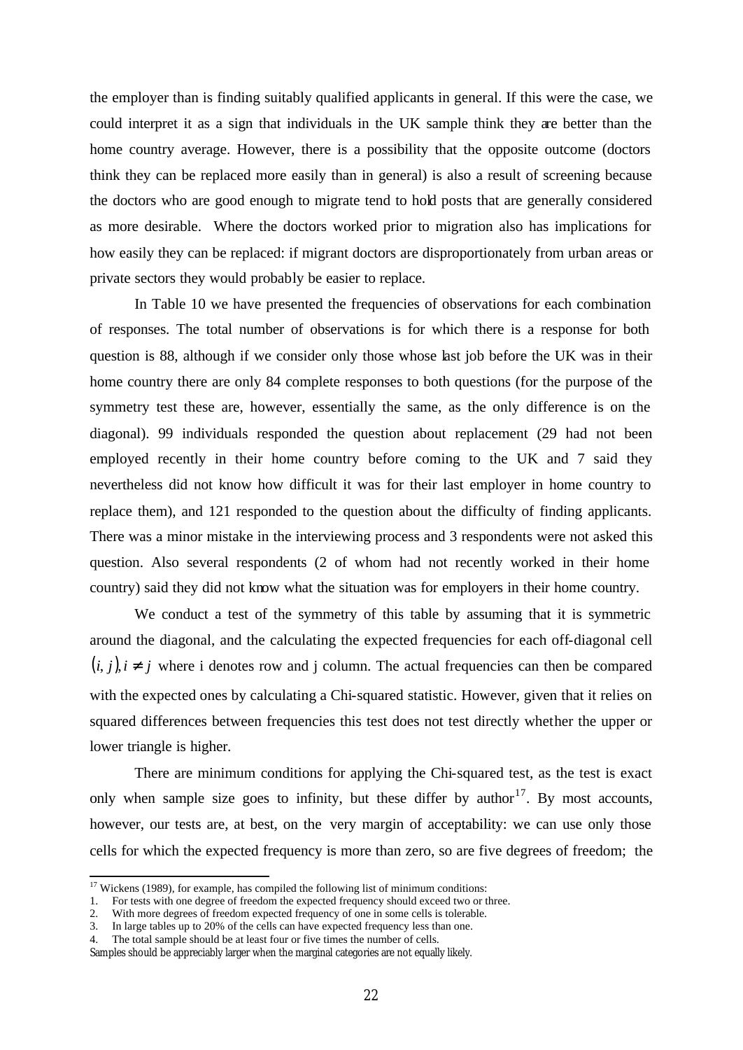the employer than is finding suitably qualified applicants in general. If this were the case, we could interpret it as a sign that individuals in the UK sample think they are better than the home country average. However, there is a possibility that the opposite outcome (doctors think they can be replaced more easily than in general) is also a result of screening because the doctors who are good enough to migrate tend to hold posts that are generally considered as more desirable. Where the doctors worked prior to migration also has implications for how easily they can be replaced: if migrant doctors are disproportionately from urban areas or private sectors they would probably be easier to replace.

In Table 10 we have presented the frequencies of observations for each combination of responses. The total number of observations is for which there is a response for both question is 88, although if we consider only those whose last job before the UK was in their home country there are only 84 complete responses to both questions (for the purpose of the symmetry test these are, however, essentially the same, as the only difference is on the diagonal). 99 individuals responded the question about replacement (29 had not been employed recently in their home country before coming to the UK and 7 said they nevertheless did not know how difficult it was for their last employer in home country to replace them), and 121 responded to the question about the difficulty of finding applicants. There was a minor mistake in the interviewing process and 3 respondents were not asked this question. Also several respondents (2 of whom had not recently worked in their home country) said they did not know what the situation was for employers in their home country.

We conduct a test of the symmetry of this table by assuming that it is symmetric around the diagonal, and the calculating the expected frequencies for each off-diagonal cell $(i, j), i \neq j$ where i denotes row and j column. The actual frequencies can then be compared with the expected ones by calculating a Chi-squared statistic. However, given that it relies on squared differences between frequencies this test does not test directly whether the upper or lower triangle is higher.

There are minimum conditions for applying the Chi-squared test, as the test is exact only when sample size goes to infinity, but these differ by author[17]. By most accounts, however, our tests are, at best, on the very margin of acceptability: we can use only those cells for which the expected frequency is more than zero, so are five degrees of freedom; the

---

[17] Wickens (1989), for example, has compiled the following list of minimum conditions:

1. For tests with one degree of freedom the expected frequency should exceed two or three.
2. With more degrees of freedom expected frequency of one in some cells is tolerable.
3. In large tables up to 20% of the cells can have expected frequency less than one.
4. The total sample should be at least four or five times the number of cells.

Samples should be appreciably larger when the marginal categories are not equally likely.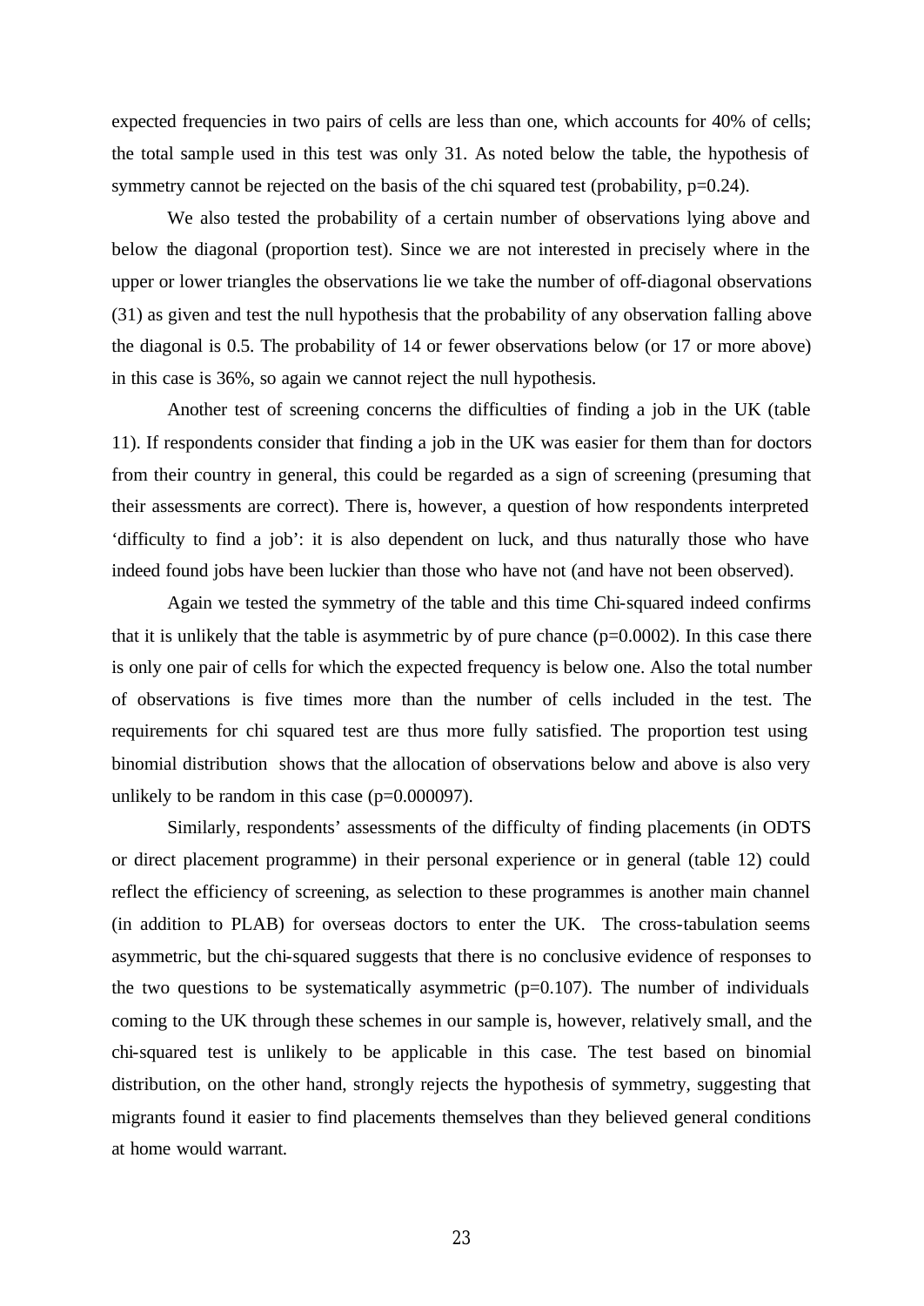expected frequencies in two pairs of cells are less than one, which accounts for 40% of cells; the total sample used in this test was only 31. As noted below the table, the hypothesis of symmetry cannot be rejected on the basis of the chi squared test (probability, p=0.24).

We also tested the probability of a certain number of observations lying above and below the diagonal (proportion test). Since we are not interested in precisely where in the upper or lower triangles the observations lie we take the number of off-diagonal observations (31) as given and test the null hypothesis that the probability of any observation falling above the diagonal is 0.5. The probability of 14 or fewer observations below (or 17 or more above) in this case is 36%, so again we cannot reject the null hypothesis.

Another test of screening concerns the difficulties of finding a job in the UK (table 11). If respondents consider that finding a job in the UK was easier for them than for doctors from their country in general, this could be regarded as a sign of screening (presuming that their assessments are correct). There is, however, a question of how respondents interpreted 'difficulty to find a job': it is also dependent on luck, and thus naturally those who have indeed found jobs have been luckier than those who have not (and have not been observed).

Again we tested the symmetry of the table and this time Chi-squared indeed confirms that it is unlikely that the table is asymmetric by of pure chance (p=0.0002). In this case there is only one pair of cells for which the expected frequency is below one. Also the total number of observations is five times more than the number of cells included in the test. The requirements for chi squared test are thus more fully satisfied. The proportion test using binomial distribution shows that the allocation of observations below and above is also very unlikely to be random in this case (p=0.000097).

Similarly, respondents' assessments of the difficulty of finding placements (in ODTS or direct placement programme) in their personal experience or in general (table 12) could reflect the efficiency of screening, as selection to these programmes is another main channel (in addition to PLAB) for overseas doctors to enter the UK. The cross-tabulation seems asymmetric, but the chi-squared suggests that there is no conclusive evidence of responses to the two questions to be systematically asymmetric (p=0.107). The number of individuals coming to the UK through these schemes in our sample is, however, relatively small, and the chi-squared test is unlikely to be applicable in this case. The test based on binomial distribution, on the other hand, strongly rejects the hypothesis of symmetry, suggesting that migrants found it easier to find placements themselves than they believed general conditions at home would warrant.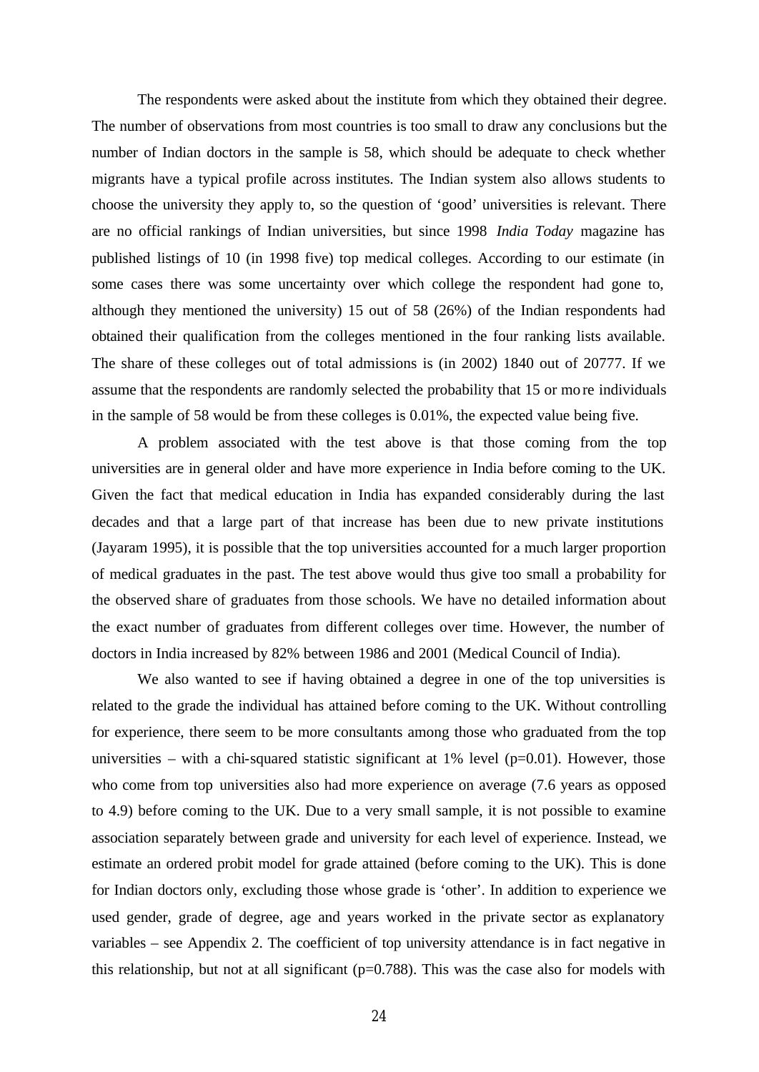The respondents were asked about the institute from which they obtained their degree. The number of observations from most countries is too small to draw any conclusions but the number of Indian doctors in the sample is 58, which should be adequate to check whether migrants have a typical profile across institutes. The Indian system also allows students to choose the university they apply to, so the question of 'good' universities is relevant. There are no official rankings of Indian universities, but since 1998 *India Today* magazine has published listings of 10 (in 1998 five) top medical colleges. According to our estimate (in some cases there was some uncertainty over which college the respondent had gone to, although they mentioned the university) 15 out of 58 (26%) of the Indian respondents had obtained their qualification from the colleges mentioned in the four ranking lists available. The share of these colleges out of total admissions is (in 2002) 1840 out of 20777. If we assume that the respondents are randomly selected the probability that 15 or more individuals in the sample of 58 would be from these colleges is 0.01%, the expected value being five.

A problem associated with the test above is that those coming from the top universities are in general older and have more experience in India before coming to the UK. Given the fact that medical education in India has expanded considerably during the last decades and that a large part of that increase has been due to new private institutions (Jayaram 1995), it is possible that the top universities accounted for a much larger proportion of medical graduates in the past. The test above would thus give too small a probability for the observed share of graduates from those schools. We have no detailed information about the exact number of graduates from different colleges over time. However, the number of doctors in India increased by 82% between 1986 and 2001 (Medical Council of India).

We also wanted to see if having obtained a degree in one of the top universities is related to the grade the individual has attained before coming to the UK. Without controlling for experience, there seem to be more consultants among those who graduated from the top universities – with a chi-squared statistic significant at 1% level ($p=0.01$). However, those who come from top universities also had more experience on average (7.6 years as opposed to 4.9) before coming to the UK. Due to a very small sample, it is not possible to examine association separately between grade and university for each level of experience. Instead, we estimate an ordered probit model for grade attained (before coming to the UK). This is done for Indian doctors only, excluding those whose grade is 'other'. In addition to experience we used gender, grade of degree, age and years worked in the private sector as explanatory variables – see Appendix 2. The coefficient of top university attendance is in fact negative in this relationship, but not at all significant ($p=0.788$). This was the case also for models with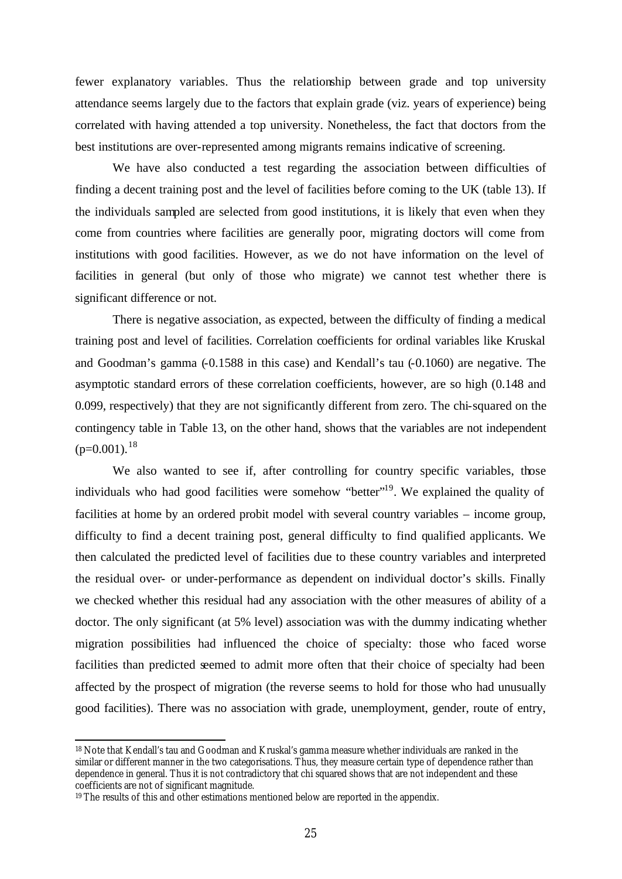fewer explanatory variables. Thus the relationship between grade and top university attendance seems largely due to the factors that explain grade (viz. years of experience) being correlated with having attended a top university. Nonetheless, the fact that doctors from the best institutions are over-represented among migrants remains indicative of screening.

We have also conducted a test regarding the association between difficulties of finding a decent training post and the level of facilities before coming to the UK (table 13). If the individuals sampled are selected from good institutions, it is likely that even when they come from countries where facilities are generally poor, migrating doctors will come from institutions with good facilities. However, as we do not have information on the level of facilities in general (but only of those who migrate) we cannot test whether there is significant difference or not.

There is negative association, as expected, between the difficulty of finding a medical training post and level of facilities. Correlation coefficients for ordinal variables like Kruskal and Goodman's gamma (-0.1588 in this case) and Kendall's tau (-0.1060) are negative. The asymptotic standard errors of these correlation coefficients, however, are so high (0.148 and 0.099, respectively) that they are not significantly different from zero. The chi-squared on the contingency table in Table 13, on the other hand, shows that the variables are not independent ($p=0.001$).[18]

We also wanted to see if, after controlling for country specific variables, those individuals who had good facilities were somehow "better"[19]. We explained the quality of facilities at home by an ordered probit model with several country variables – income group, difficulty to find a decent training post, general difficulty to find qualified applicants. We then calculated the predicted level of facilities due to these country variables and interpreted the residual over- or under-performance as dependent on individual doctor's skills. Finally we checked whether this residual had any association with the other measures of ability of a doctor. The only significant (at 5% level) association was with the dummy indicating whether migration possibilities had influenced the choice of specialty: those who faced worse facilities than predicted seemed to admit more often that their choice of specialty had been affected by the prospect of migration (the reverse seems to hold for those who had unusually good facilities). There was no association with grade, unemployment, gender, route of entry,

---

[18] Note that Kendall's tau and Goodman and Kruskal's gamma measure whether individuals are ranked in the similar or different manner in the two categorisations. Thus, they measure certain type of dependence rather than dependence in general. Thus it is not contradictory that chi squared shows that are not independent and these coefficients are not of significant magnitude.

[19] The results of this and other estimations mentioned below are reported in the appendix.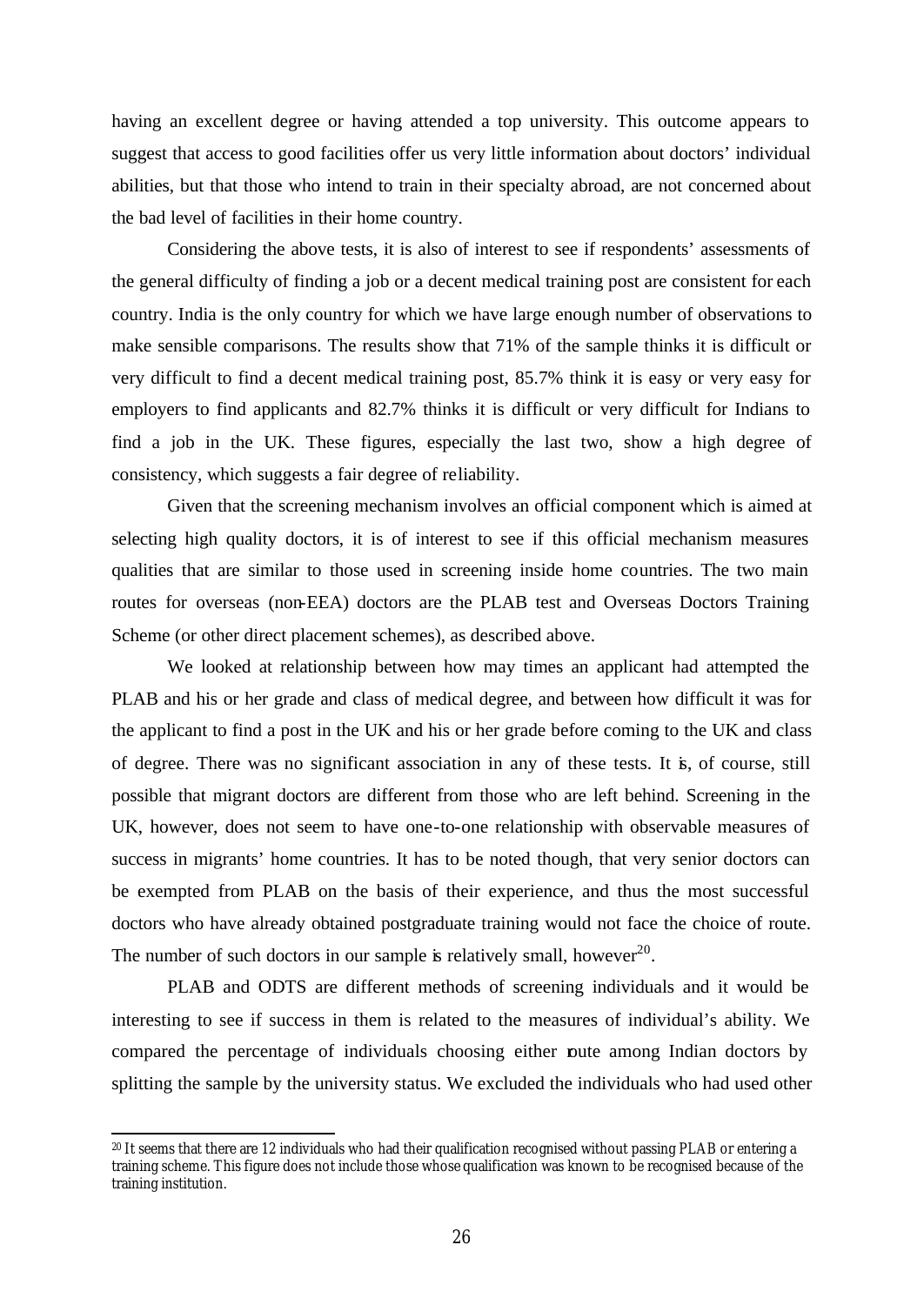having an excellent degree or having attended a top university. This outcome appears to suggest that access to good facilities offer us very little information about doctors' individual abilities, but that those who intend to train in their specialty abroad, are not concerned about the bad level of facilities in their home country.

Considering the above tests, it is also of interest to see if respondents' assessments of the general difficulty of finding a job or a decent medical training post are consistent for each country. India is the only country for which we have large enough number of observations to make sensible comparisons. The results show that 71% of the sample thinks it is difficult or very difficult to find a decent medical training post, 85.7% think it is easy or very easy for employers to find applicants and 82.7% thinks it is difficult or very difficult for Indians to find a job in the UK. These figures, especially the last two, show a high degree of consistency, which suggests a fair degree of reliability.

Given that the screening mechanism involves an official component which is aimed at selecting high quality doctors, it is of interest to see if this official mechanism measures qualities that are similar to those used in screening inside home countries. The two main routes for overseas (non-EEA) doctors are the PLAB test and Overseas Doctors Training Scheme (or other direct placement schemes), as described above.

We looked at relationship between how may times an applicant had attempted the PLAB and his or her grade and class of medical degree, and between how difficult it was for the applicant to find a post in the UK and his or her grade before coming to the UK and class of degree. There was no significant association in any of these tests. It is, of course, still possible that migrant doctors are different from those who are left behind. Screening in the UK, however, does not seem to have one-to-one relationship with observable measures of success in migrants' home countries. It has to be noted though, that very senior doctors can be exempted from PLAB on the basis of their experience, and thus the most successful doctors who have already obtained postgraduate training would not face the choice of route. The number of such doctors in our sample is relatively small, however[20].

PLAB and ODTS are different methods of screening individuals and it would be interesting to see if success in them is related to the measures of individual's ability. We compared the percentage of individuals choosing either route among Indian doctors by splitting the sample by the university status. We excluded the individuals who had used other

[20] It seems that there are 12 individuals who had their qualification recognised without passing PLAB or entering a training scheme. This figure does not include those whose qualification was known to be recognised because of the training institution.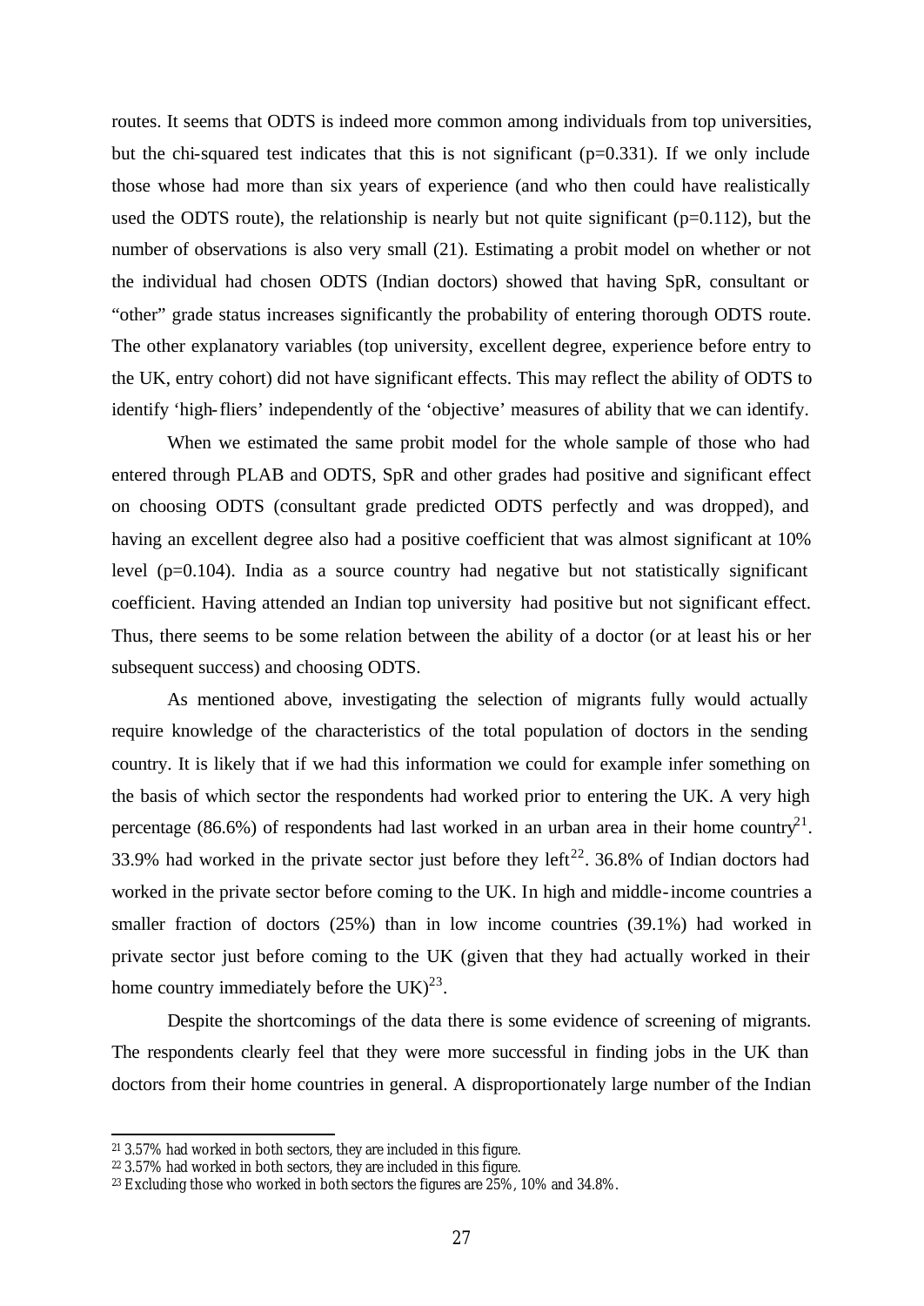routes. It seems that ODTS is indeed more common among individuals from top universities, but the chi-squared test indicates that this is not significant (p=0.331). If we only include those whose had more than six years of experience (and who then could have realistically used the ODTS route), the relationship is nearly but not quite significant (p=0.112), but the number of observations is also very small (21). Estimating a probit model on whether or not the individual had chosen ODTS (Indian doctors) showed that having SpR, consultant or "other" grade status increases significantly the probability of entering thorough ODTS route. The other explanatory variables (top university, excellent degree, experience before entry to the UK, entry cohort) did not have significant effects. This may reflect the ability of ODTS to identify 'high-fliers' independently of the 'objective' measures of ability that we can identify.

When we estimated the same probit model for the whole sample of those who had entered through PLAB and ODTS, SpR and other grades had positive and significant effect on choosing ODTS (consultant grade predicted ODTS perfectly and was dropped), and having an excellent degree also had a positive coefficient that was almost significant at 10% level (p=0.104). India as a source country had negative but not statistically significant coefficient. Having attended an Indian top university had positive but not significant effect. Thus, there seems to be some relation between the ability of a doctor (or at least his or her subsequent success) and choosing ODTS.

As mentioned above, investigating the selection of migrants fully would actually require knowledge of the characteristics of the total population of doctors in the sending country. It is likely that if we had this information we could for example infer something on the basis of which sector the respondents had worked prior to entering the UK. A very high percentage (86.6%) of respondents had last worked in an urban area in their home country[21]. 33.9% had worked in the private sector just before they left[22]. 36.8% of Indian doctors had worked in the private sector before coming to the UK. In high and middle-income countries a smaller fraction of doctors (25%) than in low income countries (39.1%) had worked in private sector just before coming to the UK (given that they had actually worked in their home country immediately before the UK)[23].

Despite the shortcomings of the data there is some evidence of screening of migrants. The respondents clearly feel that they were more successful in finding jobs in the UK than doctors from their home countries in general. A disproportionately large number of the Indian

[21] 3.57% had worked in both sectors, they are included in this figure.

[22] 3.57% had worked in both sectors, they are included in this figure.

[23] Excluding those who worked in both sectors the figures are 25%, 10% and 34.8%.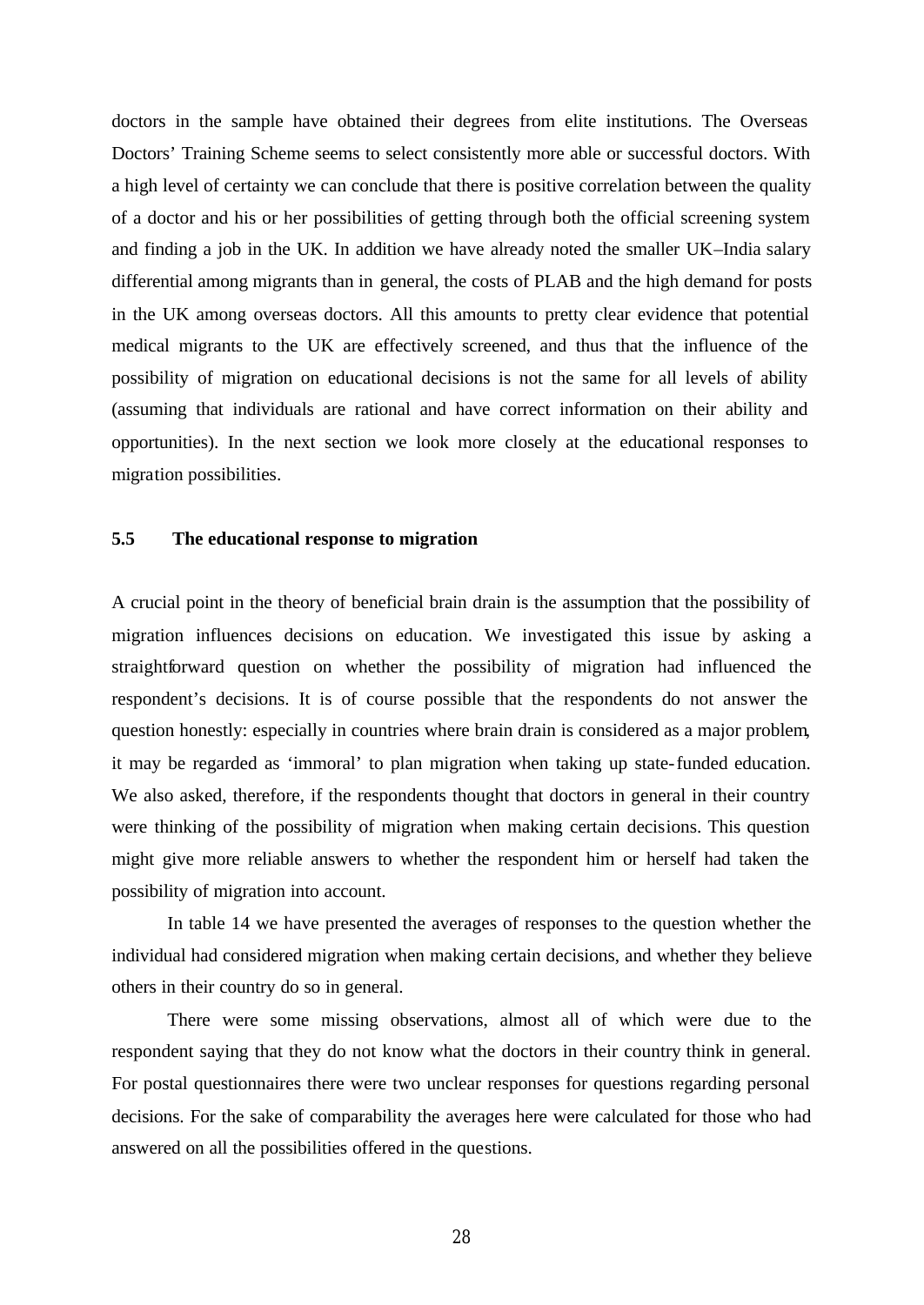doctors in the sample have obtained their degrees from elite institutions. The Overseas Doctors' Training Scheme seems to select consistently more able or successful doctors. With a high level of certainty we can conclude that there is positive correlation between the quality of a doctor and his or her possibilities of getting through both the official screening system and finding a job in the UK. In addition we have already noted the smaller UK–India salary differential among migrants than in general, the costs of PLAB and the high demand for posts in the UK among overseas doctors. All this amounts to pretty clear evidence that potential medical migrants to the UK are effectively screened, and thus that the influence of the possibility of migration on educational decisions is not the same for all levels of ability (assuming that individuals are rational and have correct information on their ability and opportunities). In the next section we look more closely at the educational responses to migration possibilities.

### 5.5 The educational response to migration

A crucial point in the theory of beneficial brain drain is the assumption that the possibility of migration influences decisions on education. We investigated this issue by asking a straightforward question on whether the possibility of migration had influenced the respondent's decisions. It is of course possible that the respondents do not answer the question honestly: especially in countries where brain drain is considered as a major problem, it may be regarded as 'immoral' to plan migration when taking up state-funded education. We also asked, therefore, if the respondents thought that doctors in general in their country were thinking of the possibility of migration when making certain decisions. This question might give more reliable answers to whether the respondent him or herself had taken the possibility of migration into account.

In table 14 we have presented the averages of responses to the question whether the individual had considered migration when making certain decisions, and whether they believe others in their country do so in general.

There were some missing observations, almost all of which were due to the respondent saying that they do not know what the doctors in their country think in general. For postal questionnaires there were two unclear responses for questions regarding personal decisions. For the sake of comparability the averages here were calculated for those who had answered on all the possibilities offered in the questions.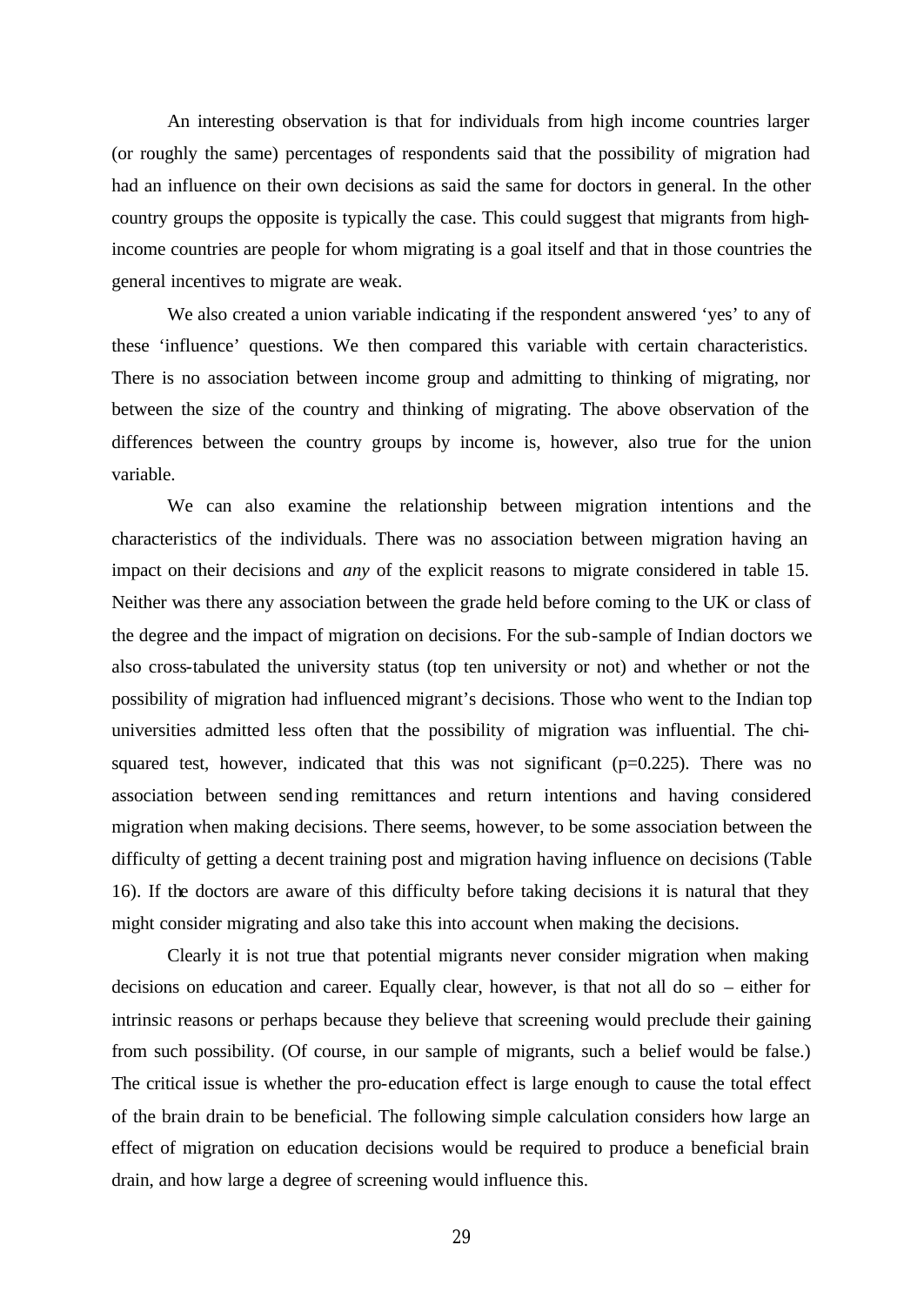An interesting observation is that for individuals from high income countries larger (or roughly the same) percentages of respondents said that the possibility of migration had had an influence on their own decisions as said the same for doctors in general. In the other country groups the opposite is typically the case. This could suggest that migrants from high-income countries are people for whom migrating is a goal itself and that in those countries the general incentives to migrate are weak.

We also created a union variable indicating if the respondent answered 'yes' to any of these 'influence' questions. We then compared this variable with certain characteristics. There is no association between income group and admitting to thinking of migrating, nor between the size of the country and thinking of migrating. The above observation of the differences between the country groups by income is, however, also true for the union variable.

We can also examine the relationship between migration intentions and the characteristics of the individuals. There was no association between migration having an impact on their decisions and *any* of the explicit reasons to migrate considered in table 15. Neither was there any association between the grade held before coming to the UK or class of the degree and the impact of migration on decisions. For the sub-sample of Indian doctors we also cross-tabulated the university status (top ten university or not) and whether or not the possibility of migration had influenced migrant's decisions. Those who went to the Indian top universities admitted less often that the possibility of migration was influential. The chi-squared test, however, indicated that this was not significant ($p=0.225$). There was no association between sending remittances and return intentions and having considered migration when making decisions. There seems, however, to be some association between the difficulty of getting a decent training post and migration having influence on decisions (Table 16). If the doctors are aware of this difficulty before taking decisions it is natural that they might consider migrating and also take this into account when making the decisions.

Clearly it is not true that potential migrants never consider migration when making decisions on education and career. Equally clear, however, is that not all do so – either for intrinsic reasons or perhaps because they believe that screening would preclude their gaining from such possibility. (Of course, in our sample of migrants, such a belief would be false.) The critical issue is whether the pro-education effect is large enough to cause the total effect of the brain drain to be beneficial. The following simple calculation considers how large an effect of migration on education decisions would be required to produce a beneficial brain drain, and how large a degree of screening would influence this.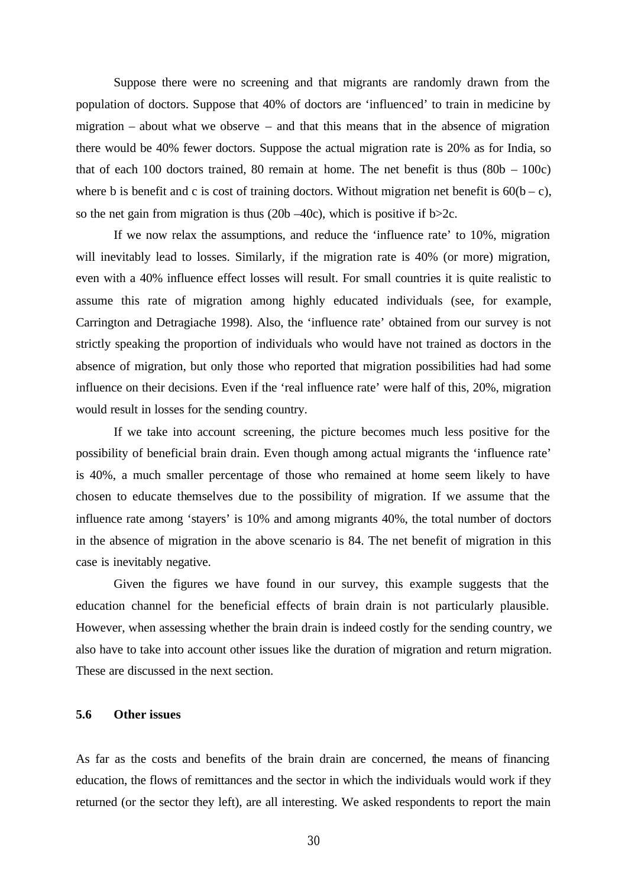Suppose there were no screening and that migrants are randomly drawn from the population of doctors. Suppose that 40% of doctors are 'influenced' to train in medicine by migration – about what we observe – and that this means that in the absence of migration there would be 40% fewer doctors. Suppose the actual migration rate is 20% as for India, so that of each 100 doctors trained, 80 remain at home. The net benefit is thus $(80b - 100c)$ where b is benefit and c is cost of training doctors. Without migration net benefit is $60(b - c)$, so the net gain from migration is thus $(20b - 40c)$, which is positive if $b>2c$.

If we now relax the assumptions, and reduce the 'influence rate' to 10%, migration will inevitably lead to losses. Similarly, if the migration rate is 40% (or more) migration, even with a 40% influence effect losses will result. For small countries it is quite realistic to assume this rate of migration among highly educated individuals (see, for example, Carrington and Detragiache 1998). Also, the 'influence rate' obtained from our survey is not strictly speaking the proportion of individuals who would have not trained as doctors in the absence of migration, but only those who reported that migration possibilities had had some influence on their decisions. Even if the 'real influence rate' were half of this, 20%, migration would result in losses for the sending country.

If we take into account screening, the picture becomes much less positive for the possibility of beneficial brain drain. Even though among actual migrants the 'influence rate' is 40%, a much smaller percentage of those who remained at home seem likely to have chosen to educate themselves due to the possibility of migration. If we assume that the influence rate among 'stayers' is 10% and among migrants 40%, the total number of doctors in the absence of migration in the above scenario is 84. The net benefit of migration in this case is inevitably negative.

Given the figures we have found in our survey, this example suggests that the education channel for the beneficial effects of brain drain is not particularly plausible. However, when assessing whether the brain drain is indeed costly for the sending country, we also have to take into account other issues like the duration of migration and return migration. These are discussed in the next section.

### 5.6 Other issues

As far as the costs and benefits of the brain drain are concerned, the means of financing education, the flows of remittances and the sector in which the individuals would work if they returned (or the sector they left), are all interesting. We asked respondents to report the main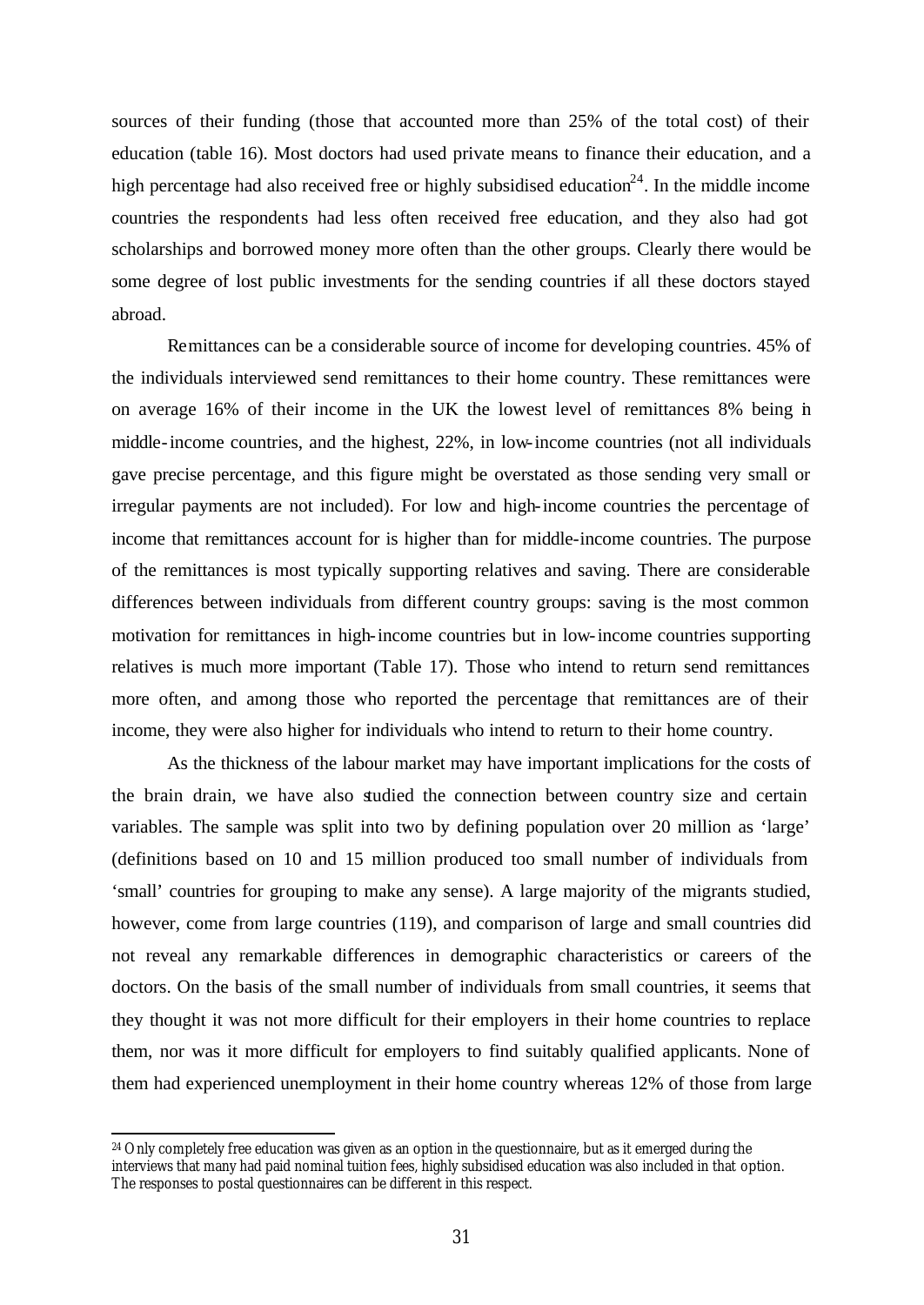sources of their funding (those that accounted more than 25% of the total cost) of their education (table 16). Most doctors had used private means to finance their education, and a high percentage had also received free or highly subsidised education[24]. In the middle income countries the respondents had less often received free education, and they also had got scholarships and borrowed money more often than the other groups. Clearly there would be some degree of lost public investments for the sending countries if all these doctors stayed abroad.

Remittances can be a considerable source of income for developing countries. 45% of the individuals interviewed send remittances to their home country. These remittances were on average 16% of their income in the UK the lowest level of remittances 8% being in middle-income countries, and the highest, 22%, in low-income countries (not all individuals gave precise percentage, and this figure might be overstated as those sending very small or irregular payments are not included). For low and high-income countries the percentage of income that remittances account for is higher than for middle-income countries. The purpose of the remittances is most typically supporting relatives and saving. There are considerable differences between individuals from different country groups: saving is the most common motivation for remittances in high-income countries but in low-income countries supporting relatives is much more important (Table 17). Those who intend to return send remittances more often, and among those who reported the percentage that remittances are of their income, they were also higher for individuals who intend to return to their home country.

As the thickness of the labour market may have important implications for the costs of the brain drain, we have also studied the connection between country size and certain variables. The sample was split into two by defining population over 20 million as 'large' (definitions based on 10 and 15 million produced too small number of individuals from 'small' countries for grouping to make any sense). A large majority of the migrants studied, however, come from large countries (119), and comparison of large and small countries did not reveal any remarkable differences in demographic characteristics or careers of the doctors. On the basis of the small number of individuals from small countries, it seems that they thought it was not more difficult for their employers in their home countries to replace them, nor was it more difficult for employers to find suitably qualified applicants. None of them had experienced unemployment in their home country whereas 12% of those from large

[24] Only completely free education was given as an option in the questionnaire, but as it emerged during the interviews that many had paid nominal tuition fees, highly subsidised education was also included in that option. The responses to postal questionnaires can be different in this respect.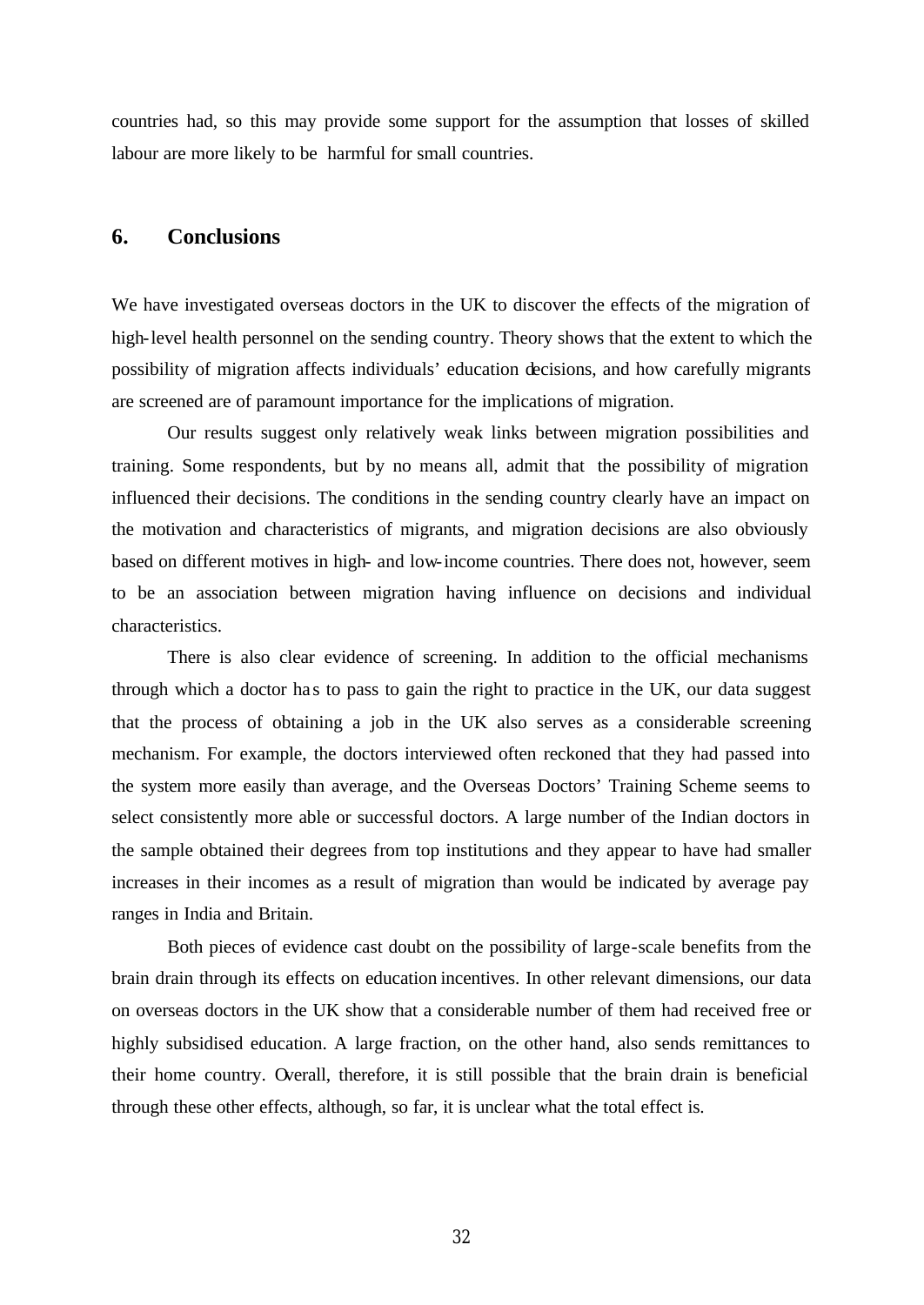countries had, so this may provide some support for the assumption that losses of skilled labour are more likely to be harmful for small countries.

## 6. Conclusions

We have investigated overseas doctors in the UK to discover the effects of the migration of high-level health personnel on the sending country. Theory shows that the extent to which the possibility of migration affects individuals' education decisions, and how carefully migrants are screened are of paramount importance for the implications of migration.

Our results suggest only relatively weak links between migration possibilities and training. Some respondents, but by no means all, admit that the possibility of migration influenced their decisions. The conditions in the sending country clearly have an impact on the motivation and characteristics of migrants, and migration decisions are also obviously based on different motives in high- and low-income countries. There does not, however, seem to be an association between migration having influence on decisions and individual characteristics.

There is also clear evidence of screening. In addition to the official mechanisms through which a doctor has to pass to gain the right to practice in the UK, our data suggest that the process of obtaining a job in the UK also serves as a considerable screening mechanism. For example, the doctors interviewed often reckoned that they had passed into the system more easily than average, and the Overseas Doctors' Training Scheme seems to select consistently more able or successful doctors. A large number of the Indian doctors in the sample obtained their degrees from top institutions and they appear to have had smaller increases in their incomes as a result of migration than would be indicated by average pay ranges in India and Britain.

Both pieces of evidence cast doubt on the possibility of large-scale benefits from the brain drain through its effects on education incentives. In other relevant dimensions, our data on overseas doctors in the UK show that a considerable number of them had received free or highly subsidised education. A large fraction, on the other hand, also sends remittances to their home country. Overall, therefore, it is still possible that the brain drain is beneficial through these other effects, although, so far, it is unclear what the total effect is.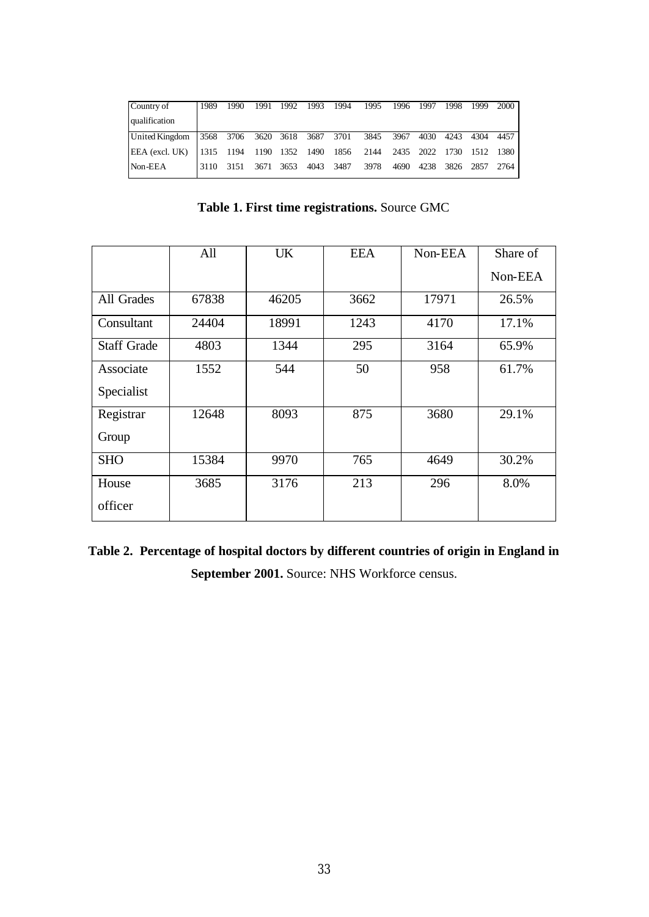| Country of qualification | 1989 | 1990 | 1991 | 1992 | 1993 | 1994 | 1995 | 1996 | 1997 | 1998 | 1999 | 2000 |
|---|---|---|---|---|---|---|---|---|---|---|---|---|
| United Kingdom | 3568 | 3706 | 3620 | 3618 | 3687 | 3701 | 3845 | 3967 | 4030 | 4243 | 4304 | 4457 |
| EEA (excl. UK) | 1315 | 1194 | 1190 | 1352 | 1490 | 1856 | 2144 | 2435 | 2022 | 1730 | 1512 | 1380 |
| Non-EEA | 3110 | 3151 | 3671 | 3653 | 4043 | 3487 | 3978 | 4690 | 4238 | 3826 | 2857 | 2764 |

**Table 1. First time registrations.** Source GMC

| | All | UK | EEA | Non-EEA | Share of Non-EEA |
|---|---|---|---|---|---|
| All Grades | 67838 | 46205 | 3662 | 17971 | 26.5% |
| Consultant | 24404 | 18991 | 1243 | 4170 | 17.1% |
| Staff Grade | 4803 | 1344 | 295 | 3164 | 65.9% |
| Associate Specialist | 1552 | 544 | 50 | 958 | 61.7% |
| Registrar Group | 12648 | 8093 | 875 | 3680 | 29.1% |
| SHO | 15384 | 9970 | 765 | 4649 | 30.2% |
| House officer | 3685 | 3176 | 213 | 296 | 8.0% |

**Table 2. Percentage of hospital doctors by different countries of origin in England in September 2001.** Source: NHS Workforce census.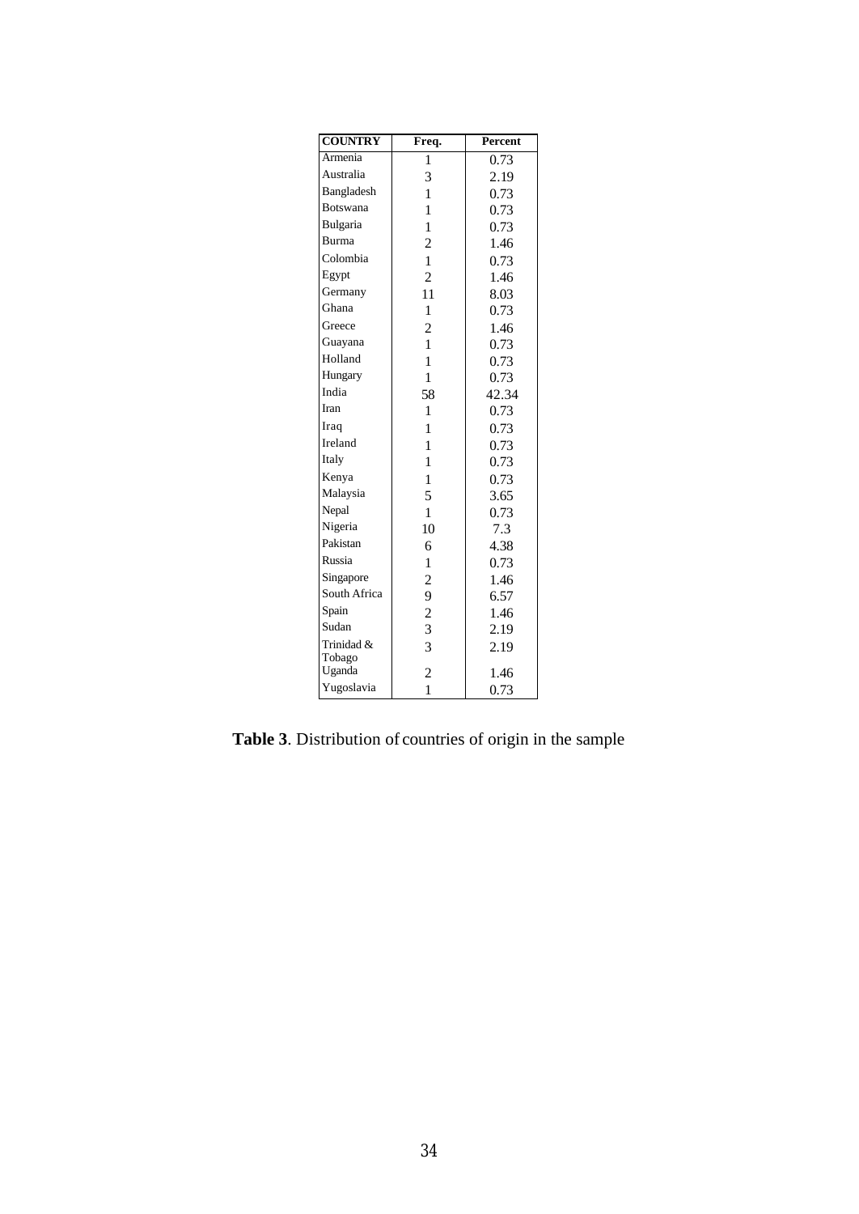| COUNTRY | Freq. | Percent |
|---|---|---|
| Armenia | 1 | 0.73 |
| Australia | 3 | 2.19 |
| Bangladesh | 1 | 0.73 |
| Botswana | 1 | 0.73 |
| Bulgaria | 1 | 0.73 |
| Burma | 2 | 1.46 |
| Colombia | 1 | 0.73 |
| Egypt | 2 | 1.46 |
| Germany | 11 | 8.03 |
| Ghana | 1 | 0.73 |
| Greece | 2 | 1.46 |
| Guayana | 1 | 0.73 |
| Holland | 1 | 0.73 |
| Hungary | 1 | 0.73 |
| India | 58 | 42.34 |
| Iran | 1 | 0.73 |
| Iraq | 1 | 0.73 |
| Ireland | 1 | 0.73 |
| Italy | 1 | 0.73 |
| Kenya | 1 | 0.73 |
| Malaysia | 5 | 3.65 |
| Nepal | 1 | 0.73 |
| Nigeria | 10 | 7.3 |
| Pakistan | 6 | 4.38 |
| Russia | 1 | 0.73 |
| Singapore | 2 | 1.46 |
| South Africa | 9 | 6.57 |
| Spain | 2 | 1.46 |
| Sudan | 3 | 2.19 |
| Trinidad & Tobago | 3 | 2.19 |
| Uganda | 2 | 1.46 |
| Yugoslavia | 1 | 0.73 |

**Table 3**. Distribution of countries of origin in the sample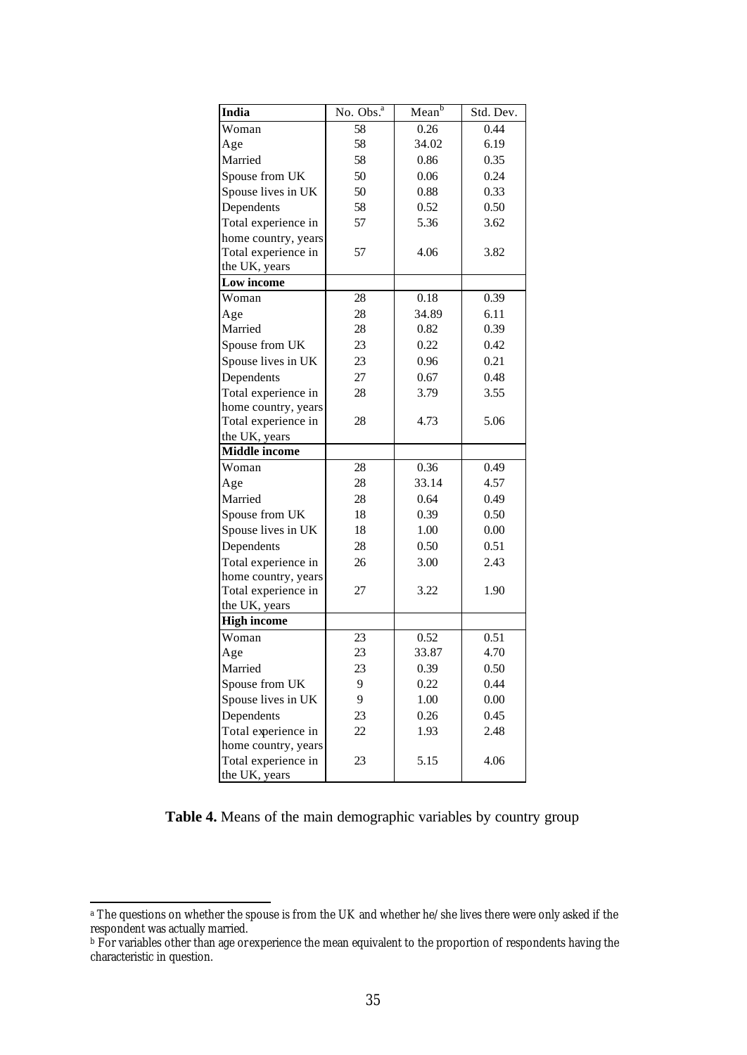| India | No. Obs.[a] | Mean[b] | Std. Dev. |
| --- | --- | --- | --- |
| Woman | 58 | 0.26 | 0.44 |
| Age | 58 | 34.02 | 6.19 |
| Married | 58 | 0.86 | 0.35 |
| Spouse from UK | 50 | 0.06 | 0.24 |
| Spouse lives in UK | 50 | 0.88 | 0.33 |
| Dependents | 58 | 0.52 | 0.50 |
| Total experience in home country, years | 57 | 5.36 | 3.62 |
| Total experience in the UK, years | 57 | 4.06 | 3.82 |
| **Low income** | | | |
| Woman | 28 | 0.18 | 0.39 |
| Age | 28 | 34.89 | 6.11 |
| Married | 28 | 0.82 | 0.39 |
| Spouse from UK | 23 | 0.22 | 0.42 |
| Spouse lives in UK | 23 | 0.96 | 0.21 |
| Dependents | 27 | 0.67 | 0.48 |
| Total experience in home country, years | 28 | 3.79 | 3.55 |
| Total experience in the UK, years | 28 | 4.73 | 5.06 |
| **Middle income** | | | |
| Woman | 28 | 0.36 | 0.49 |
| Age | 28 | 33.14 | 4.57 |
| Married | 28 | 0.64 | 0.49 |
| Spouse from UK | 18 | 0.39 | 0.50 |
| Spouse lives in UK | 18 | 1.00 | 0.00 |
| Dependents | 28 | 0.50 | 0.51 |
| Total experience in home country, years | 26 | 3.00 | 2.43 |
| Total experience in the UK, years | 27 | 3.22 | 1.90 |
| **High income** | | | |
| Woman | 23 | 0.52 | 0.51 |
| Age | 23 | 33.87 | 4.70 |
| Married | 23 | 0.39 | 0.50 |
| Spouse from UK | 9 | 0.22 | 0.44 |
| Spouse lives in UK | 9 | 1.00 | 0.00 |
| Dependents | 23 | 0.26 | 0.45 |
| Total experience in home country, years | 22 | 1.93 | 2.48 |
| Total experience in the UK, years | 23 | 5.15 | 4.06 |

**Table 4.** Means of the main demographic variables by country group

[a] The questions on whether the spouse is from the UK and whether he/she lives there were only asked if the respondent was actually married.

[b] For variables other than age or experience the mean equivalent to the proportion of respondents having the characteristic in question.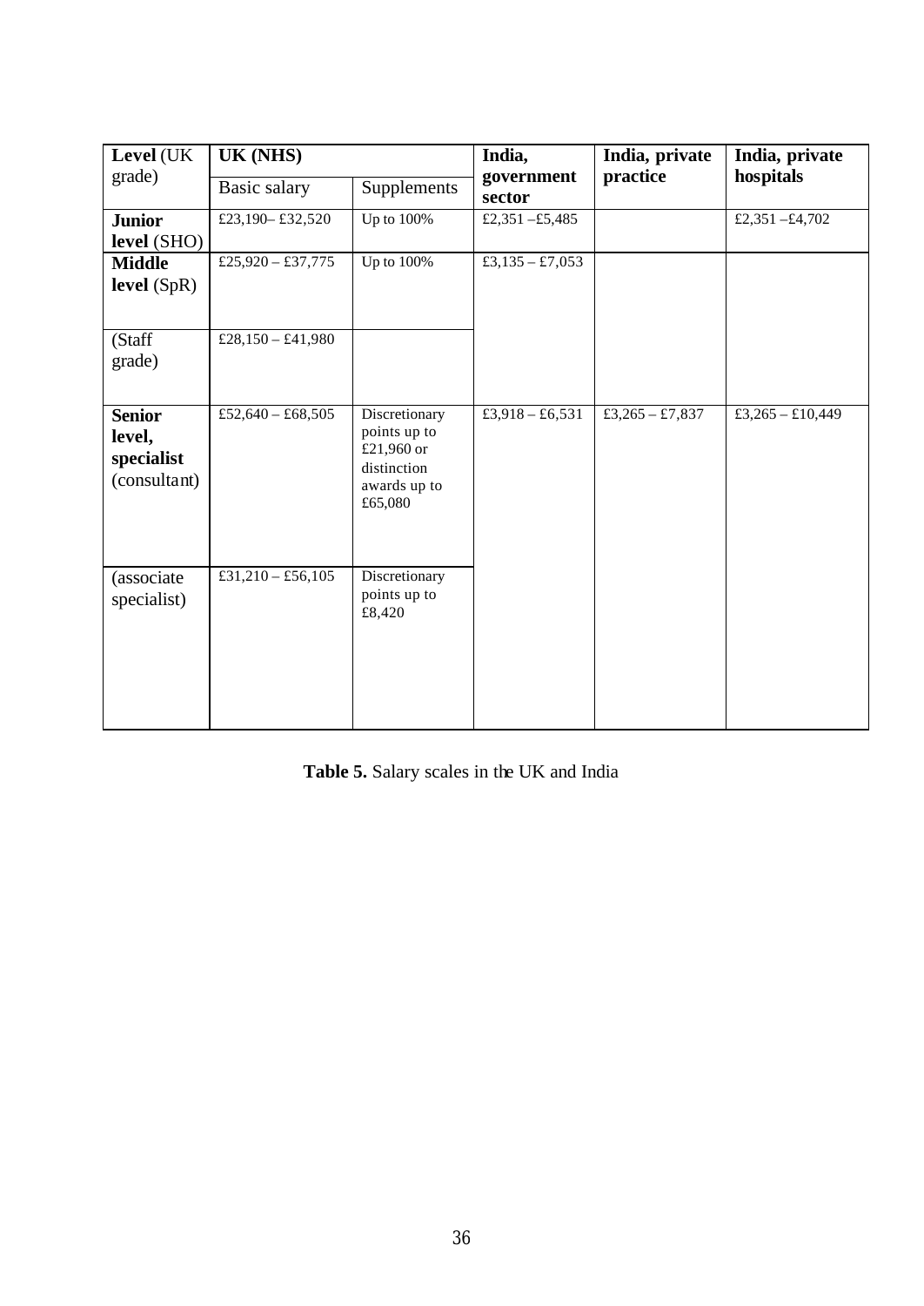| **Level** (UK grade) | **UK (NHS)** | | **India, government sector** | **India, private practice** | **India, private hospitals** |
|---|---|---|---|---|---|
| | Basic salary | Supplements | | | |
| **Junior level** (SHO) | £23,190– £32,520 | Up to 100% | £2,351 –£5,485 | | £2,351 –£4,702 |
| **Middle level** (SpR) | £25,920 – £37,775 | Up to 100% | £3,135 – £7,053 | | |
| (Staff grade) | £28,150 – £41,980 | | | | |
| **Senior level, specialist** (consultant) | £52,640 – £68,505 | Discretionary points up to £21,960 or distinction awards up to £65,080 | £3,918 – £6,531 | £3,265 – £7,837 | £3,265 – £10,449 |
| (associate specialist) | £31,210 – £56,105 | Discretionary points up to £8,420 | | | |

**Table 5.** Salary scales in the UK and India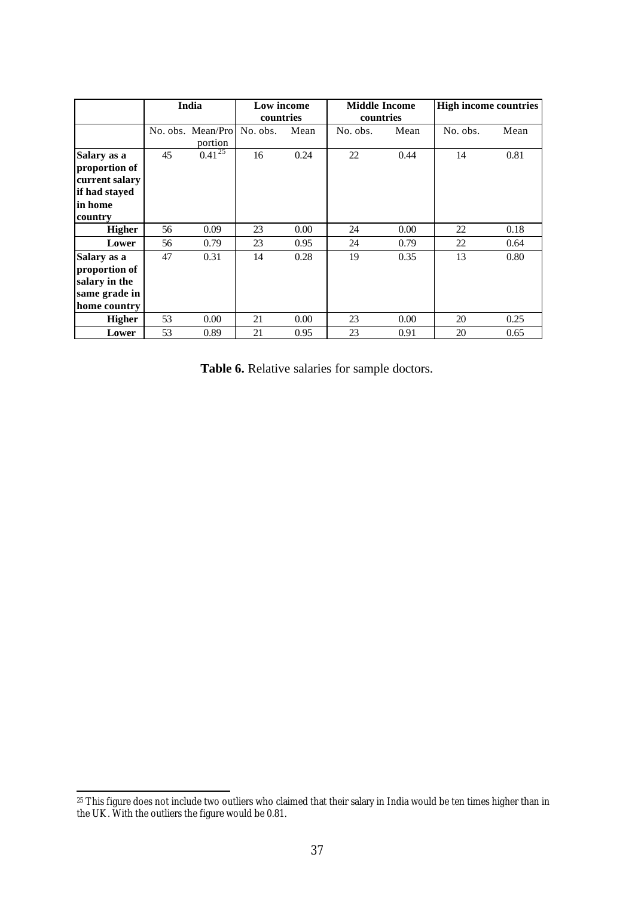| | India | | Low income countries | | Middle Income countries | | High income countries | |
|---|---|---|---|---|---|---|---|---|
| | No. obs. | Mean/Proportion | No. obs. | Mean | No. obs. | Mean | No. obs. | Mean |
| **Salary as a proportion of current salary if had stayed in home country** | 45 | 0.41[25] | 16 | 0.24 | 22 | 0.44 | 14 | 0.81 |
| **Higher** | 56 | 0.09 | 23 | 0.00 | 24 | 0.00 | 22 | 0.18 |
| **Lower** | 56 | 0.79 | 23 | 0.95 | 24 | 0.79 | 22 | 0.64 |
| **Salary as a proportion of salary in the same grade in home country** | 47 | 0.31 | 14 | 0.28 | 19 | 0.35 | 13 | 0.80 |
| **Higher** | 53 | 0.00 | 21 | 0.00 | 23 | 0.00 | 20 | 0.25 |
| **Lower** | 53 | 0.89 | 21 | 0.95 | 23 | 0.91 | 20 | 0.65 |

**Table 6.** Relative salaries for sample doctors.

[25] This figure does not include two outliers who claimed that their salary in India would be ten times higher than in the UK. With the outliers the figure would be 0.81.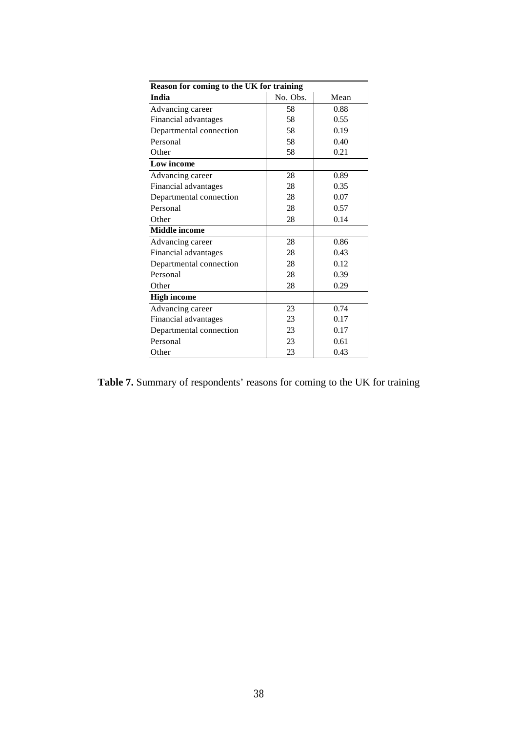| Reason for coming to the UK for training | | |
|---|---|---|
| **India** | No. Obs. | Mean |
| Advancing career | 58 | 0.88 |
| Financial advantages | 58 | 0.55 |
| Departmental connection | 58 | 0.19 |
| Personal | 58 | 0.40 |
| Other | 58 | 0.21 |
| **Low income** | | |
| Advancing career | 28 | 0.89 |
| Financial advantages | 28 | 0.35 |
| Departmental connection | 28 | 0.07 |
| Personal | 28 | 0.57 |
| Other | 28 | 0.14 |
| **Middle income** | | |
| Advancing career | 28 | 0.86 |
| Financial advantages | 28 | 0.43 |
| Departmental connection | 28 | 0.12 |
| Personal | 28 | 0.39 |
| Other | 28 | 0.29 |
| **High income** | | |
| Advancing career | 23 | 0.74 |
| Financial advantages | 23 | 0.17 |
| Departmental connection | 23 | 0.17 |
| Personal | 23 | 0.61 |
| Other | 23 | 0.43 |

**Table 7.** Summary of respondents' reasons for coming to the UK for training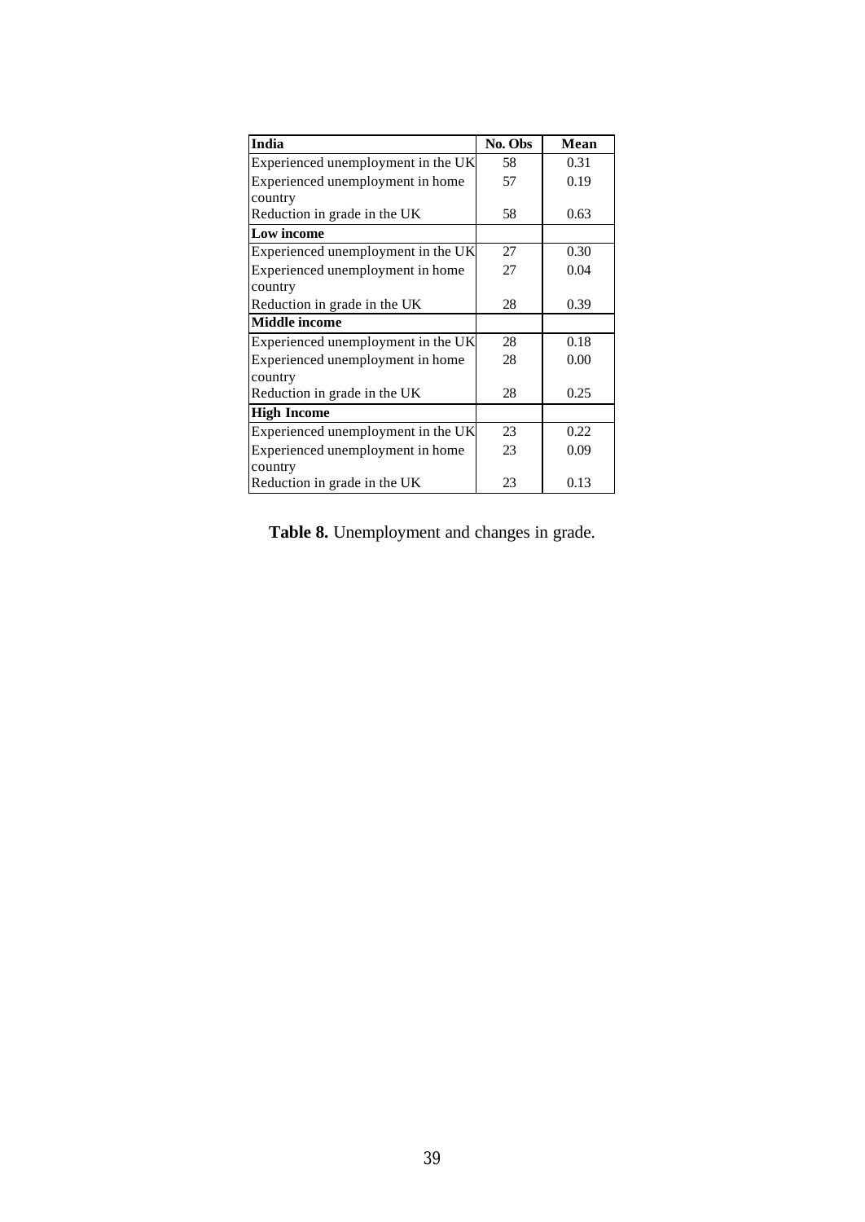| **India** | **No. Obs** | **Mean** |
|---|---|---|
| Experienced unemployment in the UK | 58 | 0.31 |
| Experienced unemployment in home country | 57 | 0.19 |
| Reduction in grade in the UK | 58 | 0.63 |
| **Low income** | | |
| Experienced unemployment in the UK | 27 | 0.30 |
| Experienced unemployment in home country | 27 | 0.04 |
| Reduction in grade in the UK | 28 | 0.39 |
| **Middle income** | | |
| Experienced unemployment in the UK | 28 | 0.18 |
| Experienced unemployment in home country | 28 | 0.00 |
| Reduction in grade in the UK | 28 | 0.25 |
| **High Income** | | |
| Experienced unemployment in the UK | 23 | 0.22 |
| Experienced unemployment in home country | 23 | 0.09 |
| Reduction in grade in the UK | 23 | 0.13 |

**Table 8.** Unemployment and changes in grade.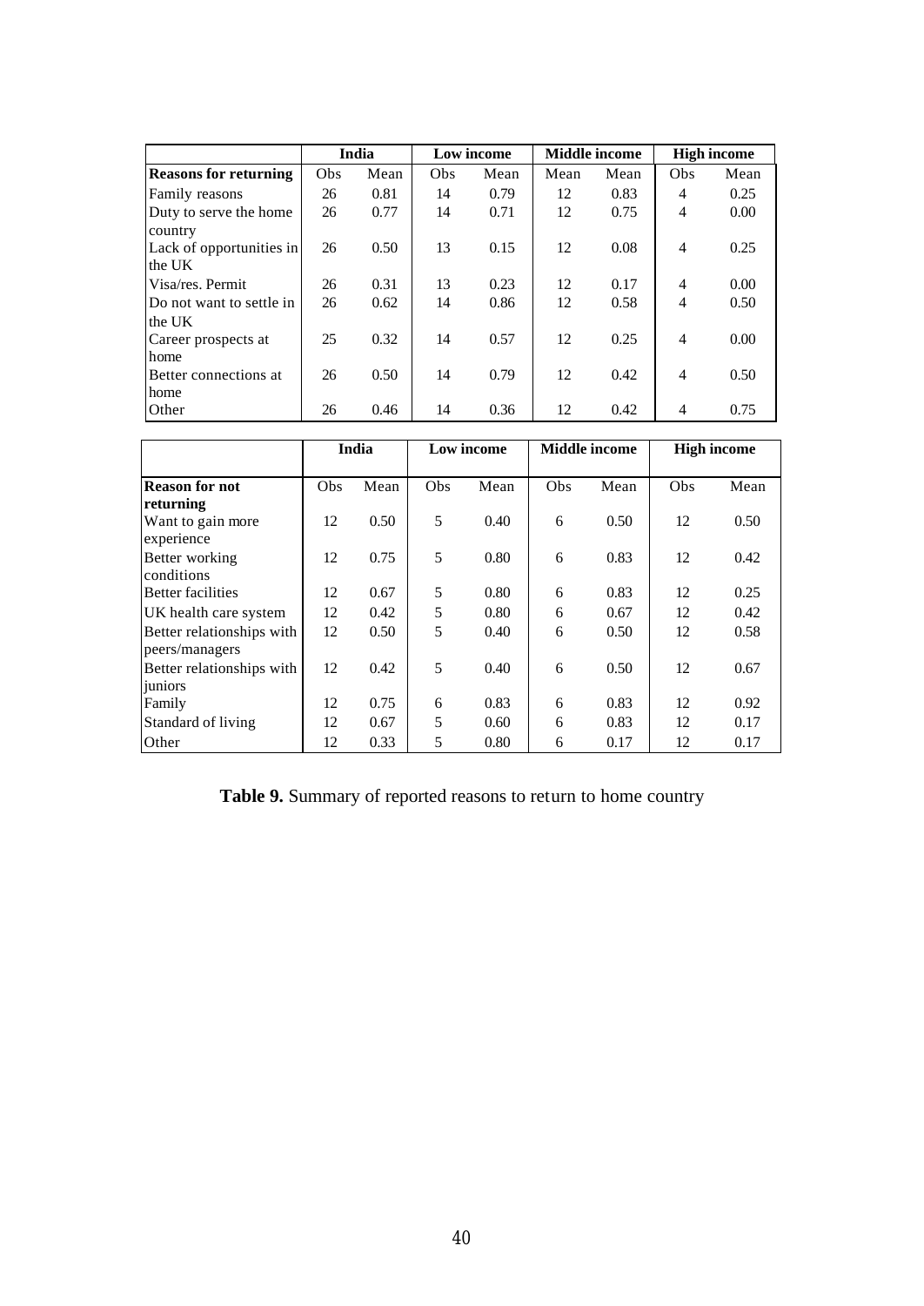| | India | | Low income | | Middle income | | High income | |
|---|---|---|---|---|---|---|---|---|
| **Reasons for returning** | Obs | Mean | Obs | Mean | Mean | Mean | Obs | Mean |
| Family reasons | 26 | 0.81 | 14 | 0.79 | 12 | 0.83 | 4 | 0.25 |
| Duty to serve the home country | 26 | 0.77 | 14 | 0.71 | 12 | 0.75 | 4 | 0.00 |
| Lack of opportunities in the UK | 26 | 0.50 | 13 | 0.15 | 12 | 0.08 | 4 | 0.25 |
| Visa/res. Permit | 26 | 0.31 | 13 | 0.23 | 12 | 0.17 | 4 | 0.00 |
| Do not want to settle in the UK | 26 | 0.62 | 14 | 0.86 | 12 | 0.58 | 4 | 0.50 |
| Career prospects at home | 25 | 0.32 | 14 | 0.57 | 12 | 0.25 | 4 | 0.00 |
| Better connections at home | 26 | 0.50 | 14 | 0.79 | 12 | 0.42 | 4 | 0.50 |
| Other | 26 | 0.46 | 14 | 0.36 | 12 | 0.42 | 4 | 0.75 |

| | India | | Low income | | Middle income | | High income | |
|---|---|---|---|---|---|---|---|---|
| **Reason for not returning** | Obs | Mean | Obs | Mean | Obs | Mean | Obs | Mean |
| Want to gain more experience | 12 | 0.50 | 5 | 0.40 | 6 | 0.50 | 12 | 0.50 |
| Better working conditions | 12 | 0.75 | 5 | 0.80 | 6 | 0.83 | 12 | 0.42 |
| Better facilities | 12 | 0.67 | 5 | 0.80 | 6 | 0.83 | 12 | 0.25 |
| UK health care system | 12 | 0.42 | 5 | 0.80 | 6 | 0.67 | 12 | 0.42 |
| Better relationships with peers/managers | 12 | 0.50 | 5 | 0.40 | 6 | 0.50 | 12 | 0.58 |
| Better relationships with juniors | 12 | 0.42 | 5 | 0.40 | 6 | 0.50 | 12 | 0.67 |
| Family | 12 | 0.75 | 6 | 0.83 | 6 | 0.83 | 12 | 0.92 |
| Standard of living | 12 | 0.67 | 5 | 0.60 | 6 | 0.83 | 12 | 0.17 |
| Other | 12 | 0.33 | 5 | 0.80 | 6 | 0.17 | 12 | 0.17 |

**Table 9.** Summary of reported reasons to return to home country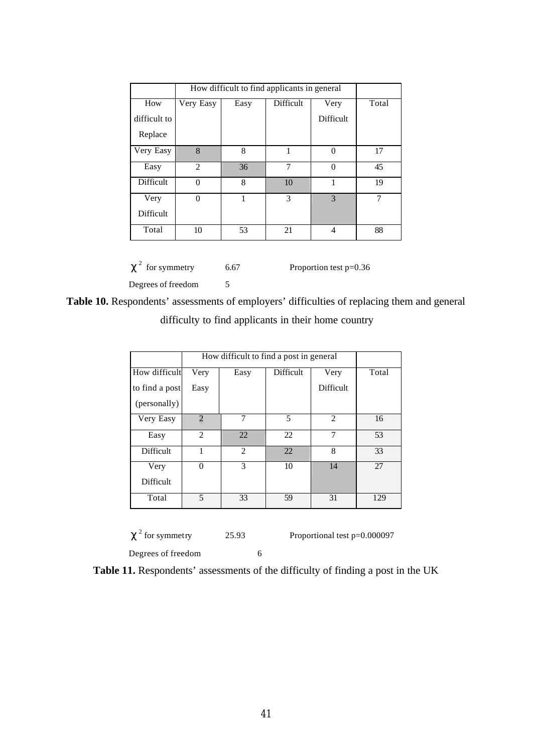| How difficult to Replace | How difficult to find applicants in general | | | | Total |
|---|---|---|---|---|---|
| | Very Easy | Easy | Difficult | Very Difficult | |
| Very Easy | 8 | 8 | 1 | 0 | 17 |
| Easy | 2 | 36 | 7 | 0 | 45 |
| Difficult | 0 | 8 | 10 | 1 | 19 |
| Very Difficult | 0 | 1 | 3 | 3 | 7 |
| Total | 10 | 53 | 21 | 4 | 88 |

$\chi^2$ for symmetry 6.67 Proportion test p=0.36

Degrees of freedom 5

**Table 10.** Respondents' assessments of employers' difficulties of replacing them and general difficulty to find applicants in their home country

| How difficult to find a post (personally) | How difficult to find a post in general | | | | Total |
|---|---|---|---|---|---|
| | Very Easy | Easy | Difficult | Very Difficult | |
| Very Easy | 2 | 7 | 5 | 2 | 16 |
| Easy | 2 | 22 | 22 | 7 | 53 |
| Difficult | 1 | 2 | 22 | 8 | 33 |
| Very Difficult | 0 | 3 | 10 | 14 | 27 |
| Total | 5 | 33 | 59 | 31 | 129 |

$\chi^2$ for symmetry 25.93 Proportional test p=0.000097

Degrees of freedom 6

**Table 11.** Respondents' assessments of the difficulty of finding a post in the UK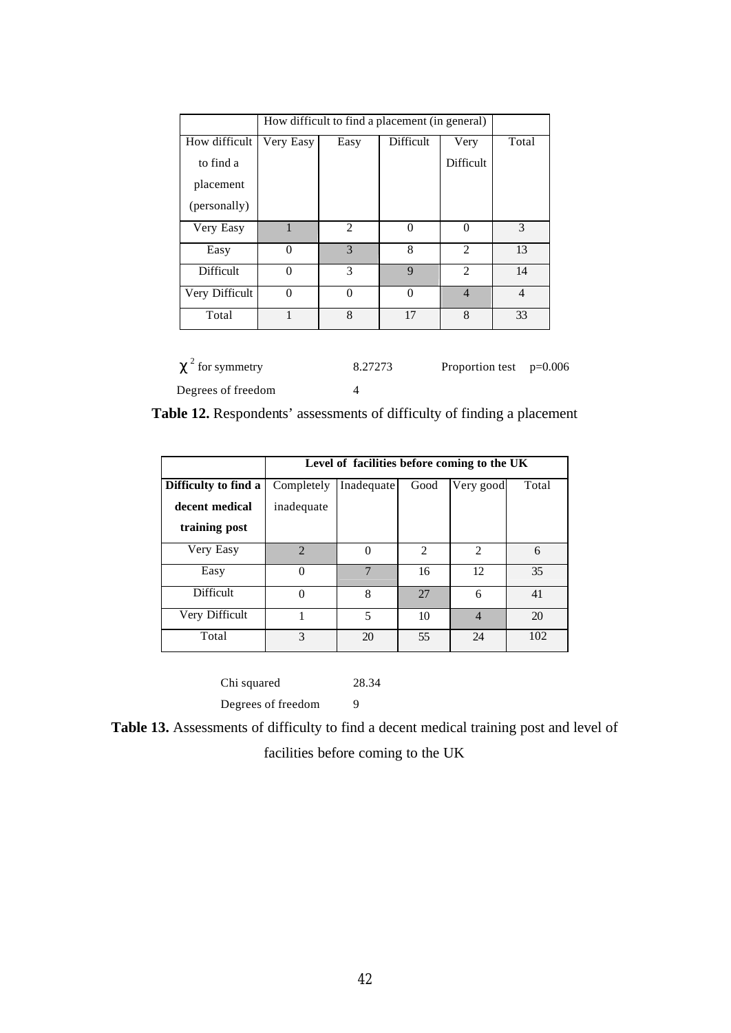| | How difficult to find a placement (in general) | | | | |
|---|---|---|---|---|---|
| How difficult to find a placement (personally) | Very Easy | Easy | Difficult | Very Difficult | Total |
| Very Easy | 1 | 2 | 0 | 0 | 3 |
| Easy | 0 | 3 | 8 | 2 | 13 |
| Difficult | 0 | 3 | 9 | 2 | 14 |
| Very Difficult | 0 | 0 | 0 | 4 | 4 |
| Total | 1 | 8 | 17 | 8 | 33 |

$\chi^2$ for symmetry 8.27273 Proportion test p=0.006

Degrees of freedom 4

**Table 12.** Respondents' assessments of difficulty of finding a placement

| | **Level of facilities before coming to the UK** | | | | |
|---|---|---|---|---|---|
| **Difficulty to find a decent medical training post** | Completely inadequate | Inadequate | Good | Very good | Total |
| Very Easy | 2 | 0 | 2 | 2 | 6 |
| Easy | 0 | 7 | 16 | 12 | 35 |
| Difficult | 0 | 8 | 27 | 6 | 41 |
| Very Difficult | 1 | 5 | 10 | 4 | 20 |
| Total | 3 | 20 | 55 | 24 | 102 |

Chi squared 28.34

Degrees of freedom 9

**Table 13.** Assessments of difficulty to find a decent medical training post and level of facilities before coming to the UK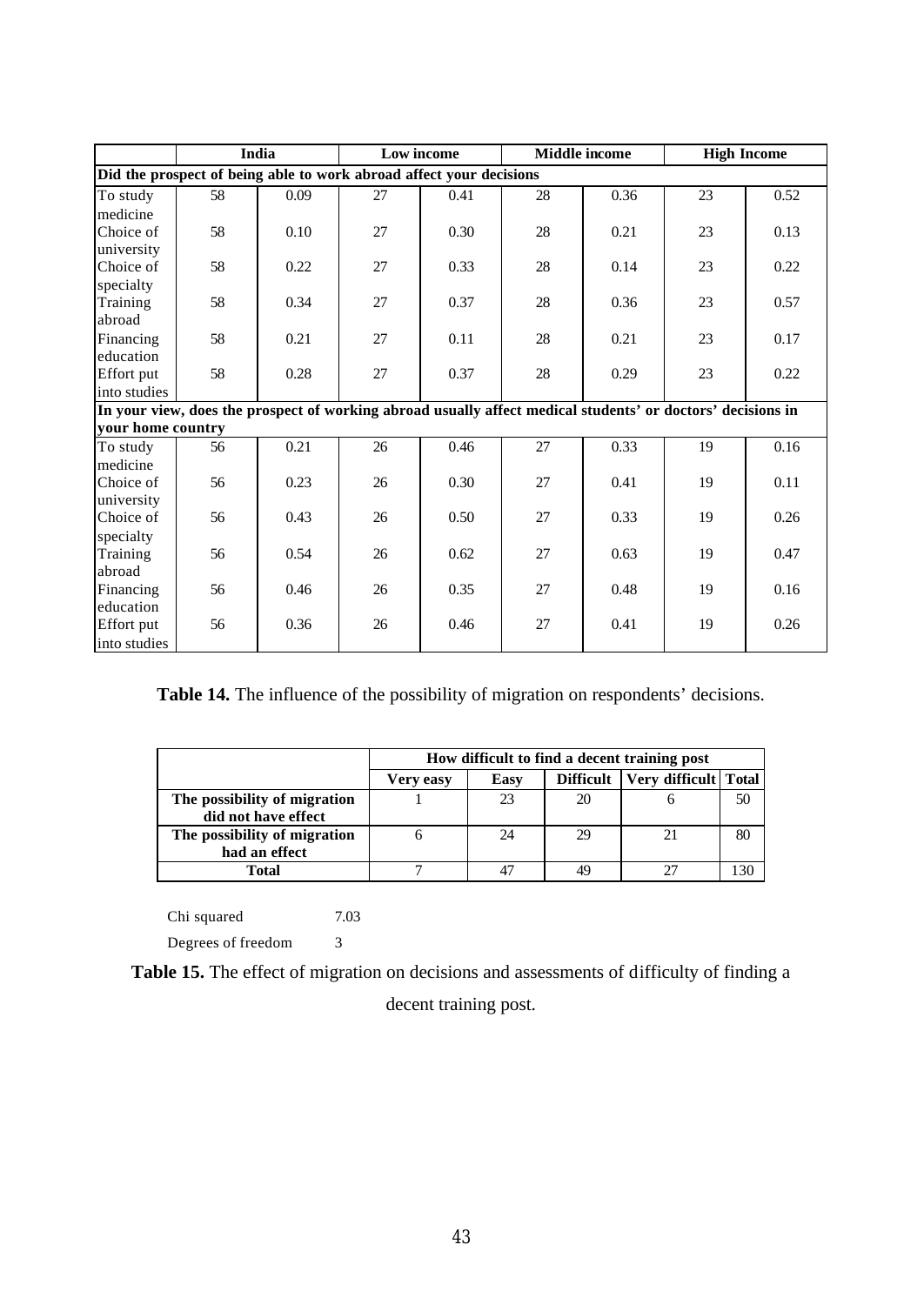| | India | | Low income | | Middle income | | High Income | |
|---|---|---|---|---|---|---|---|---|
| **Did the prospect of being able to work abroad affect your decisions** | | | | | | | | |
| To study medicine | 58 | 0.09 | 27 | 0.41 | 28 | 0.36 | 23 | 0.52 |
| Choice of university | 58 | 0.10 | 27 | 0.30 | 28 | 0.21 | 23 | 0.13 |
| Choice of specialty | 58 | 0.22 | 27 | 0.33 | 28 | 0.14 | 23 | 0.22 |
| Training abroad | 58 | 0.34 | 27 | 0.37 | 28 | 0.36 | 23 | 0.57 |
| Financing education | 58 | 0.21 | 27 | 0.11 | 28 | 0.21 | 23 | 0.17 |
| Effort put into studies | 58 | 0.28 | 27 | 0.37 | 28 | 0.29 | 23 | 0.22 |
| **In your view, does the prospect of working abroad usually affect medical students' or doctors' decisions in your home country** | | | | | | | | |
| To study medicine | 56 | 0.21 | 26 | 0.46 | 27 | 0.33 | 19 | 0.16 |
| Choice of university | 56 | 0.23 | 26 | 0.30 | 27 | 0.41 | 19 | 0.11 |
| Choice of specialty | 56 | 0.43 | 26 | 0.50 | 27 | 0.33 | 19 | 0.26 |
| Training abroad | 56 | 0.54 | 26 | 0.62 | 27 | 0.63 | 19 | 0.47 |
| Financing education | 56 | 0.46 | 26 | 0.35 | 27 | 0.48 | 19 | 0.16 |
| Effort put into studies | 56 | 0.36 | 26 | 0.46 | 27 | 0.41 | 19 | 0.26 |

**Table 14.** The influence of the possibility of migration on respondents' decisions.

| | How difficult to find a decent training post | | | | |
|---|---|---|---|---|---|
| | **Very easy** | **Easy** | **Difficult** | **Very difficult** | **Total** |
| **The possibility of migration did not have effect** | 1 | 23 | 20 | 6 | 50 |
| **The possibility of migration had an effect** | 6 | 24 | 29 | 21 | 80 |
| **Total** | 7 | 47 | 49 | 27 | 130 |

Chi squared 7.03

Degrees of freedom 3

**Table 15.** The effect of migration on decisions and assessments of difficulty of finding a decent training post.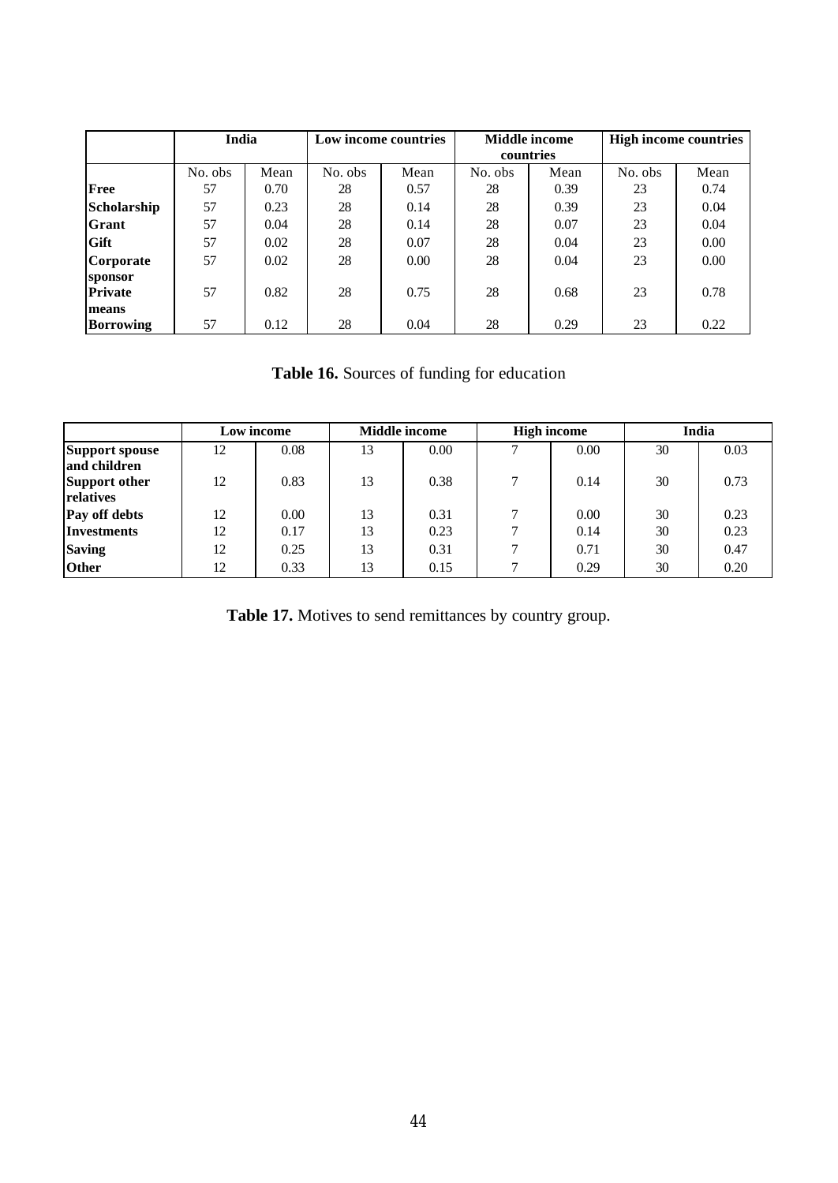| | India | | Low income countries | | Middle income countries | | High income countries | |
|---|---|---|---|---|---|---|---|---|
| | No. obs | Mean | No. obs | Mean | No. obs | Mean | No. obs | Mean |
| **Free** | 57 | 0.70 | 28 | 0.57 | 28 | 0.39 | 23 | 0.74 |
| **Scholarship** | 57 | 0.23 | 28 | 0.14 | 28 | 0.39 | 23 | 0.04 |
| **Grant** | 57 | 0.04 | 28 | 0.14 | 28 | 0.07 | 23 | 0.04 |
| **Gift** | 57 | 0.02 | 28 | 0.07 | 28 | 0.04 | 23 | 0.00 |
| **Corporate sponsor** | 57 | 0.02 | 28 | 0.00 | 28 | 0.04 | 23 | 0.00 |
| **Private means** | 57 | 0.82 | 28 | 0.75 | 28 | 0.68 | 23 | 0.78 |
| **Borrowing** | 57 | 0.12 | 28 | 0.04 | 28 | 0.29 | 23 | 0.22 |

**Table 16.** Sources of funding for education

| | Low income | | Middle income | | High income | | India | |
|---|---|---|---|---|---|---|---|---|
| **Support spouse and children** | 12 | 0.08 | 13 | 0.00 | 7 | 0.00 | 30 | 0.03 |
| **Support other relatives** | 12 | 0.83 | 13 | 0.38 | 7 | 0.14 | 30 | 0.73 |
| **Pay off debts** | 12 | 0.00 | 13 | 0.31 | 7 | 0.00 | 30 | 0.23 |
| **Investments** | 12 | 0.17 | 13 | 0.23 | 7 | 0.14 | 30 | 0.23 |
| **Saving** | 12 | 0.25 | 13 | 0.31 | 7 | 0.71 | 30 | 0.47 |
| **Other** | 12 | 0.33 | 13 | 0.15 | 7 | 0.29 | 30 | 0.20 |

**Table 17.** Motives to send remittances by country group.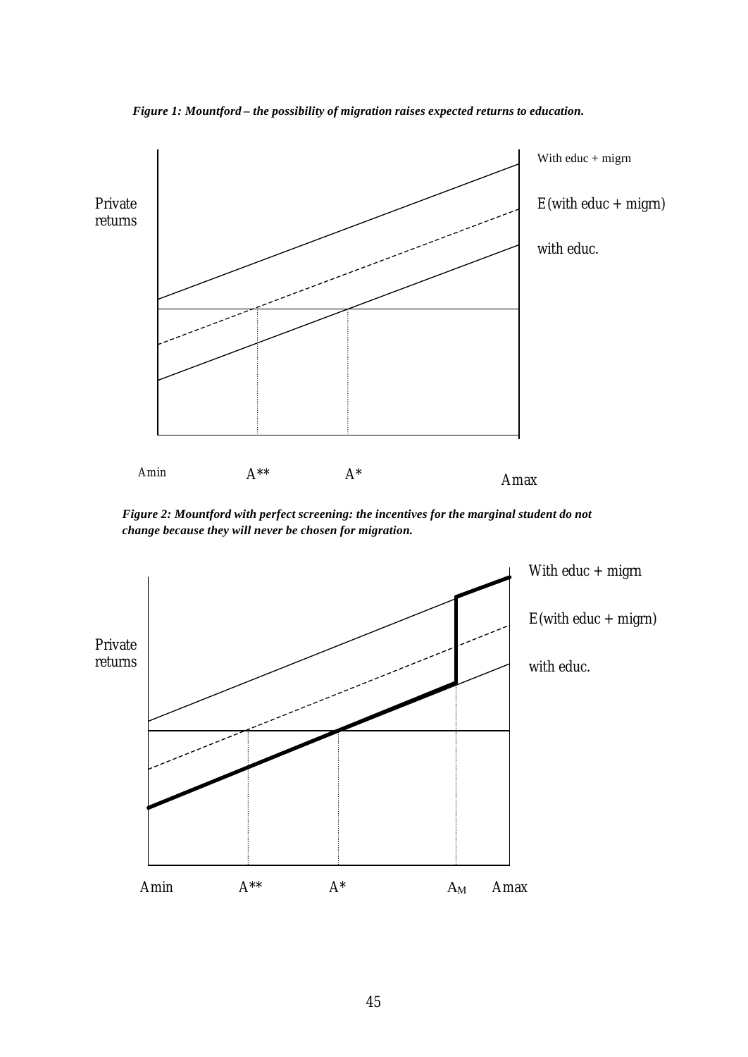***Figure 1: Mountford – the possibility of migration raises expected returns to education.***

***Figure 2: Mountford with perfect screening: the incentives for the marginal student do not change because they will never be chosen for migration.***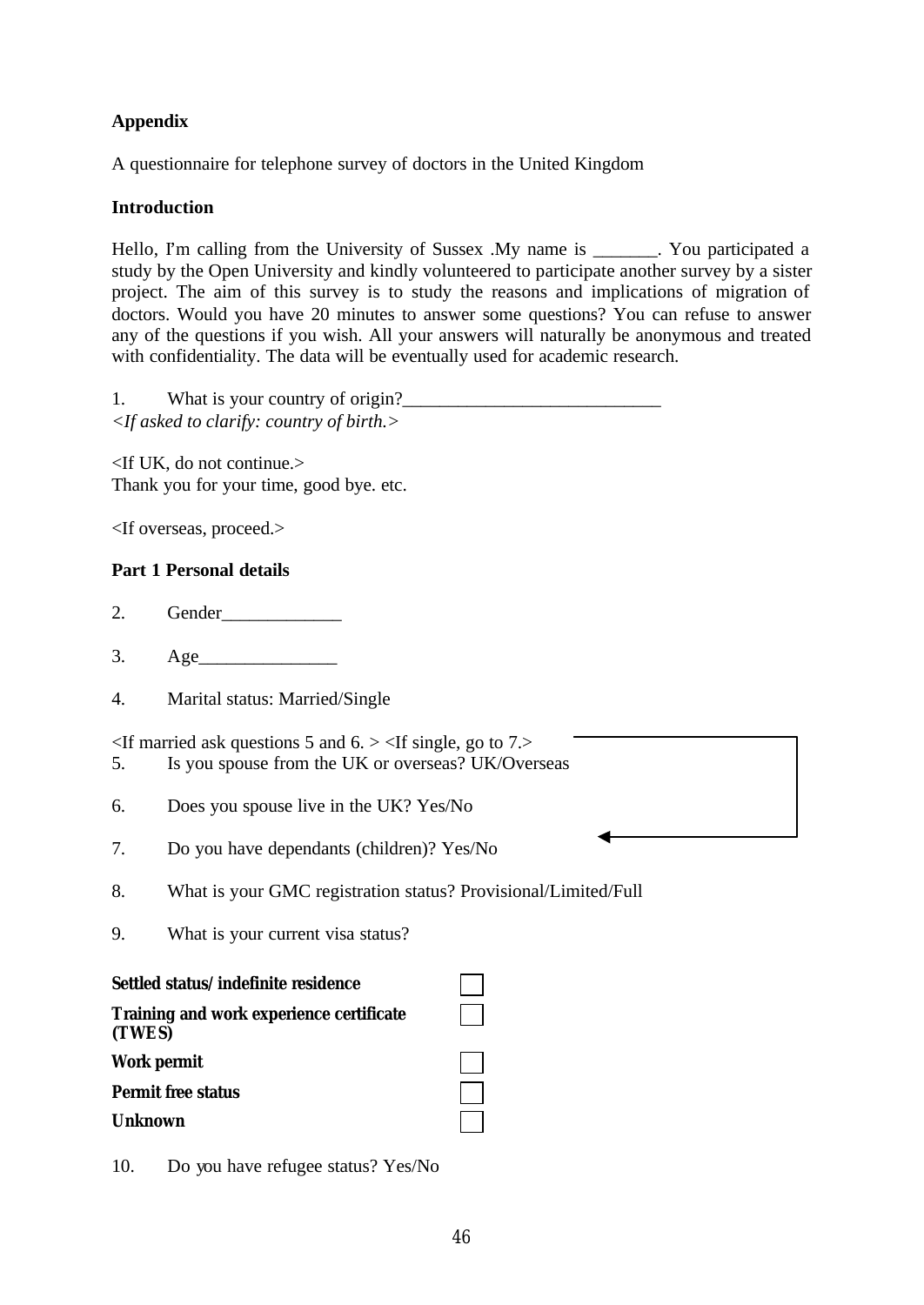**Appendix**

A questionnaire for telephone survey of doctors in the United Kingdom

**Introduction**

Hello, I'm calling from the University of Sussex .My name is _______. You participated a study by the Open University and kindly volunteered to participate another survey by a sister project. The aim of this survey is to study the reasons and implications of migration of doctors. Would you have 20 minutes to answer some questions? You can refuse to answer any of the questions if you wish. All your answers will naturally be anonymous and treated with confidentiality. The data will be eventually used for academic research.

1. What is your country of origin?____________________________

*<If asked to clarify: country of birth.>*

<If UK, do not continue.>
Thank you for your time, good bye. etc.

<If overseas, proceed.>

**Part 1 Personal details**

2. Gender_____________

3. Age_______________

4. Marital status: Married/Single

<If married ask questions 5 and 6. > <If single, go to 7.>

5. Is you spouse from the UK or overseas? UK/Overseas

6. Does you spouse live in the UK? Yes/No

7. Do you have dependants (children)? Yes/No

8. What is your GMC registration status? Provisional/Limited/Full

9. What is your current visa status?

| | |
|---|---|
| **Settled status/ indefinite residence** | ☐ |
| **Training and work experience certificate (TWES)** | ☐ |
| **Work permit** | ☐ |
| **Permit free status** | ☐ |
| **Unknown** | ☐ |

10. Do you have refugee status? Yes/No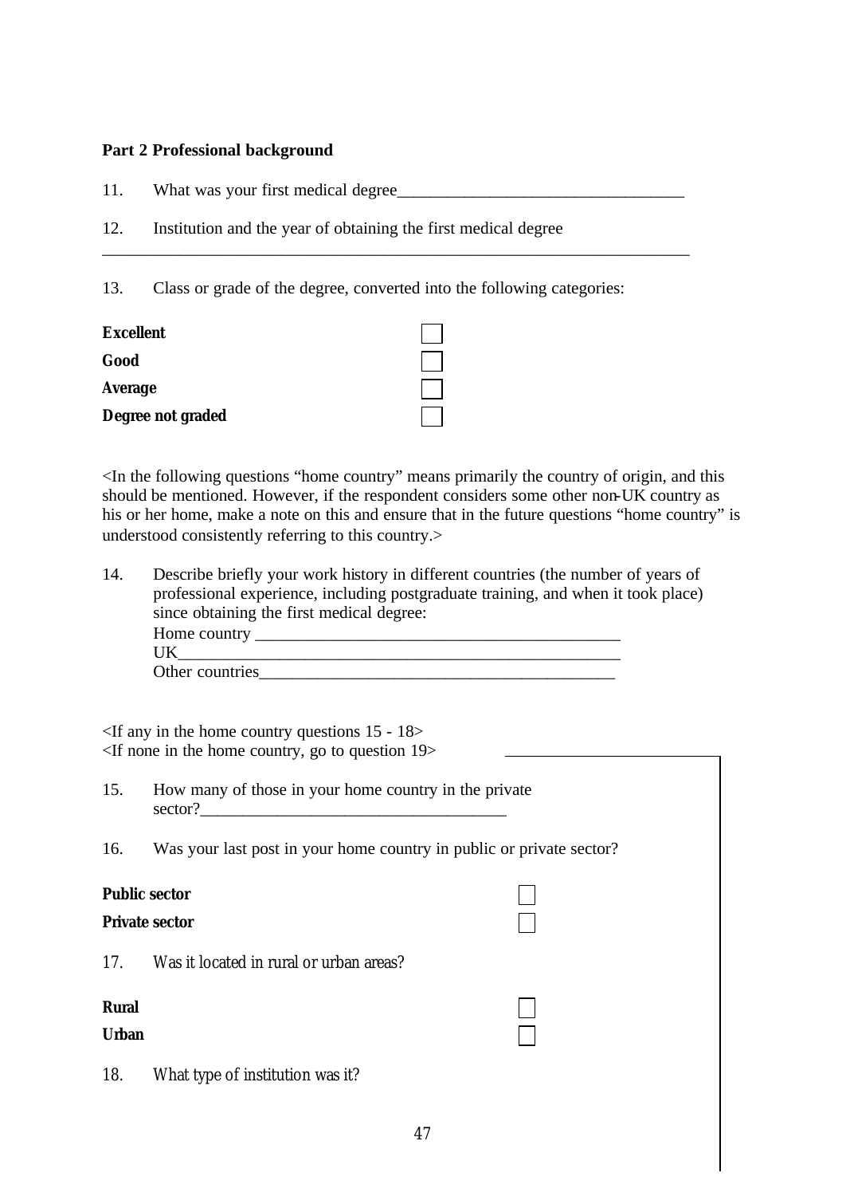**Part 2 Professional background**

11. What was your first medical degree___________________________________

12. Institution and the year of obtaining the first medical degree

______________________________________________________________________

13. Class or grade of the degree, converted into the following categories:

**Excellent** ☐

**Good** ☐

**Average** ☐

**Degree not graded** ☐

<In the following questions "home country" means primarily the country of origin, and this should be mentioned. However, if the respondent considers some other non-UK country as his or her home, make a note on this and ensure that in the future questions "home country" is understood consistently referring to this country.>

14. Describe briefly your work history in different countries (the number of years of professional experience, including postgraduate training, and when it took place) since obtaining the first medical degree:

    Home country ______________________________________________

    UK_____________________________________________________

    Other countries__________________________________________

<If any in the home country questions 15 - 18>
<If none in the home country, go to question 19>

15. How many of those in your home country in the private sector?_____________________________________

16. Was your last post in your home country in public or private sector?

**Public sector** ☐

**Private sector** ☐

17. Was it located in rural or urban areas?

**Rural** ☐

**Urban** ☐

18. What type of institution was it?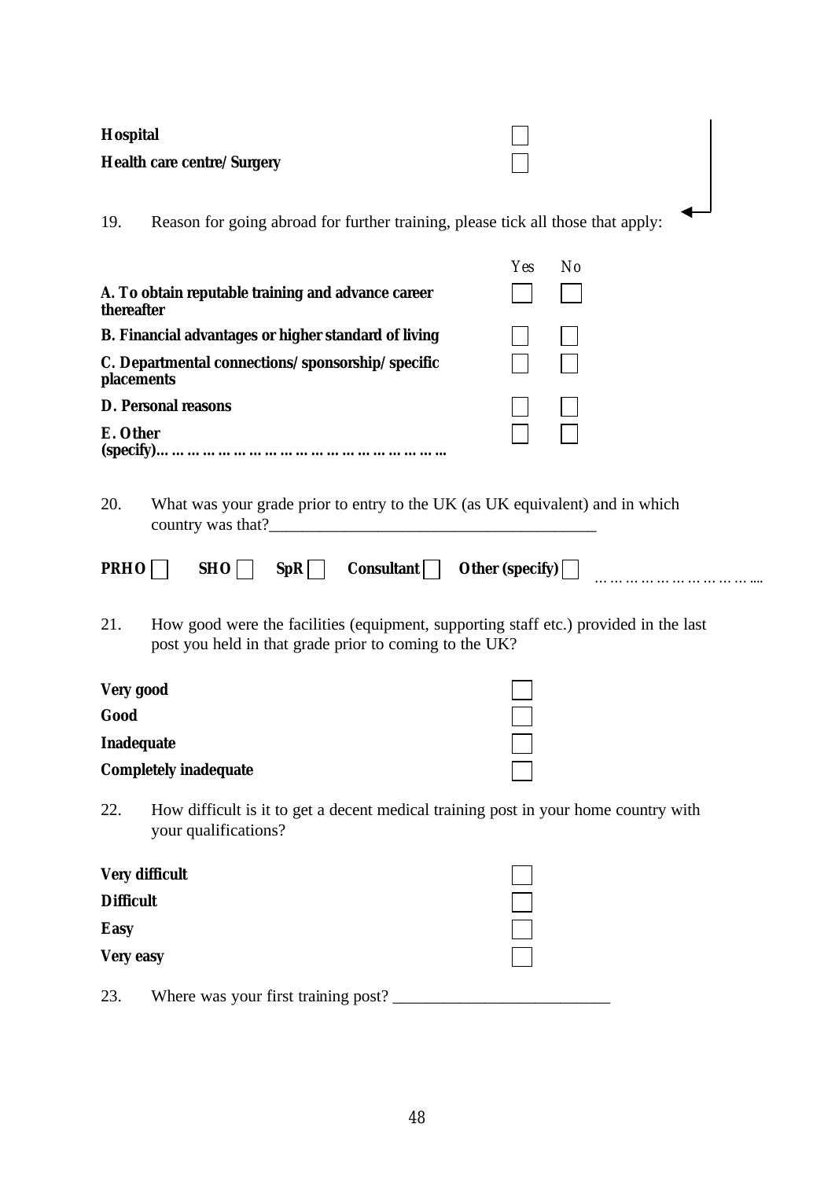**Hospital** ☐

**Health care centre/Surgery** ☐

19. Reason for going abroad for further training, please tick all those that apply:

| | *Yes* | *No* |
|---|---|---|
| **A. To obtain reputable training and advance career thereafter** | ☐ | ☐ |
| **B. Financial advantages or higher standard of living** | ☐ | ☐ |
| **C. Departmental connections/sponsorship/specific placements** | ☐ | ☐ |
| **D. Personal reasons** | ☐ | ☐ |
| **E. Other (specify)………………………………………………** | ☐ | ☐ |

20. What was your grade prior to entry to the UK (as UK equivalent) and in which country was that?_______________________________________

**PRHO** ☐ **SHO** ☐ **SpR** ☐ **Consultant** ☐ **Other (specify)** ☐ ……………………………....

21. How good were the facilities (equipment, supporting staff etc.) provided in the last post you held in that grade prior to coming to the UK?

**Very good** ☐

**Good** ☐

**Inadequate** ☐

**Completely inadequate** ☐

22. How difficult is it to get a decent medical training post in your home country with your qualifications?

**Very difficult** ☐

**Difficult** ☐

**Easy** ☐

**Very easy** ☐

23. Where was your first training post? _________________________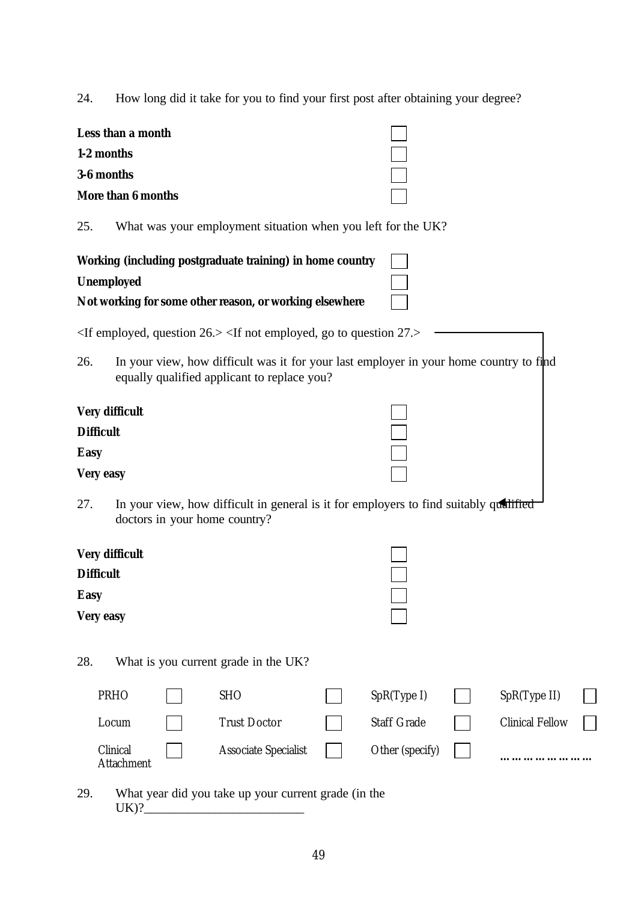24. How long did it take for you to find your first post after obtaining your degree?

**Less than a month** ☐
**1-2 months** ☐
**3-6 months** ☐
**More than 6 months** ☐

25. What was your employment situation when you left for the UK?

**Working (including postgraduate training) in home country** ☐
**Unemployed** ☐
**Not working for some other reason, or working elsewhere** ☐

<If employed, question 26.> <If not employed, go to question 27.>

26. In your view, how difficult was it for your last employer in your home country to find equally qualified applicant to replace you?

**Very difficult** ☐
**Difficult** ☐
**Easy** ☐
**Very easy** ☐

27. In your view, how difficult in general is it for employers to find suitably qualified doctors in your home country?

**Very difficult** ☐
**Difficult** ☐
**Easy** ☐
**Very easy** ☐

28. What is you current grade in the UK?

| | | | | | | | |
|---|---|---|---|---|---|---|---|
| PRHO | ☐ | SHO | ☐ | SpR(Type I) | ☐ | SpR(Type II) | ☐ |
| Locum | ☐ | Trust Doctor | ☐ | Staff Grade | ☐ | Clinical Fellow | ☐ |
| Clinical Attachment | ☐ | Associate Specialist | ☐ | Other (specify) | ☐ | ………………… | |

29. What year did you take up your current grade (in the UK)?\_\_\_\_\_\_\_\_\_\_\_\_\_\_\_\_\_\_\_\_\_\_\_\_\_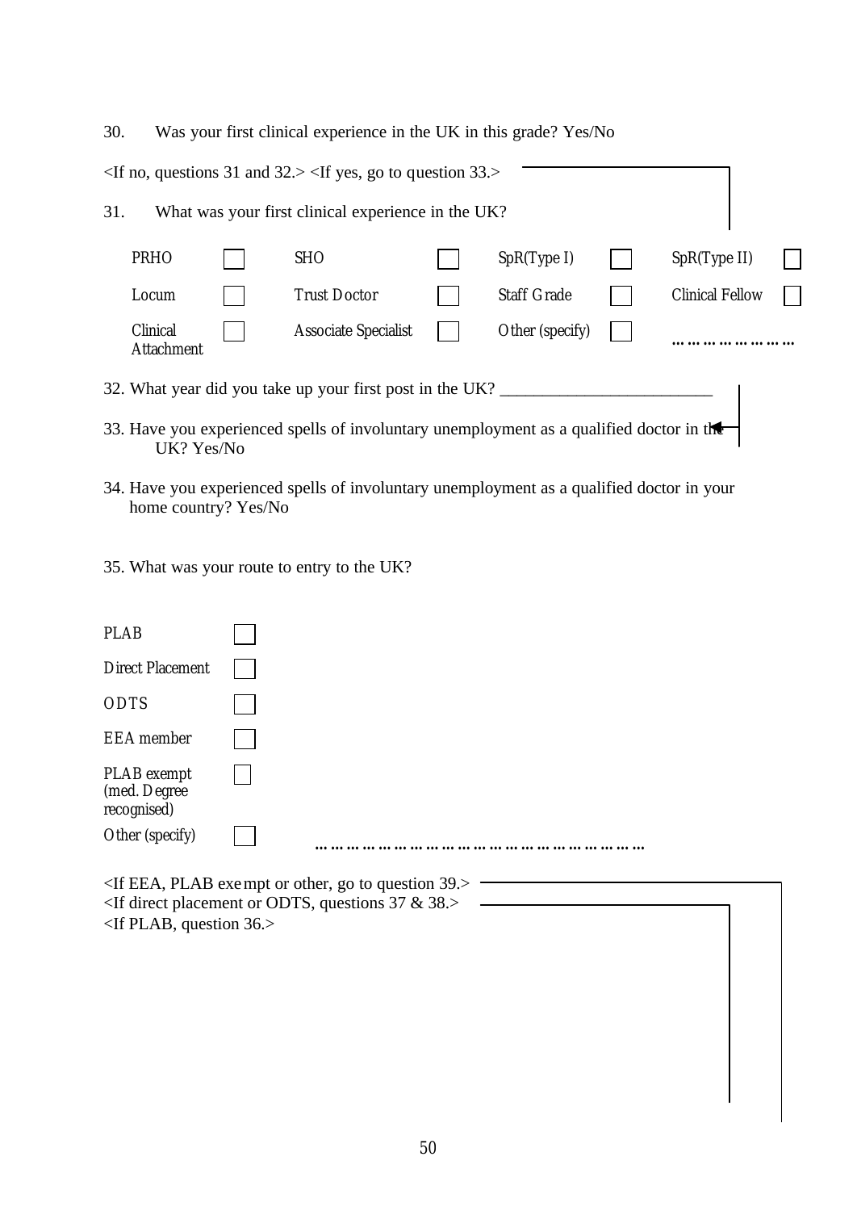30. Was your first clinical experience in the UK in this grade? Yes/No

<If no, questions 31 and 32.> <If yes, go to question 33.>

31. What was your first clinical experience in the UK?

| | | | | | | | |
|---|---|---|---|---|---|---|---|
| PRHO | ☐ | SHO | ☐ | SpR(Type I) | ☐ | SpR(Type II) | ☐ |
| Locum | ☐ | Trust Doctor | ☐ | Staff Grade | ☐ | Clinical Fellow | ☐ |
| Clinical Attachment | ☐ | Associate Specialist | ☐ | Other (specify) | ☐ | ……………………… | |

32. What year did you take up your first post in the UK? \_\_\_\_\_\_\_\_\_\_\_\_\_\_\_\_\_\_\_\_\_\_\_\_\_

33. Have you experienced spells of involuntary unemployment as a qualified doctor in the UK? Yes/No

34. Have you experienced spells of involuntary unemployment as a qualified doctor in your home country? Yes/No

35. What was your route to entry to the UK?

| | |
|---|---|
| PLAB | ☐ |
| Direct Placement | ☐ |
| ODTS | ☐ |
| EEA member | ☐ |
| PLAB exempt (med. Degree recognised) | ☐ |
| Other (specify) | ☐ ……………………………………………………………… |

<If EEA, PLAB exempt or other, go to question 39.>
<If direct placement or ODTS, questions 37 & 38.>
<If PLAB, question 36.>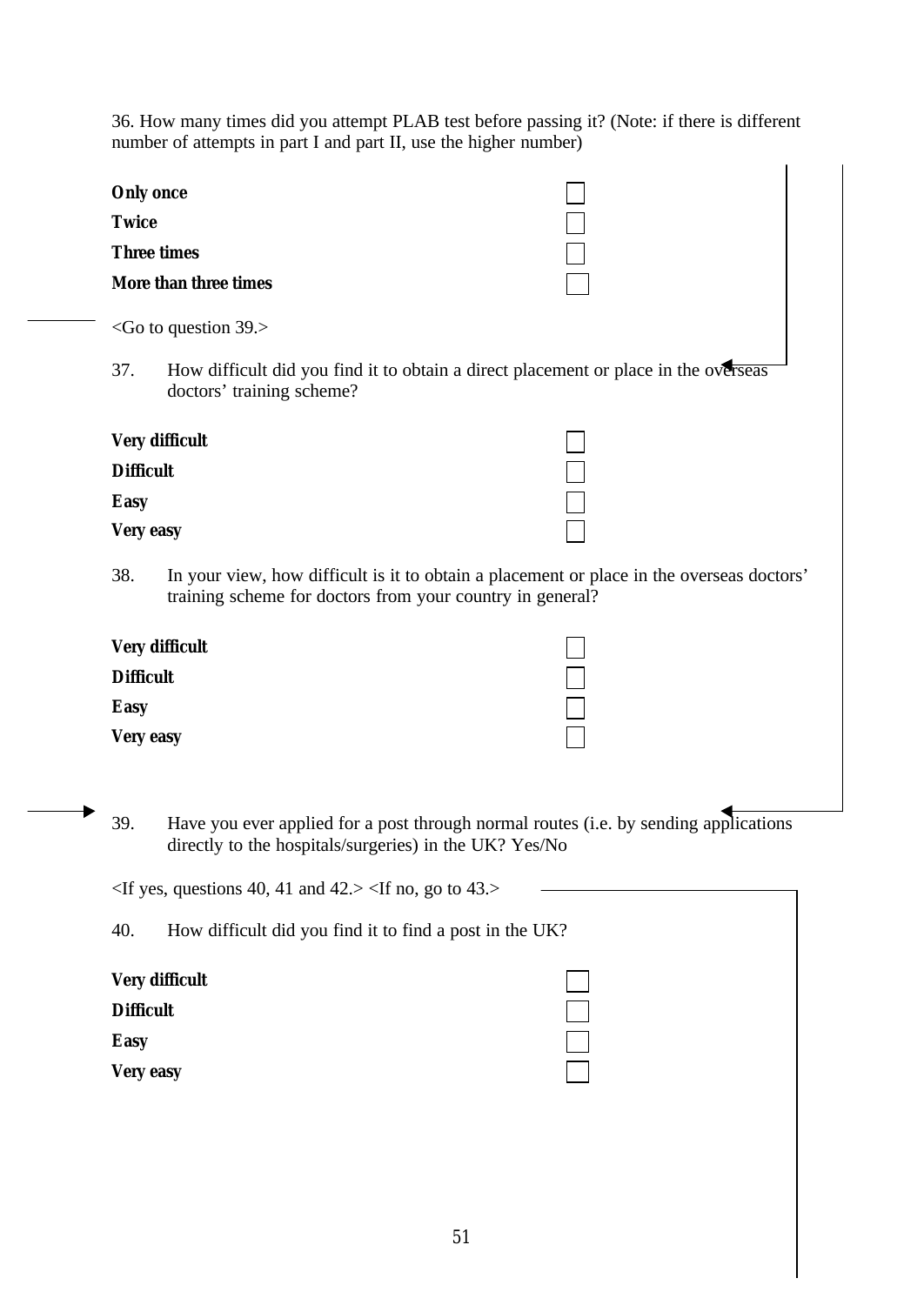36. How many times did you attempt PLAB test before passing it? (Note: if there is different number of attempts in part I and part II, use the higher number)

**Only once** ☐
**Twice** ☐
**Three times** ☐
**More than three times** ☐

<Go to question 39.>

37. How difficult did you find it to obtain a direct placement or place in the overseas doctors' training scheme?

**Very difficult** ☐
**Difficult** ☐
**Easy** ☐
**Very easy** ☐

38. In your view, how difficult is it to obtain a placement or place in the overseas doctors' training scheme for doctors from your country in general?

**Very difficult** ☐
**Difficult** ☐
**Easy** ☐
**Very easy** ☐

39. Have you ever applied for a post through normal routes (i.e. by sending applications directly to the hospitals/surgeries) in the UK? Yes/No

<If yes, questions 40, 41 and 42.> <If no, go to 43.>

40. How difficult did you find it to find a post in the UK?

**Very difficult** ☐
**Difficult** ☐
**Easy** ☐
**Very easy** ☐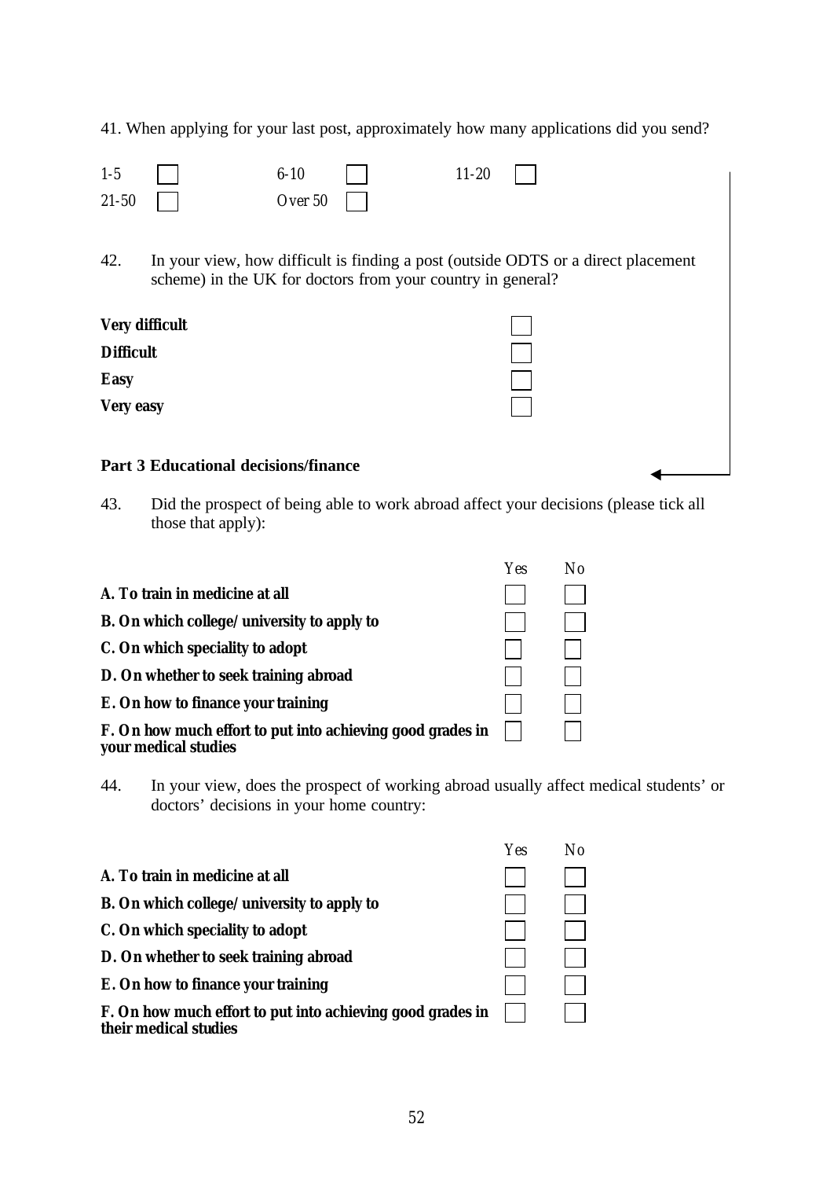41. When applying for your last post, approximately how many applications did you send?

| | | | | | |
|---|---|---|---|---|---|
| 1-5 | ☐ | 6-10 | ☐ | 11-20 | ☐ |
| 21-50 | ☐ | Over 50 | ☐ | | |

42. In your view, how difficult is finding a post (outside ODTS or a direct placement scheme) in the UK for doctors from your country in general?

| | |
|---|---|
| **Very difficult** | ☐ |
| **Difficult** | ☐ |
| **Easy** | ☐ |
| **Very easy** | ☐ |

**Part 3 Educational decisions/finance**

43. Did the prospect of being able to work abroad affect your decisions (please tick all those that apply):

| | *Yes* | *No* |
|---|---|---|
| **A. To train in medicine at all** | ☐ | ☐ |
| **B. On which college/university to apply to** | ☐ | ☐ |
| **C. On which speciality to adopt** | ☐ | ☐ |
| **D. On whether to seek training abroad** | ☐ | ☐ |
| **E. On how to finance your training** | ☐ | ☐ |
| **F. On how much effort to put into achieving good grades in your medical studies** | ☐ | ☐ |

44. In your view, does the prospect of working abroad usually affect medical students' or doctors' decisions in your home country:

| | *Yes* | *No* |
|---|---|---|
| **A. To train in medicine at all** | ☐ | ☐ |
| **B. On which college/university to apply to** | ☐ | ☐ |
| **C. On which speciality to adopt** | ☐ | ☐ |
| **D. On whether to seek training abroad** | ☐ | ☐ |
| **E. On how to finance your training** | ☐ | ☐ |
| **F. On how much effort to put into achieving good grades in their medical studies** | ☐ | ☐ |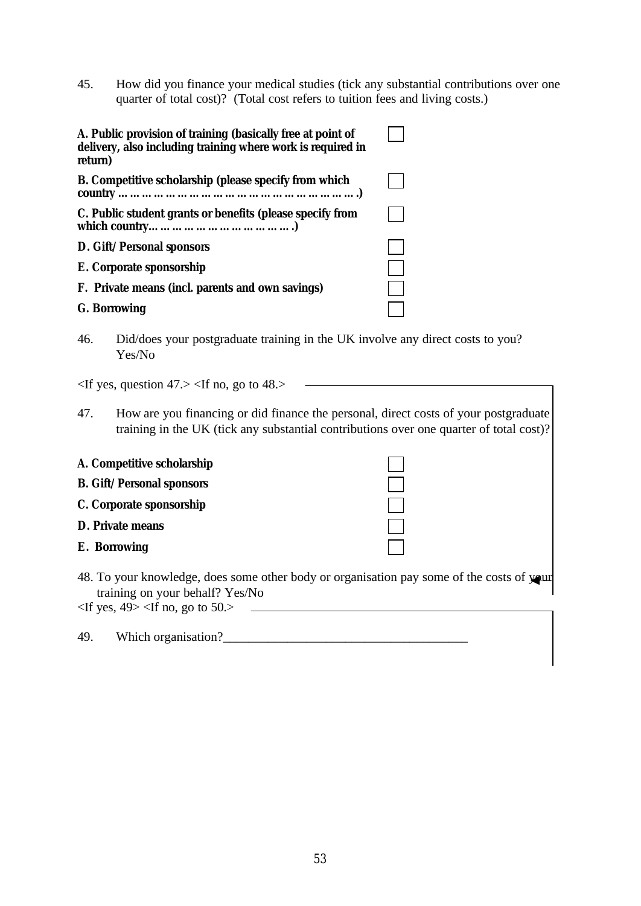45. How did you finance your medical studies (tick any substantial contributions over one quarter of total cost)? (Total cost refers to tuition fees and living costs.)

**A. Public provision of training (basically free at point of delivery, also including training where work is required in return)** ☐

**B. Competitive scholarship (please specify from which country ……………………………………………………….)** ☐

**C. Public student grants or benefits (please specify from which country…………………………………….)** ☐

**D. Gift/Personal sponsors** ☐

**E. Corporate sponsorship** ☐

**F. Private means (incl. parents and own savings)** ☐

**G. Borrowing** ☐

46. Did/does your postgraduate training in the UK involve any direct costs to you? Yes/No

<If yes, question 47.> <If no, go to 48.>

47. How are you financing or did finance the personal, direct costs of your postgraduate training in the UK (tick any substantial contributions over one quarter of total cost)?

**A. Competitive scholarship** ☐

**B. Gift/Personal sponsors** ☐

**C. Corporate sponsorship** ☐

**D. Private means** ☐

**E. Borrowing** ☐

48. To your knowledge, does some other body or organisation pay some of the costs of your training on your behalf? Yes/No

<If yes, 49> <If no, go to 50.>

49. Which organisation?_______________________________________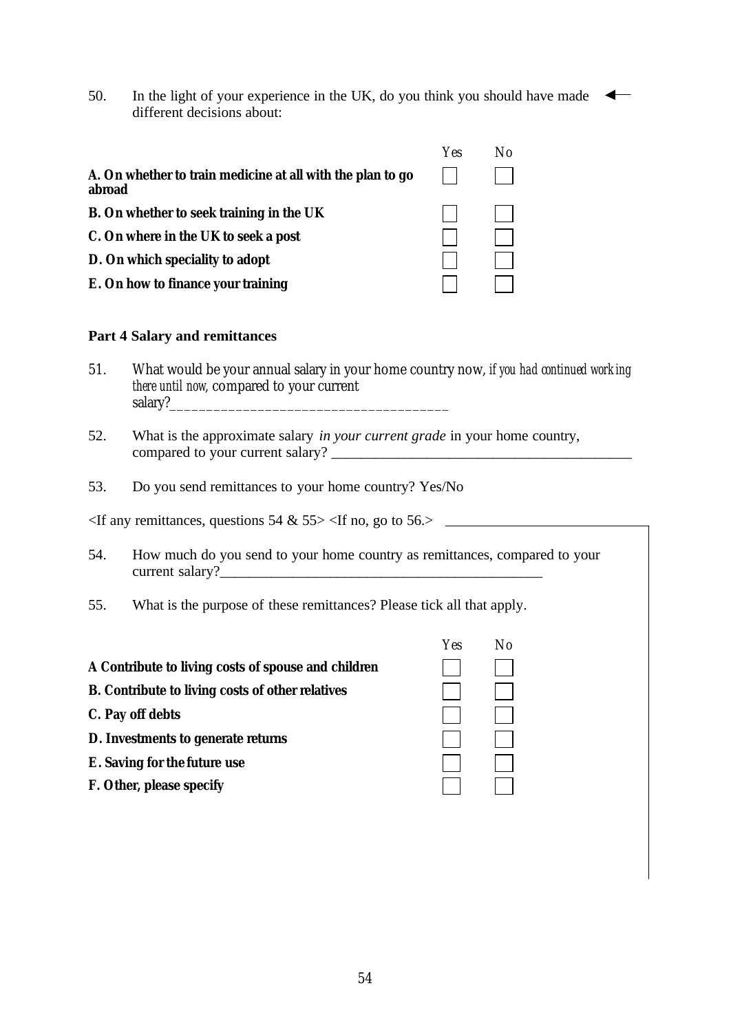50. In the light of your experience in the UK, do you think you should have made different decisions about:

| | Yes | No |
|---|---|---|
| **A. On whether to train medicine at all with the plan to go abroad** | ☐ | ☐ |
| **B. On whether to seek training in the UK** | ☐ | ☐ |
| **C. On where in the UK to seek a post** | ☐ | ☐ |
| **D. On which speciality to adopt** | ☐ | ☐ |
| **E. On how to finance your training** | ☐ | ☐ |

**Part 4 Salary and remittances**

51. What would be your annual salary in your home country now, *if you had continued working there until now*, compared to your current salary?____________________________________

52. What is the approximate salary *in your current grade* in your home country, compared to your current salary? ________________________________________

53. Do you send remittances to your home country? Yes/No

<If any remittances, questions 54 & 55> <If no, go to 56.>

54. How much do you send to your home country as remittances, compared to your current salary?____________________________________________

55. What is the purpose of these remittances? Please tick all that apply.

| | Yes | No |
|---|---|---|
| **A Contribute to living costs of spouse and children** | ☐ | ☐ |
| **B. Contribute to living costs of other relatives** | ☐ | ☐ |
| **C. Pay off debts** | ☐ | ☐ |
| **D. Investments to generate returns** | ☐ | ☐ |
| **E. Saving for the future use** | ☐ | ☐ |
| **F. Other, please specify** | ☐ | ☐ |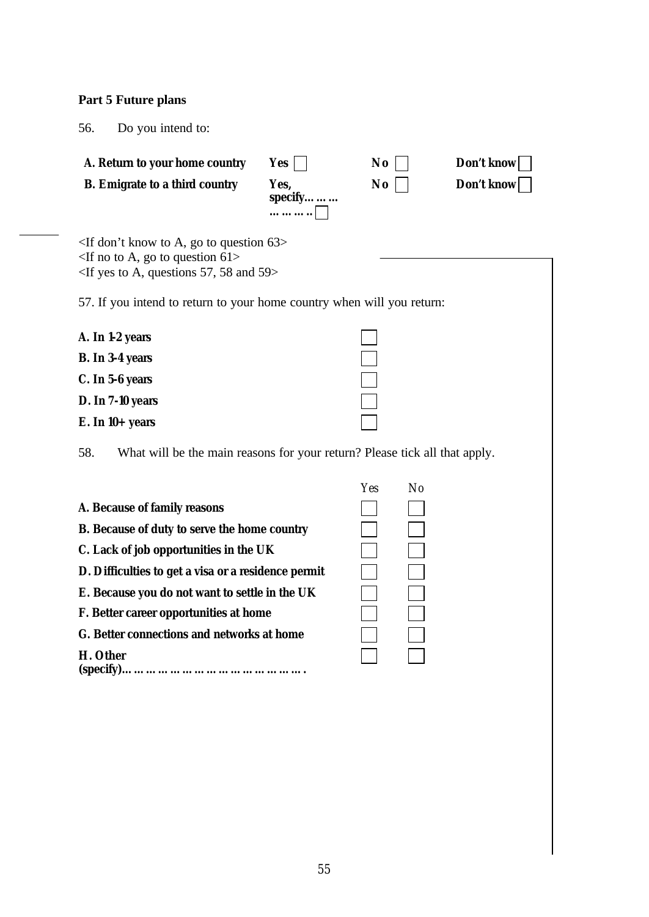**Part 5 Future plans**

56. Do you intend to:

| | | | |
|---|---|---|---|
| **A. Return to your home country** | **Yes** ☐ | **No** ☐ | **Don't know** ☐ |
| **B. Emigrate to a third country** | **Yes, specify………………** ☐ | **No** ☐ | **Don't know** ☐ |

<If don't know to A, go to question 63>
<If no to A, go to question 61>
<If yes to A, questions 57, 58 and 59>

57. If you intend to return to your home country when will you return:

| | |
|---|---|
| **A. In 1-2 years** | ☐ |
| **B. In 3-4 years** | ☐ |
| **C. In 5-6 years** | ☐ |
| **D. In 7-10 years** | ☐ |
| **E. In 10+ years** | ☐ |

58. What will be the main reasons for your return? Please tick all that apply.

| | Yes | No |
|---|---|---|
| **A. Because of family reasons** | ☐ | ☐ |
| **B. Because of duty to serve the home country** | ☐ | ☐ |
| **C. Lack of job opportunities in the UK** | ☐ | ☐ |
| **D. Difficulties to get a visa or a residence permit** | ☐ | ☐ |
| **E. Because you do not want to settle in the UK** | ☐ | ☐ |
| **F. Better career opportunities at home** | ☐ | ☐ |
| **G. Better connections and networks at home** | ☐ | ☐ |
| **H. Other (specify)………………………………………….** | ☐ | ☐ |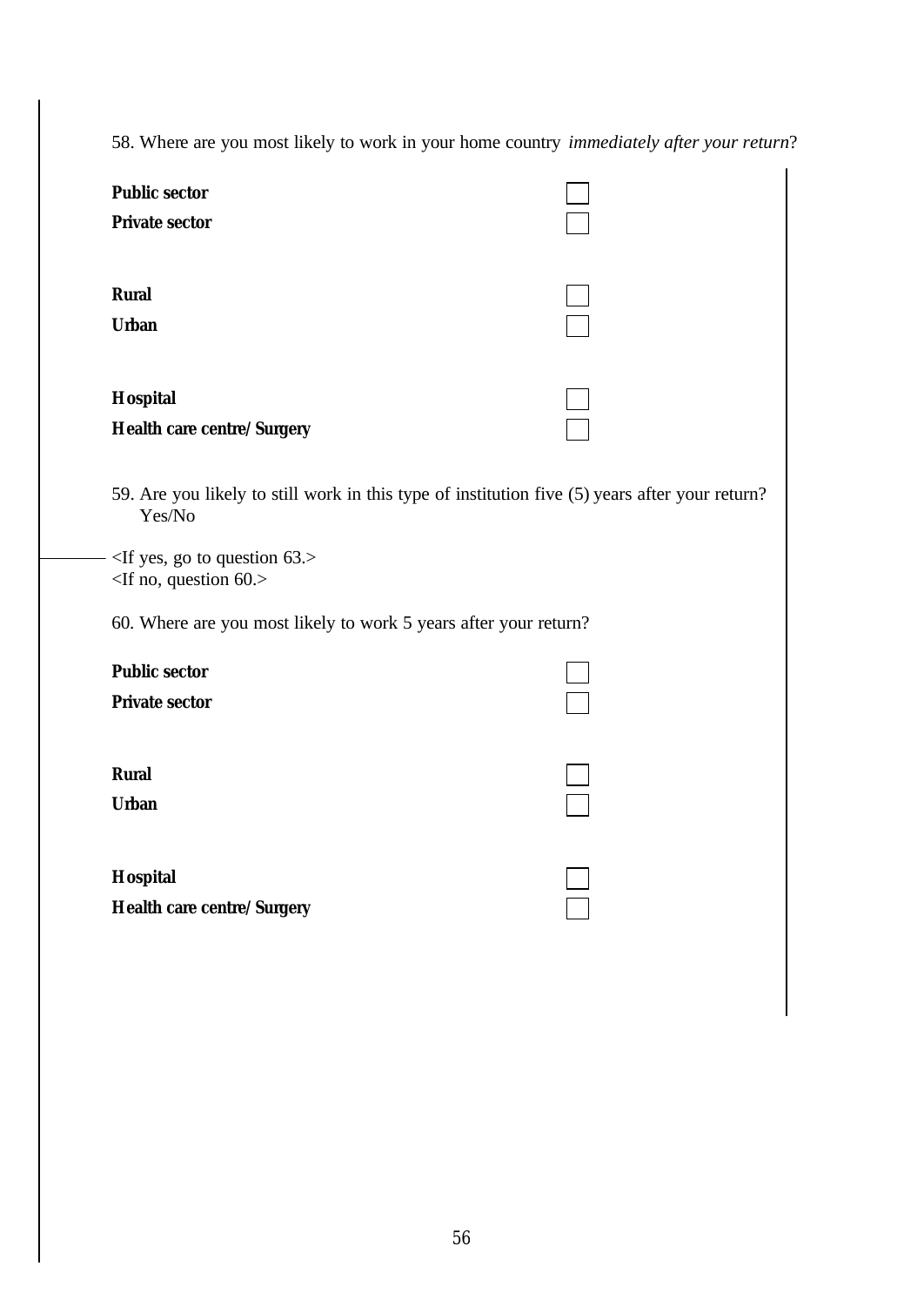58. Where are you most likely to work in your home country *immediately after your return*?

**Public sector** ☐
**Private sector** ☐

**Rural** ☐
**Urban** ☐

**Hospital** ☐
**Health care centre/ Surgery** ☐

59. Are you likely to still work in this type of institution five (5) years after your return? Yes/No

<If yes, go to question 63.>
<If no, question 60.>

60. Where are you most likely to work 5 years after your return?

**Public sector** ☐
**Private sector** ☐

**Rural** ☐
**Urban** ☐

**Hospital** ☐
**Health care centre/ Surgery** ☐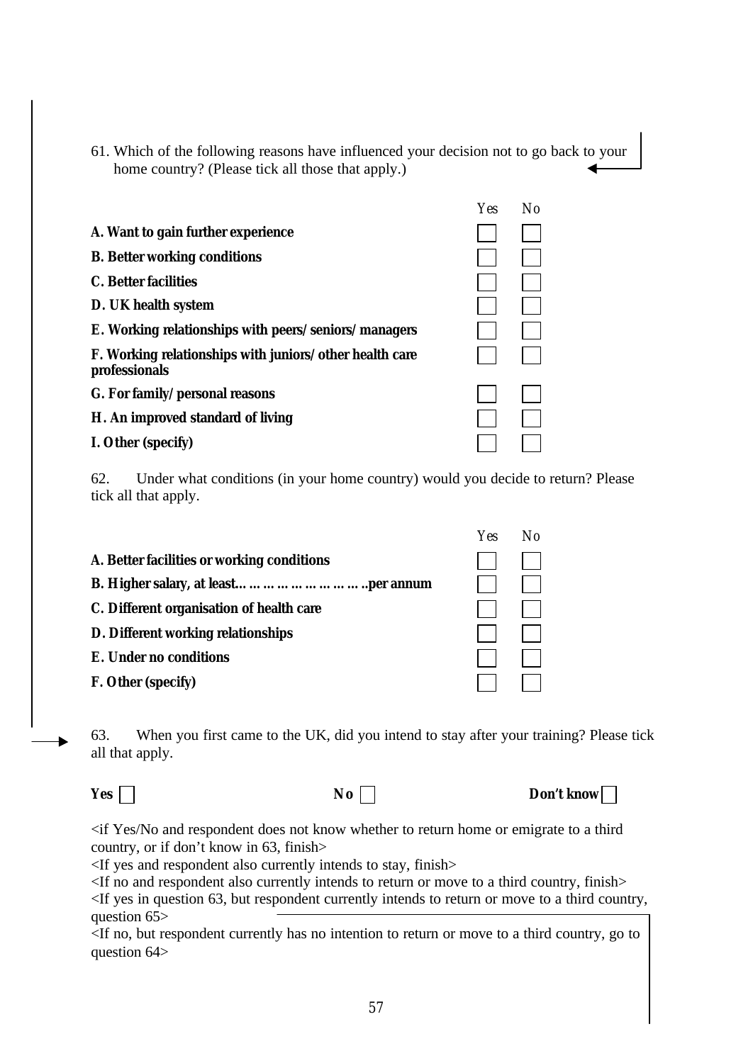61. Which of the following reasons have influenced your decision not to go back to your home country? (Please tick all those that apply.)

| | Yes | No |
|---|---|---|
| **A. Want to gain further experience** | ☐ | ☐ |
| **B. Better working conditions** | ☐ | ☐ |
| **C. Better facilities** | ☐ | ☐ |
| **D. UK health system** | ☐ | ☐ |
| **E. Working relationships with peers/seniors/managers** | ☐ | ☐ |
| **F. Working relationships with juniors/other health care professionals** | ☐ | ☐ |
| **G. For family/personal reasons** | ☐ | ☐ |
| **H. An improved standard of living** | ☐ | ☐ |
| **I. Other (specify)** | ☐ | ☐ |

62. Under what conditions (in your home country) would you decide to return? Please tick all that apply.

| | Yes | No |
|---|---|---|
| **A. Better facilities or working conditions** | ☐ | ☐ |
| **B. Higher salary, at least……………………..per annum** | ☐ | ☐ |
| **C. Different organisation of health care** | ☐ | ☐ |
| **D. Different working relationships** | ☐ | ☐ |
| **E. Under no conditions** | ☐ | ☐ |
| **F. Other (specify)** | ☐ | ☐ |

63. When you first came to the UK, did you intend to stay after your training? Please tick all that apply.

**Yes** ☐ **No** ☐ **Don't know** ☐

<if Yes/No and respondent does not know whether to return home or emigrate to a third country, or if don't know in 63, finish>

<If yes and respondent also currently intends to stay, finish>

<If no and respondent also currently intends to return or move to a third country, finish>

<If yes in question 63, but respondent currently intends to return or move to a third country, question 65>

<If no, but respondent currently has no intention to return or move to a third country, go to question 64>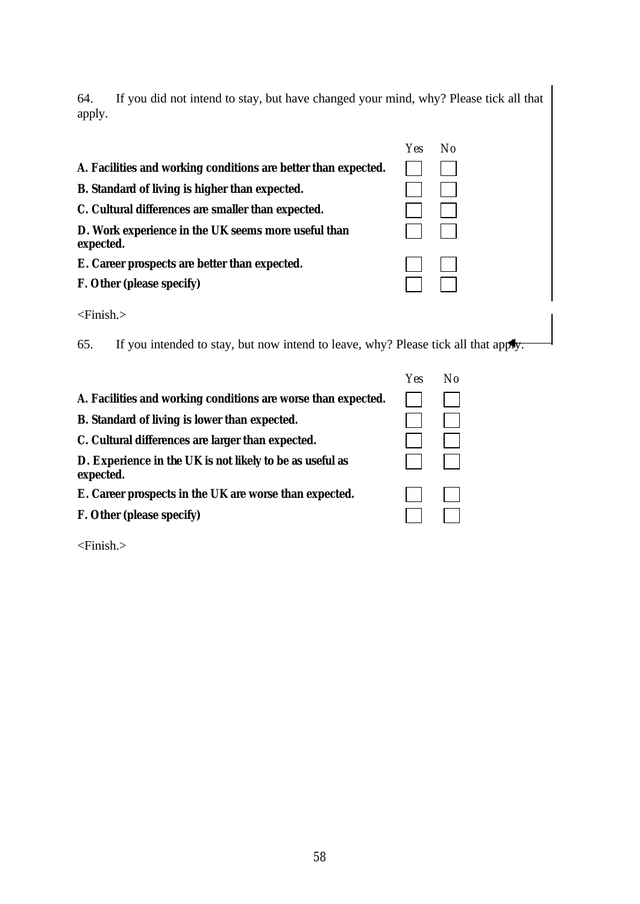64. If you did not intend to stay, but have changed your mind, why? Please tick all that apply.

| | Yes | No |
|---|---|---|
| **A. Facilities and working conditions are better than expected.** | ☐ | ☐ |
| **B. Standard of living is higher than expected.** | ☐ | ☐ |
| **C. Cultural differences are smaller than expected.** | ☐ | ☐ |
| **D. Work experience in the UK seems more useful than expected.** | ☐ | ☐ |
| **E. Career prospects are better than expected.** | ☐ | ☐ |
| **F. Other (please specify)** | ☐ | ☐ |

<Finish.>

65. If you intended to stay, but now intend to leave, why? Please tick all that apply.

| | Yes | No |
|---|---|---|
| **A. Facilities and working conditions are worse than expected.** | ☐ | ☐ |
| **B. Standard of living is lower than expected.** | ☐ | ☐ |
| **C. Cultural differences are larger than expected.** | ☐ | ☐ |
| **D. Experience in the UK is not likely to be as useful as expected.** | ☐ | ☐ |
| **E. Career prospects in the UK are worse than expected.** | ☐ | ☐ |
| **F. Other (please specify)** | ☐ | ☐ |

<Finish.>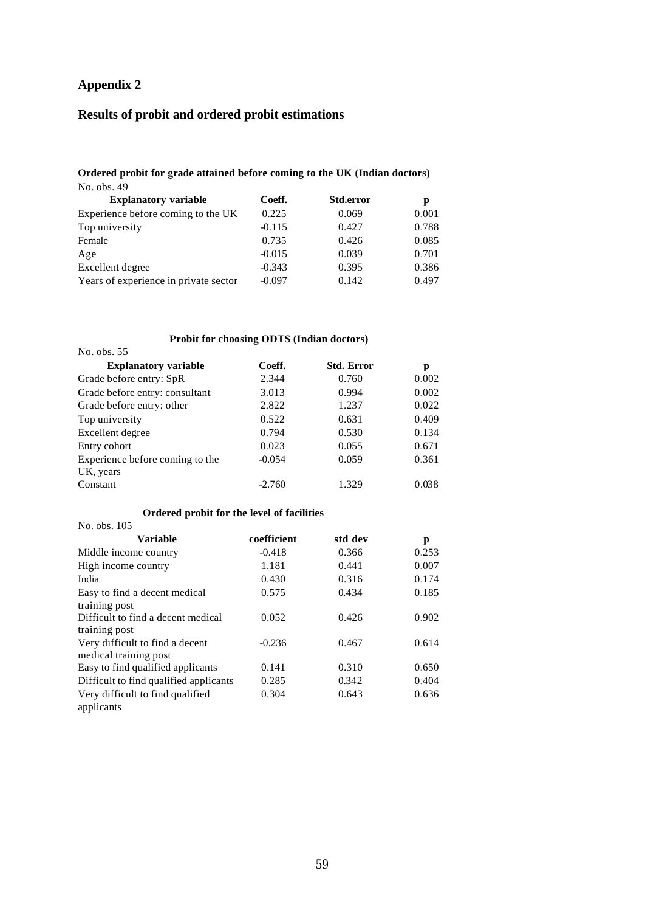## Appendix 2

## Results of probit and ordered probit estimations

**Ordered probit for grade attained before coming to the UK (Indian doctors)**

No. obs. 49

| Explanatory variable | Coeff. | Std.error | p |
|---|---|---|---|
| Experience before coming to the UK | 0.225 | 0.069 | 0.001 |
| Top university | -0.115 | 0.427 | 0.788 |
| Female | 0.735 | 0.426 | 0.085 |
| Age | -0.015 | 0.039 | 0.701 |
| Excellent degree | -0.343 | 0.395 | 0.386 |
| Years of experience in private sector | -0.097 | 0.142 | 0.497 |

**Probit for choosing ODTS (Indian doctors)**

No. obs. 55

| Explanatory variable | Coeff. | Std. Error | p |
|---|---|---|---|
| Grade before entry: SpR | 2.344 | 0.760 | 0.002 |
| Grade before entry: consultant | 3.013 | 0.994 | 0.002 |
| Grade before entry: other | 2.822 | 1.237 | 0.022 |
| Top university | 0.522 | 0.631 | 0.409 |
| Excellent degree | 0.794 | 0.530 | 0.134 |
| Entry cohort | 0.023 | 0.055 | 0.671 |
| Experience before coming to the UK, years | -0.054 | 0.059 | 0.361 |
| Constant | -2.760 | 1.329 | 0.038 |

**Ordered probit for the level of facilities**

No. obs. 105

| Variable | coefficient | std dev | p |
|---|---|---|---|
| Middle income country | -0.418 | 0.366 | 0.253 |
| High income country | 1.181 | 0.441 | 0.007 |
| India | 0.430 | 0.316 | 0.174 |
| Easy to find a decent medical training post | 0.575 | 0.434 | 0.185 |
| Difficult to find a decent medical training post | 0.052 | 0.426 | 0.902 |
| Very difficult to find a decent medical training post | -0.236 | 0.467 | 0.614 |
| Easy to find qualified applicants | 0.141 | 0.310 | 0.650 |
| Difficult to find qualified applicants | 0.285 | 0.342 | 0.404 |
| Very difficult to find qualified applicants | 0.304 | 0.643 | 0.636 |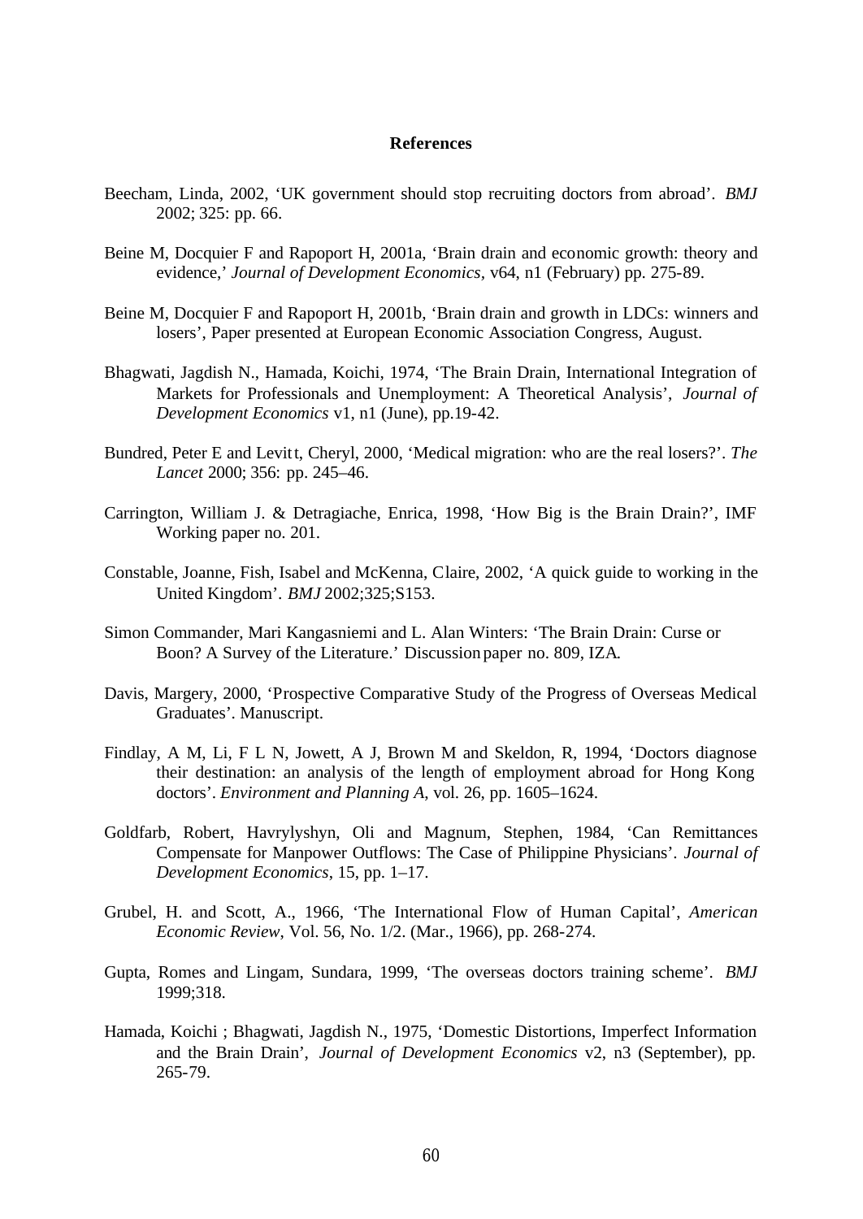**References**

Beecham, Linda, 2002, 'UK government should stop recruiting doctors from abroad'. *BMJ* 2002; 325: pp. 66.

Beine M, Docquier F and Rapoport H, 2001a, 'Brain drain and economic growth: theory and evidence,' *Journal of Development Economics*, v64, n1 (February) pp. 275-89.

Beine M, Docquier F and Rapoport H, 2001b, 'Brain drain and growth in LDCs: winners and losers', Paper presented at European Economic Association Congress, August.

Bhagwati, Jagdish N., Hamada, Koichi, 1974, 'The Brain Drain, International Integration of Markets for Professionals and Unemployment: A Theoretical Analysis', *Journal of Development Economics* v1, n1 (June), pp.19-42.

Bundred, Peter E and Levitt, Cheryl, 2000, 'Medical migration: who are the real losers?'. *The Lancet* 2000; 356: pp. 245–46.

Carrington, William J. & Detragiache, Enrica, 1998, 'How Big is the Brain Drain?', IMF Working paper no. 201.

Constable, Joanne, Fish, Isabel and McKenna, Claire, 2002, 'A quick guide to working in the United Kingdom'. *BMJ* 2002;325;S153.

Simon Commander, Mari Kangasniemi and L. Alan Winters: 'The Brain Drain: Curse or Boon? A Survey of the Literature.' Discussion paper no. 809, IZA.

Davis, Margery, 2000, 'Prospective Comparative Study of the Progress of Overseas Medical Graduates'. Manuscript.

Findlay, A M, Li, F L N, Jowett, A J, Brown M and Skeldon, R, 1994, 'Doctors diagnose their destination: an analysis of the length of employment abroad for Hong Kong doctors'. *Environment and Planning A*, vol. 26, pp. 1605–1624.

Goldfarb, Robert, Havrylyshyn, Oli and Magnum, Stephen, 1984, 'Can Remittances Compensate for Manpower Outflows: The Case of Philippine Physicians'. *Journal of Development Economics*, 15, pp. 1–17.

Grubel, H. and Scott, A., 1966, 'The International Flow of Human Capital', *American Economic Review*, Vol. 56, No. 1/2. (Mar., 1966), pp. 268-274.

Gupta, Romes and Lingam, Sundara, 1999, 'The overseas doctors training scheme'. *BMJ* 1999;318.

Hamada, Koichi ; Bhagwati, Jagdish N., 1975, 'Domestic Distortions, Imperfect Information and the Brain Drain', *Journal of Development Economics* v2, n3 (September), pp. 265-79.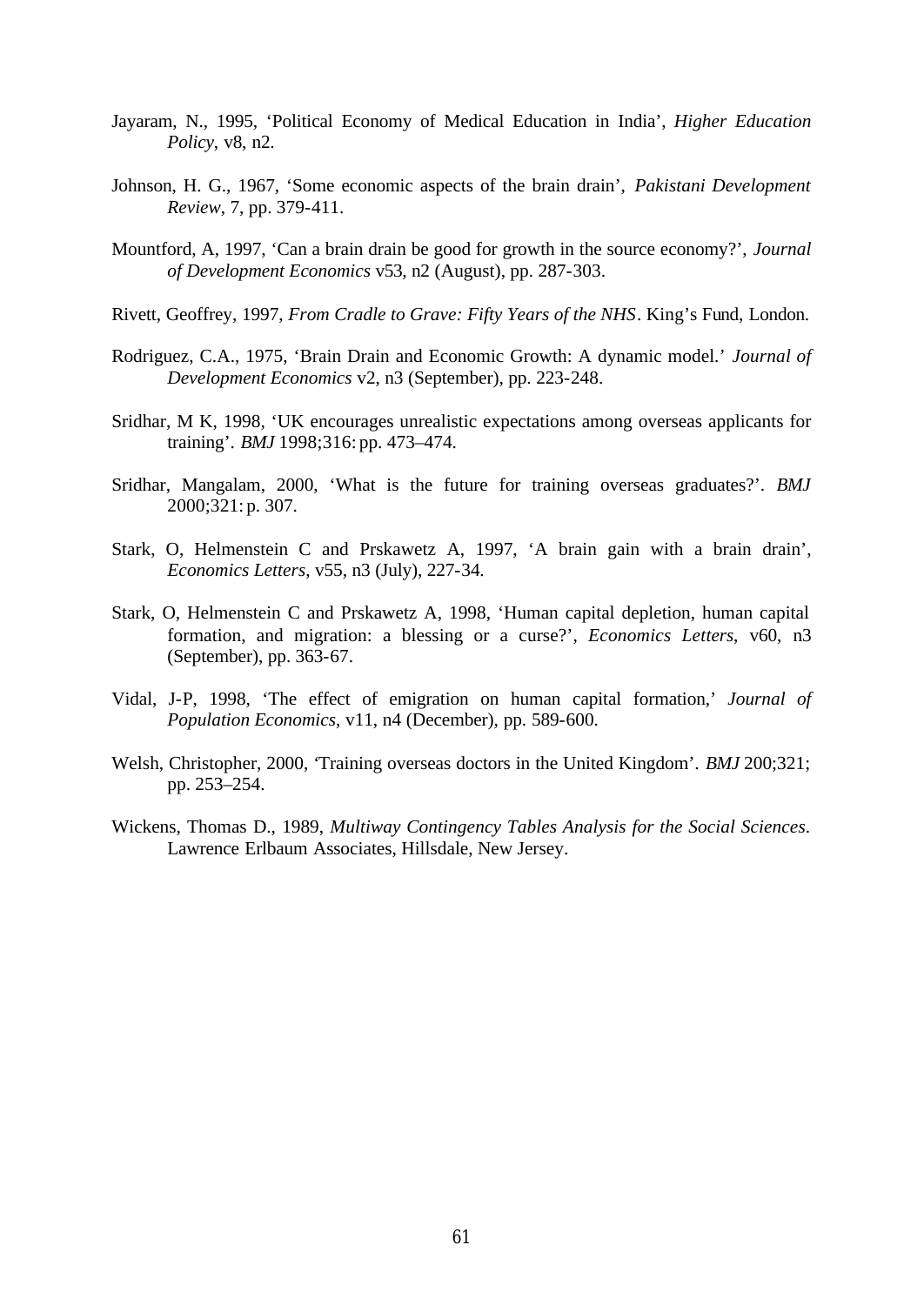Jayaram, N., 1995, 'Political Economy of Medical Education in India', *Higher Education Policy*, v8, n2.

Johnson, H. G., 1967, 'Some economic aspects of the brain drain', *Pakistani Development Review*, 7, pp. 379-411.

Mountford, A, 1997, 'Can a brain drain be good for growth in the source economy?', *Journal of Development Economics* v53, n2 (August), pp. 287-303.

Rivett, Geoffrey, 1997, *From Cradle to Grave: Fifty Years of the NHS*. King's Fund, London.

Rodriguez, C.A., 1975, 'Brain Drain and Economic Growth: A dynamic model.' *Journal of Development Economics* v2, n3 (September), pp. 223-248.

Sridhar, M K, 1998, 'UK encourages unrealistic expectations among overseas applicants for training'. *BMJ* 1998;316: pp. 473–474.

Sridhar, Mangalam, 2000, 'What is the future for training overseas graduates?'. *BMJ* 2000;321: p. 307.

Stark, O, Helmenstein C and Prskawetz A, 1997, 'A brain gain with a brain drain', *Economics Letters*, v55, n3 (July), 227-34.

Stark, O, Helmenstein C and Prskawetz A, 1998, 'Human capital depletion, human capital formation, and migration: a blessing or a curse?', *Economics Letters*, v60, n3 (September), pp. 363-67.

Vidal, J-P, 1998, 'The effect of emigration on human capital formation,' *Journal of Population Economics*, v11, n4 (December), pp. 589-600.

Welsh, Christopher, 2000, 'Training overseas doctors in the United Kingdom'. *BMJ* 200;321; pp. 253–254.

Wickens, Thomas D., 1989, *Multiway Contingency Tables Analysis for the Social Sciences*. Lawrence Erlbaum Associates, Hillsdale, New Jersey.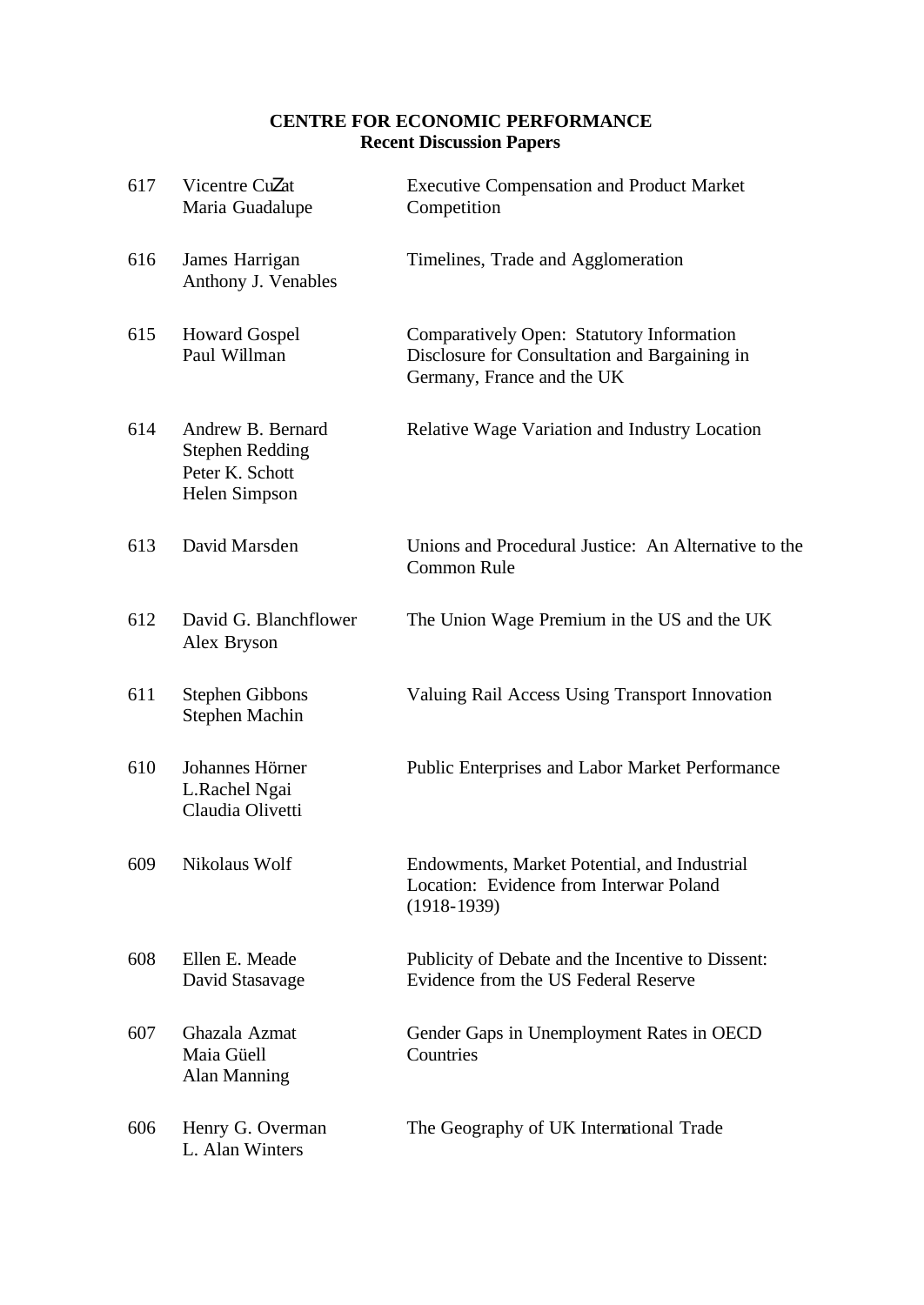**CENTRE FOR ECONOMIC PERFORMANCE**
**Recent Discussion Papers**

| | | |
|---|---|---|
| 617 | Vicentre CuŽat<br>Maria Guadalupe | Executive Compensation and Product Market Competition |
| 616 | James Harrigan<br>Anthony J. Venables | Timelines, Trade and Agglomeration |
| 615 | Howard Gospel<br>Paul Willman | Comparatively Open: Statutory Information Disclosure for Consultation and Bargaining in Germany, France and the UK |
| 614 | Andrew B. Bernard<br>Stephen Redding<br>Peter K. Schott<br>Helen Simpson | Relative Wage Variation and Industry Location |
| 613 | David Marsden | Unions and Procedural Justice: An Alternative to the Common Rule |
| 612 | David G. Blanchflower<br>Alex Bryson | The Union Wage Premium in the US and the UK |
| 611 | Stephen Gibbons<br>Stephen Machin | Valuing Rail Access Using Transport Innovation |
| 610 | Johannes Hörner<br>L.Rachel Ngai<br>Claudia Olivetti | Public Enterprises and Labor Market Performance |
| 609 | Nikolaus Wolf | Endowments, Market Potential, and Industrial Location: Evidence from Interwar Poland (1918-1939) |
| 608 | Ellen E. Meade<br>David Stasavage | Publicity of Debate and the Incentive to Dissent: Evidence from the US Federal Reserve |
| 607 | Ghazala Azmat<br>Maia Güell<br>Alan Manning | Gender Gaps in Unemployment Rates in OECD Countries |
| 606 | Henry G. Overman<br>L. Alan Winters | The Geography of UK International Trade |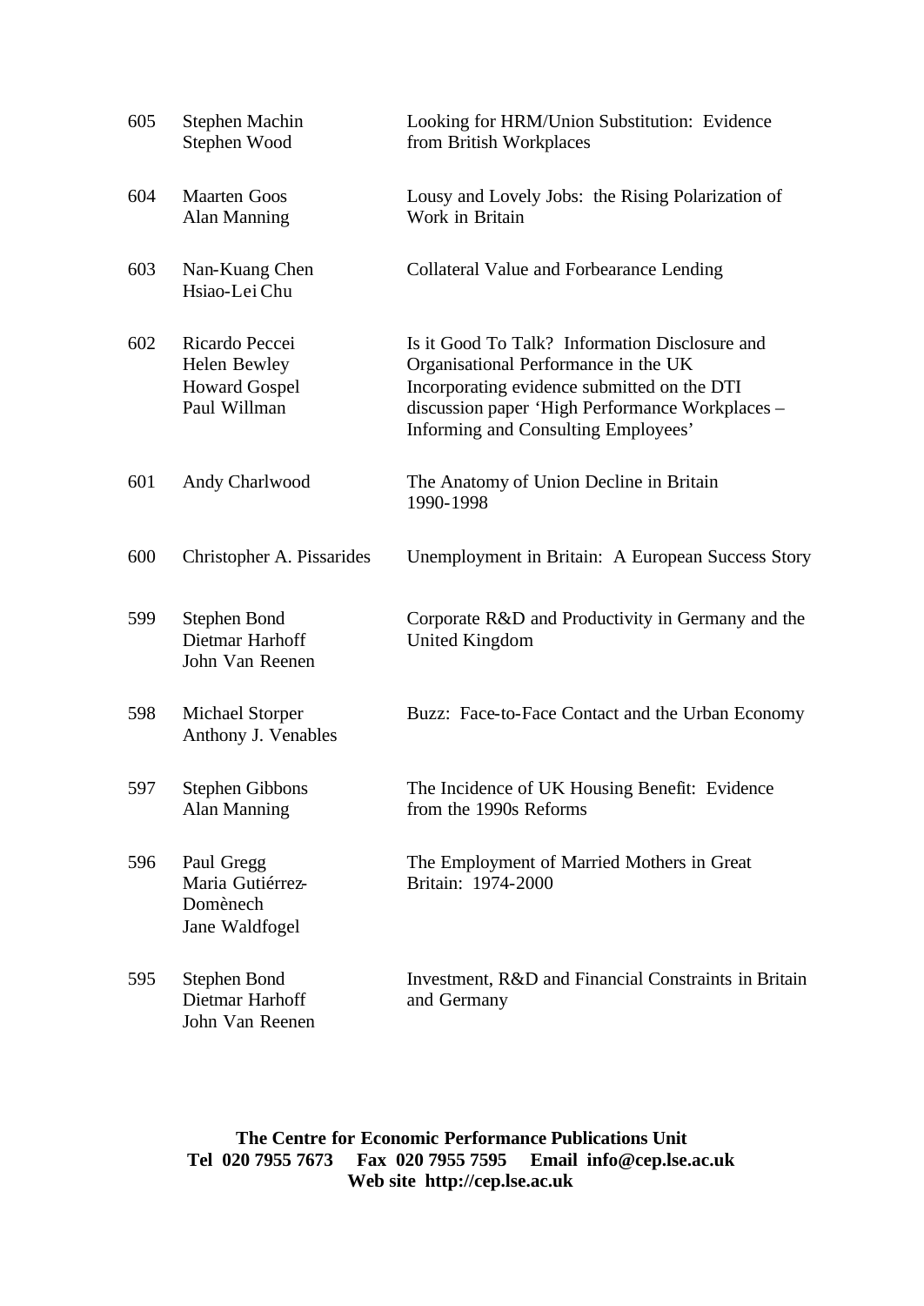| | | |
|---|---|---|
| 605 | Stephen Machin<br>Stephen Wood | Looking for HRM/Union Substitution: Evidence from British Workplaces |
| 604 | Maarten Goos<br>Alan Manning | Lousy and Lovely Jobs: the Rising Polarization of Work in Britain |
| 603 | Nan-Kuang Chen<br>Hsiao-Lei Chu | Collateral Value and Forbearance Lending |
| 602 | Ricardo Peccei<br>Helen Bewley<br>Howard Gospel<br>Paul Willman | Is it Good To Talk? Information Disclosure and Organisational Performance in the UK<br>Incorporating evidence submitted on the DTI discussion paper 'High Performance Workplaces – Informing and Consulting Employees' |
| 601 | Andy Charlwood | The Anatomy of Union Decline in Britain 1990-1998 |
| 600 | Christopher A. Pissarides | Unemployment in Britain: A European Success Story |
| 599 | Stephen Bond<br>Dietmar Harhoff<br>John Van Reenen | Corporate R&D and Productivity in Germany and the United Kingdom |
| 598 | Michael Storper<br>Anthony J. Venables | Buzz: Face-to-Face Contact and the Urban Economy |
| 597 | Stephen Gibbons<br>Alan Manning | The Incidence of UK Housing Benefit: Evidence from the 1990s Reforms |
| 596 | Paul Gregg<br>Maria Gutiérrez-Domènech<br>Jane Waldfogel | The Employment of Married Mothers in Great Britain: 1974-2000 |
| 595 | Stephen Bond<br>Dietmar Harhoff<br>John Van Reenen | Investment, R&D and Financial Constraints in Britain and Germany |

**The Centre for Economic Performance Publications Unit**
**Tel 020 7955 7673 Fax 020 7955 7595 Email info@cep.lse.ac.uk**
**Web site http://cep.lse.ac.uk**